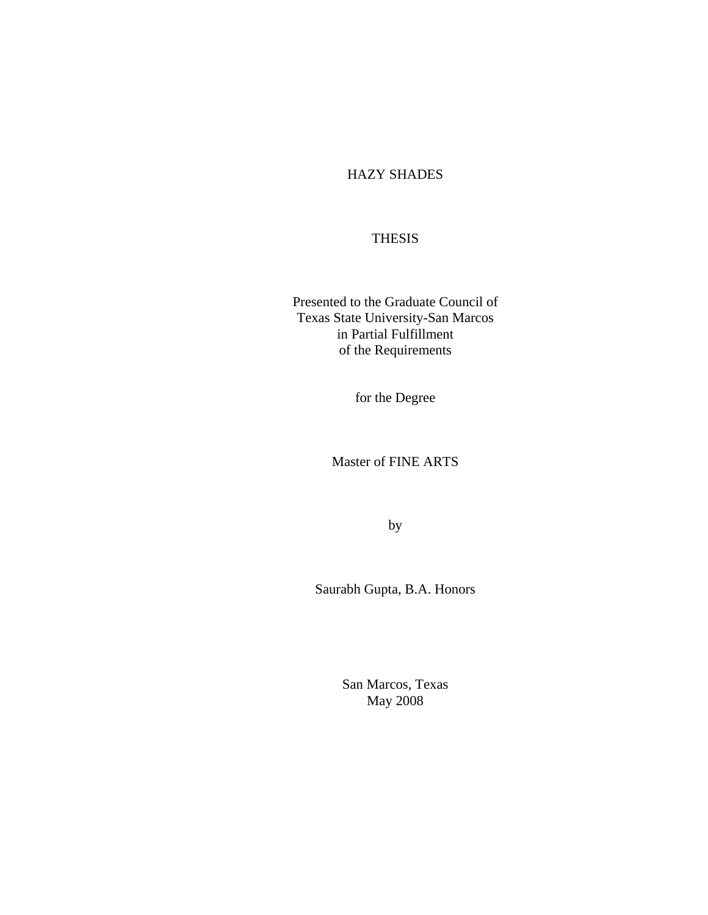# HAZY SHADES

THESIS

Presented to the Graduate Council of
Texas State University-San Marcos
in Partial Fulfillment
of the Requirements

for the Degree

Master of FINE ARTS

by

Saurabh Gupta, B.A. Honors

San Marcos, Texas
May 2008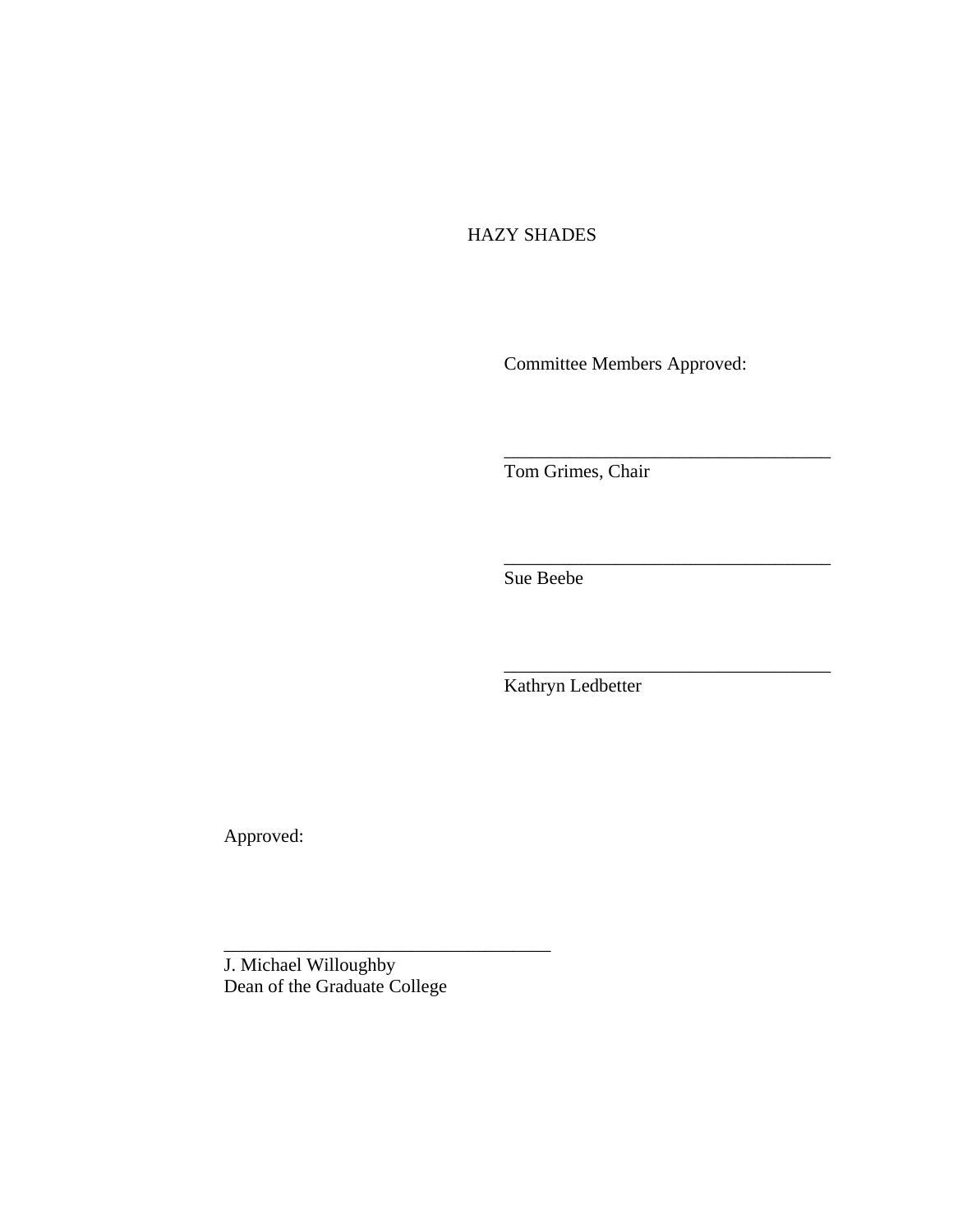HAZY SHADES

Committee Members Approved:

\_\_\_\_\_\_\_\_\_\_\_\_\_\_\_\_\_\_\_\_\_\_\_\_\_\_\_\_\_\_\_\_\_\_\_

Tom Grimes, Chair

\_\_\_\_\_\_\_\_\_\_\_\_\_\_\_\_\_\_\_\_\_\_\_\_\_\_\_\_\_\_\_\_\_\_\_

Sue Beebe

\_\_\_\_\_\_\_\_\_\_\_\_\_\_\_\_\_\_\_\_\_\_\_\_\_\_\_\_\_\_\_\_\_\_\_

Kathryn Ledbetter

Approved:

\_\_\_\_\_\_\_\_\_\_\_\_\_\_\_\_\_\_\_\_\_\_\_\_\_\_\_\_\_\_\_\_\_\_\_

J. Michael Willoughby
Dean of the Graduate College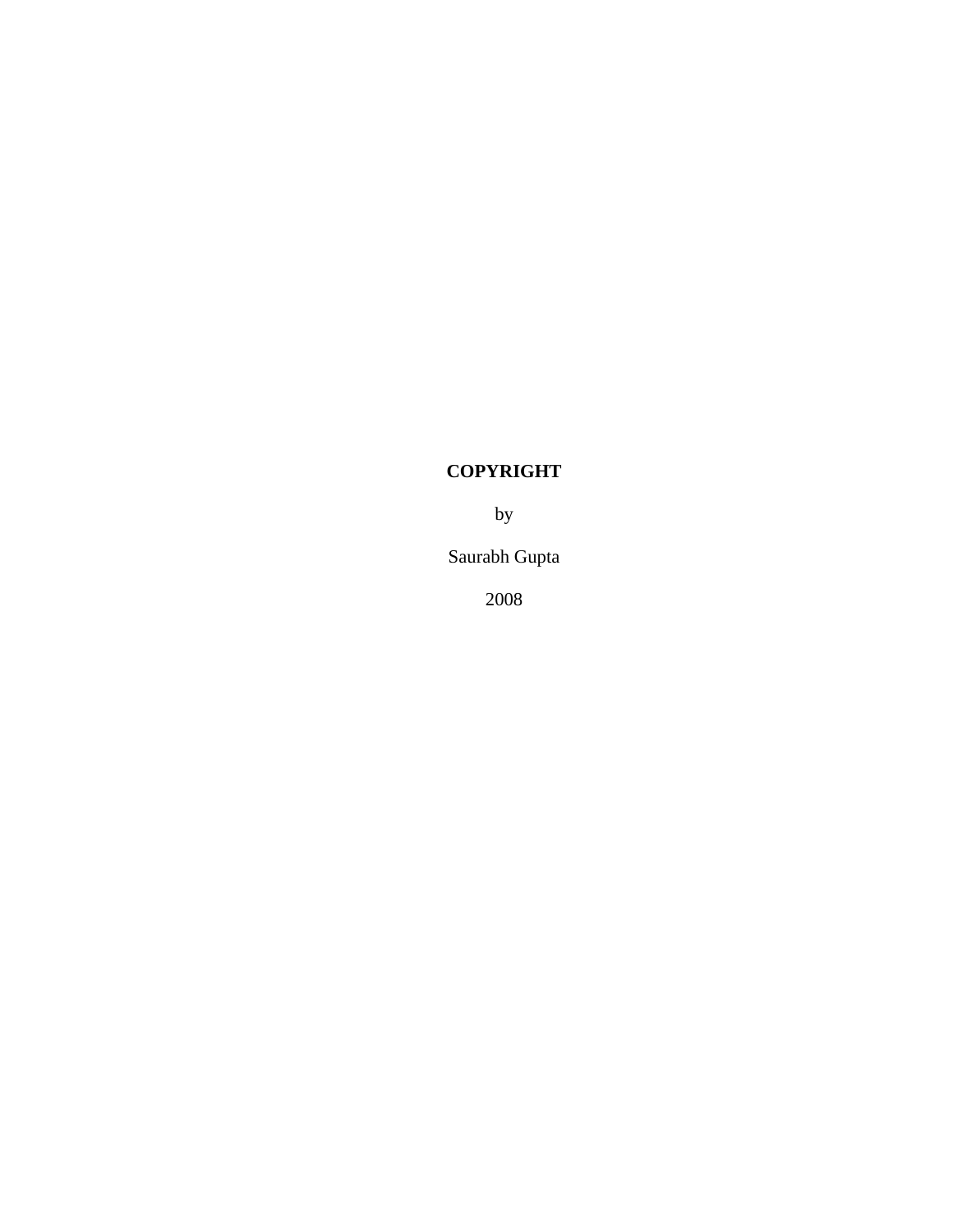**COPYRIGHT**

by

Saurabh Gupta

2008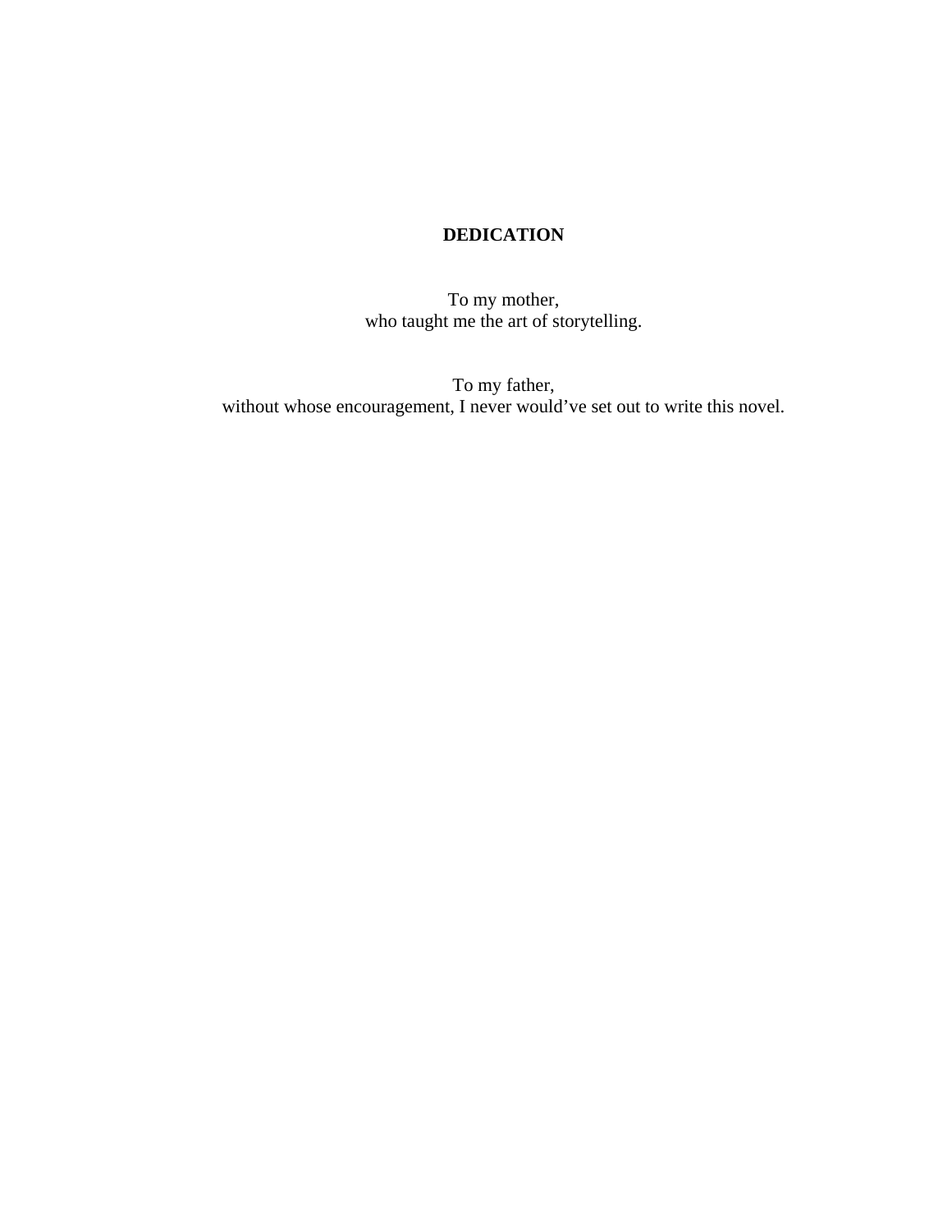# DEDICATION

To my mother,
who taught me the art of storytelling.

To my father,
without whose encouragement, I never would've set out to write this novel.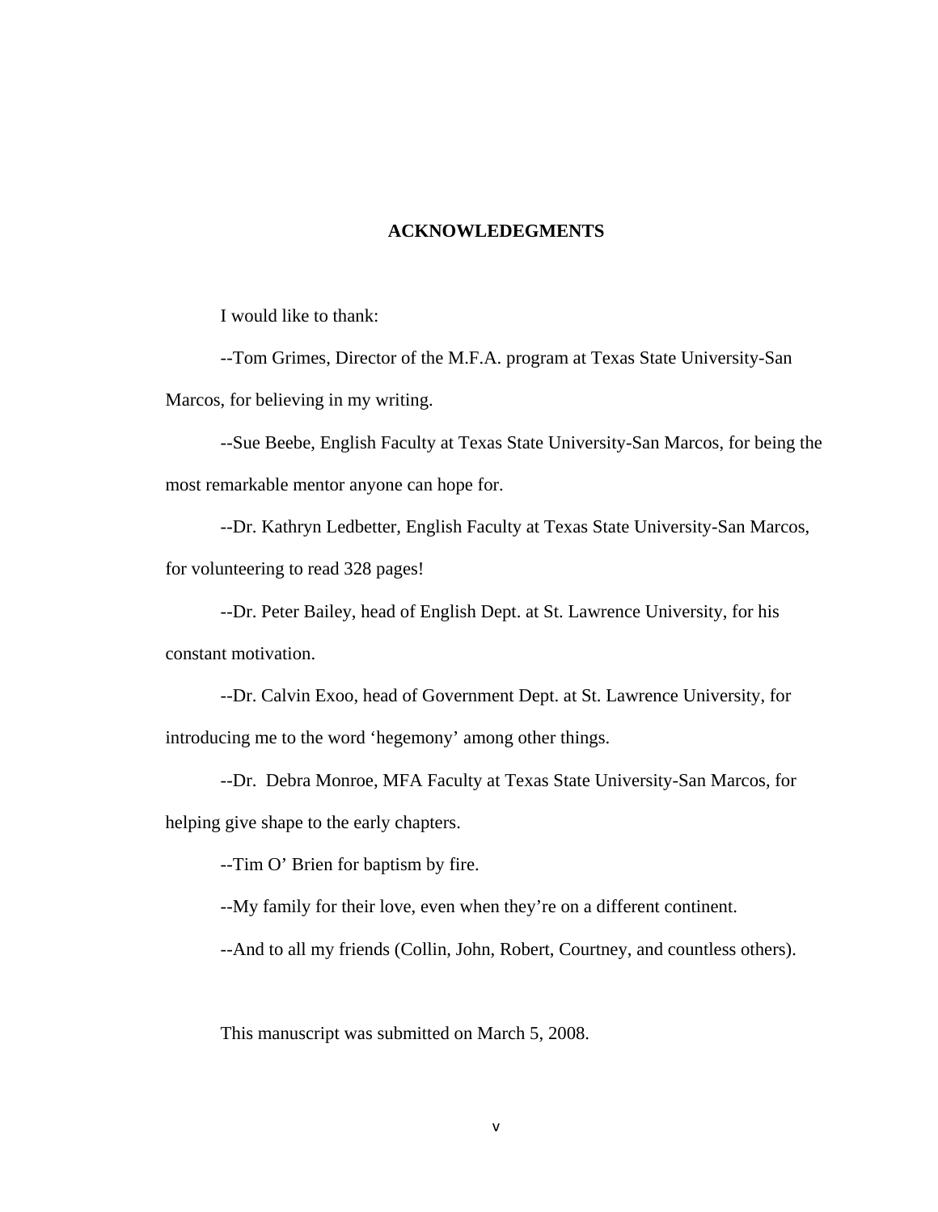## ACKNOWLEDEGMENTS

I would like to thank:

--Tom Grimes, Director of the M.F.A. program at Texas State University-San Marcos, for believing in my writing.

--Sue Beebe, English Faculty at Texas State University-San Marcos, for being the most remarkable mentor anyone can hope for.

--Dr. Kathryn Ledbetter, English Faculty at Texas State University-San Marcos, for volunteering to read 328 pages!

--Dr. Peter Bailey, head of English Dept. at St. Lawrence University, for his constant motivation.

--Dr. Calvin Exoo, head of Government Dept. at St. Lawrence University, for introducing me to the word 'hegemony' among other things.

--Dr. Debra Monroe, MFA Faculty at Texas State University-San Marcos, for helping give shape to the early chapters.

--Tim O' Brien for baptism by fire.

--My family for their love, even when they're on a different continent.

--And to all my friends (Collin, John, Robert, Courtney, and countless others).

This manuscript was submitted on March 5, 2008.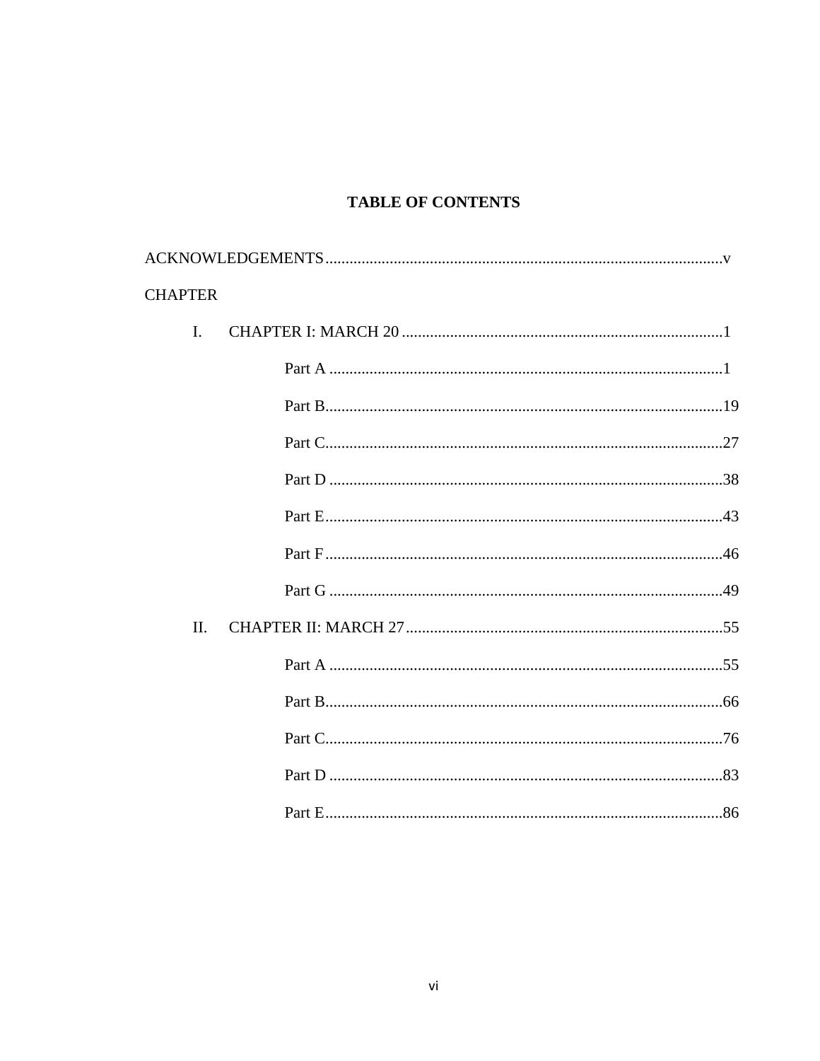# TABLE OF CONTENTS

ACKNOWLEDGEMENTS .................................................................................................v

CHAPTER

I. CHAPTER I: MARCH 20 ...............................................................................1

- Part A .................................................................................................1
- Part B.................................................................................................19
- Part C.................................................................................................27
- Part D .................................................................................................38
- Part E.................................................................................................43
- Part F .................................................................................................46
- Part G .................................................................................................49

II. CHAPTER II: MARCH 27 ...............................................................................55

- Part A .................................................................................................55
- Part B.................................................................................................66
- Part C.................................................................................................76
- Part D .................................................................................................83
- Part E.................................................................................................86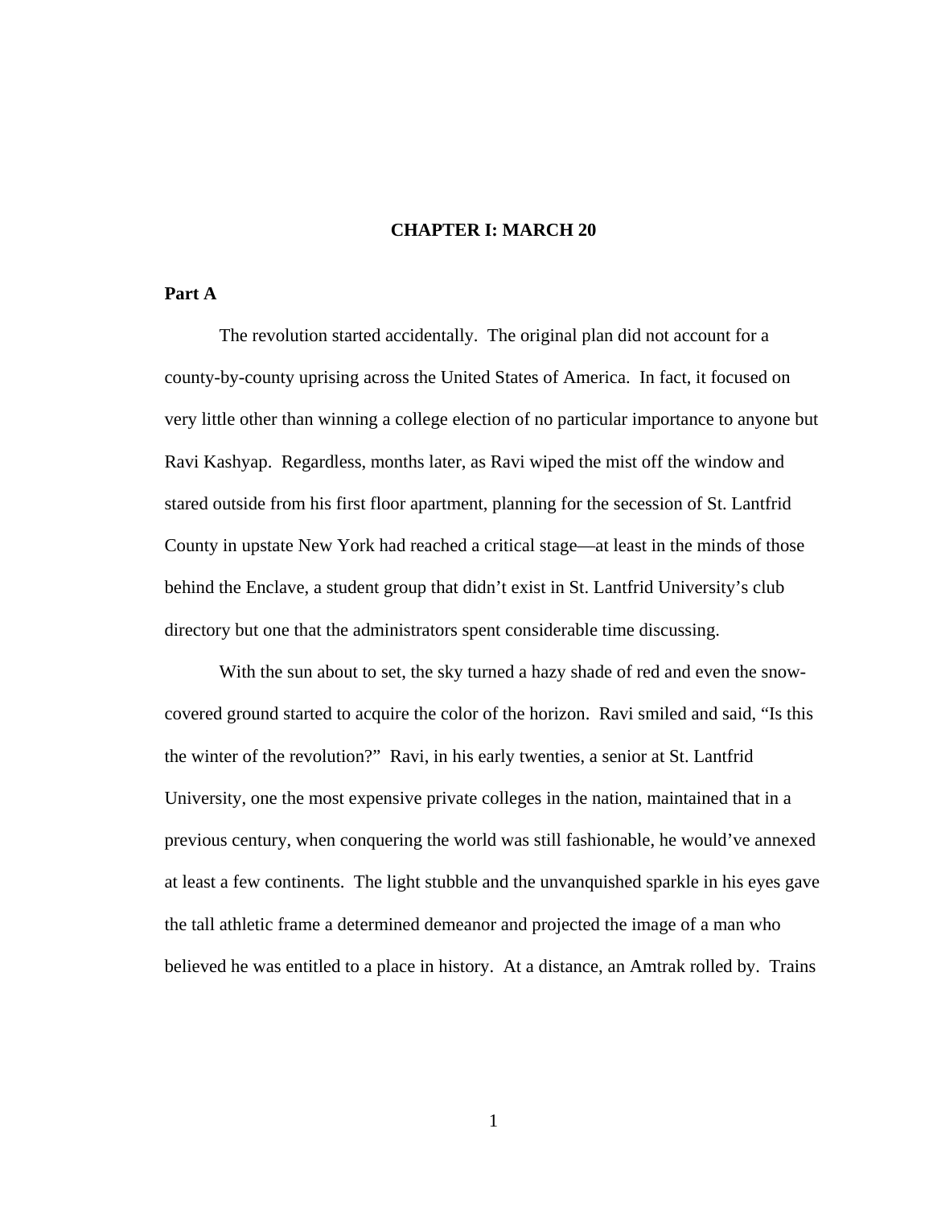# CHAPTER I: MARCH 20

## Part A

The revolution started accidentally. The original plan did not account for a county-by-county uprising across the United States of America. In fact, it focused on very little other than winning a college election of no particular importance to anyone but Ravi Kashyap. Regardless, months later, as Ravi wiped the mist off the window and stared outside from his first floor apartment, planning for the secession of St. Lantfrid County in upstate New York had reached a critical stage—at least in the minds of those behind the Enclave, a student group that didn't exist in St. Lantfrid University's club directory but one that the administrators spent considerable time discussing.

With the sun about to set, the sky turned a hazy shade of red and even the snow-covered ground started to acquire the color of the horizon. Ravi smiled and said, "Is this the winter of the revolution?" Ravi, in his early twenties, a senior at St. Lantfrid University, one the most expensive private colleges in the nation, maintained that in a previous century, when conquering the world was still fashionable, he would've annexed at least a few continents. The light stubble and the unvanquished sparkle in his eyes gave the tall athletic frame a determined demeanor and projected the image of a man who believed he was entitled to a place in history. At a distance, an Amtrak rolled by. Trains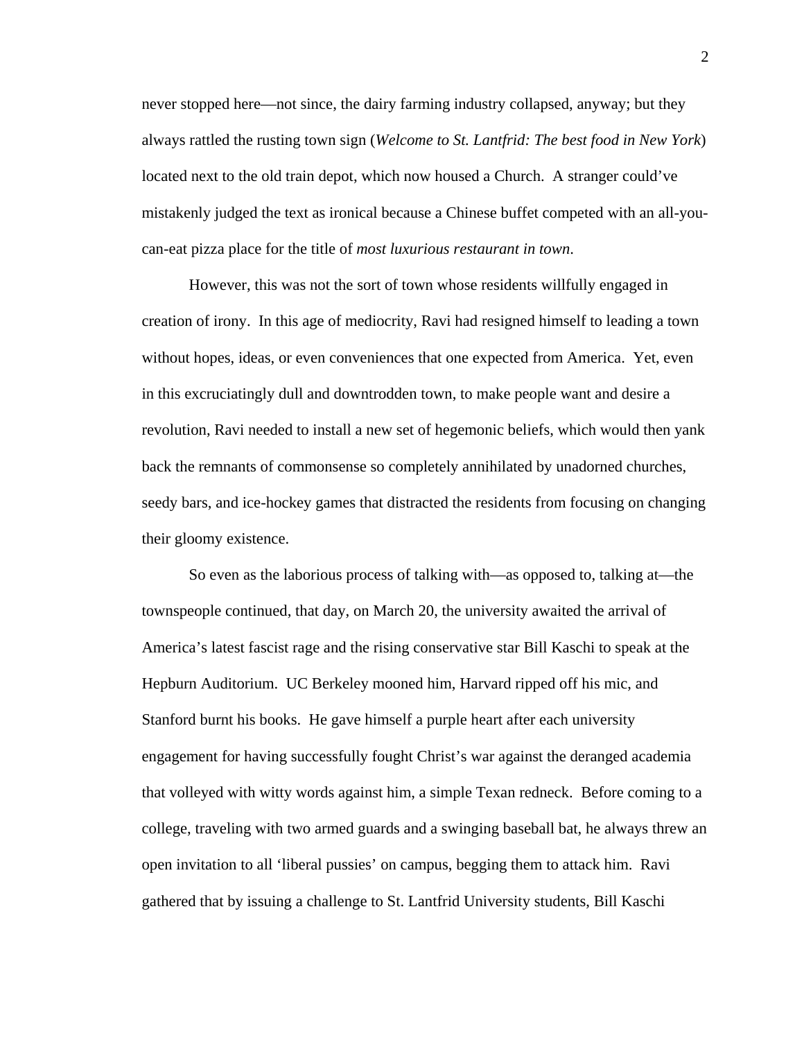never stopped here—not since, the dairy farming industry collapsed, anyway; but they always rattled the rusting town sign (*Welcome to St. Lantfrid: The best food in New York*) located next to the old train depot, which now housed a Church. A stranger could've mistakenly judged the text as ironical because a Chinese buffet competed with an all-you-can-eat pizza place for the title of *most luxurious restaurant in town*.

However, this was not the sort of town whose residents willfully engaged in creation of irony. In this age of mediocrity, Ravi had resigned himself to leading a town without hopes, ideas, or even conveniences that one expected from America. Yet, even in this excruciatingly dull and downtrodden town, to make people want and desire a revolution, Ravi needed to install a new set of hegemonic beliefs, which would then yank back the remnants of commonsense so completely annihilated by unadorned churches, seedy bars, and ice-hockey games that distracted the residents from focusing on changing their gloomy existence.

So even as the laborious process of talking with—as opposed to, talking at—the townspeople continued, that day, on March 20, the university awaited the arrival of America's latest fascist rage and the rising conservative star Bill Kaschi to speak at the Hepburn Auditorium. UC Berkeley mooned him, Harvard ripped off his mic, and Stanford burnt his books. He gave himself a purple heart after each university engagement for having successfully fought Christ's war against the deranged academia that volleyed with witty words against him, a simple Texan redneck. Before coming to a college, traveling with two armed guards and a swinging baseball bat, he always threw an open invitation to all 'liberal pussies' on campus, begging them to attack him. Ravi gathered that by issuing a challenge to St. Lantfrid University students, Bill Kaschi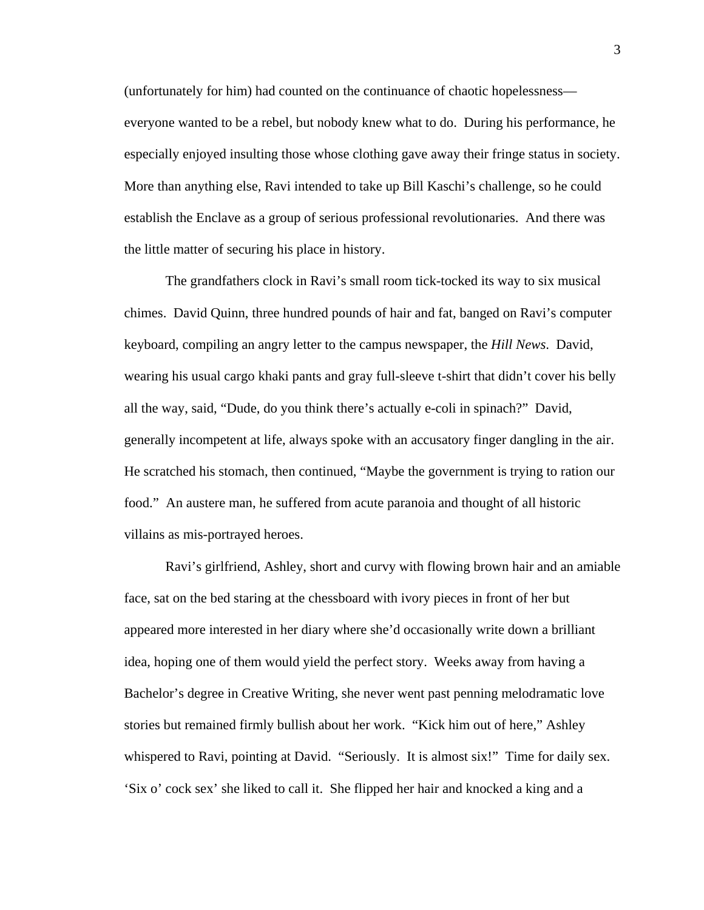(unfortunately for him) had counted on the continuance of chaotic hopelessness—everyone wanted to be a rebel, but nobody knew what to do.  During his performance, he especially enjoyed insulting those whose clothing gave away their fringe status in society. More than anything else, Ravi intended to take up Bill Kaschi's challenge, so he could establish the Enclave as a group of serious professional revolutionaries.  And there was the little matter of securing his place in history.

The grandfathers clock in Ravi's small room tick-tocked its way to six musical chimes.  David Quinn, three hundred pounds of hair and fat, banged on Ravi's computer keyboard, compiling an angry letter to the campus newspaper, the *Hill News*.  David, wearing his usual cargo khaki pants and gray full-sleeve t-shirt that didn't cover his belly all the way, said, "Dude, do you think there's actually e-coli in spinach?"  David, generally incompetent at life, always spoke with an accusatory finger dangling in the air. He scratched his stomach, then continued, "Maybe the government is trying to ration our food."  An austere man, he suffered from acute paranoia and thought of all historic villains as mis-portrayed heroes.

Ravi's girlfriend, Ashley, short and curvy with flowing brown hair and an amiable face, sat on the bed staring at the chessboard with ivory pieces in front of her but appeared more interested in her diary where she'd occasionally write down a brilliant idea, hoping one of them would yield the perfect story.  Weeks away from having a Bachelor's degree in Creative Writing, she never went past penning melodramatic love stories but remained firmly bullish about her work.  "Kick him out of here," Ashley whispered to Ravi, pointing at David.  "Seriously.  It is almost six!"  Time for daily sex. 'Six o' cock sex' she liked to call it.  She flipped her hair and knocked a king and a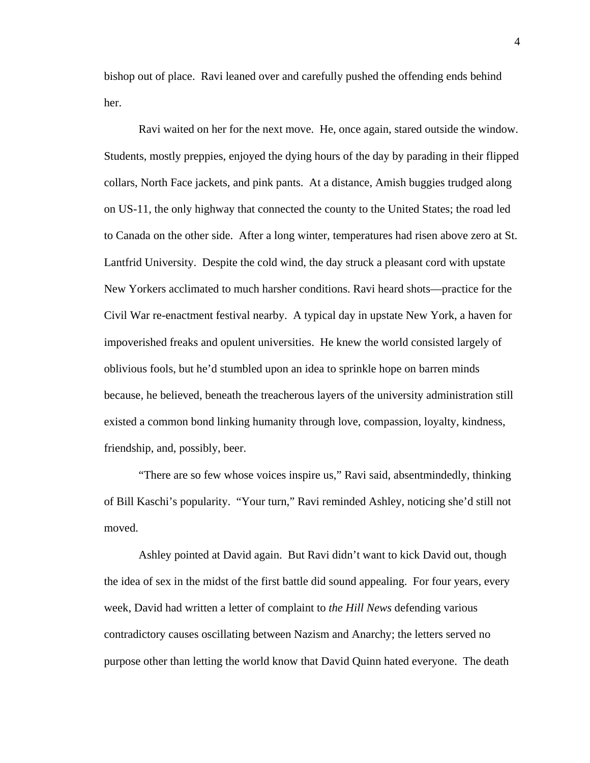bishop out of place.  Ravi leaned over and carefully pushed the offending ends behind her.

Ravi waited on her for the next move.  He, once again, stared outside the window. Students, mostly preppies, enjoyed the dying hours of the day by parading in their flipped collars, North Face jackets, and pink pants.  At a distance, Amish buggies trudged along on US-11, the only highway that connected the county to the United States; the road led to Canada on the other side.  After a long winter, temperatures had risen above zero at St. Lantfrid University.  Despite the cold wind, the day struck a pleasant cord with upstate New Yorkers acclimated to much harsher conditions. Ravi heard shots—practice for the Civil War re-enactment festival nearby.  A typical day in upstate New York, a haven for impoverished freaks and opulent universities.  He knew the world consisted largely of oblivious fools, but he'd stumbled upon an idea to sprinkle hope on barren minds because, he believed, beneath the treacherous layers of the university administration still existed a common bond linking humanity through love, compassion, loyalty, kindness, friendship, and, possibly, beer.

"There are so few whose voices inspire us," Ravi said, absentmindedly, thinking of Bill Kaschi's popularity.  "Your turn," Ravi reminded Ashley, noticing she'd still not moved.

Ashley pointed at David again.  But Ravi didn't want to kick David out, though the idea of sex in the midst of the first battle did sound appealing.  For four years, every week, David had written a letter of complaint to *the Hill News* defending various contradictory causes oscillating between Nazism and Anarchy; the letters served no purpose other than letting the world know that David Quinn hated everyone.  The death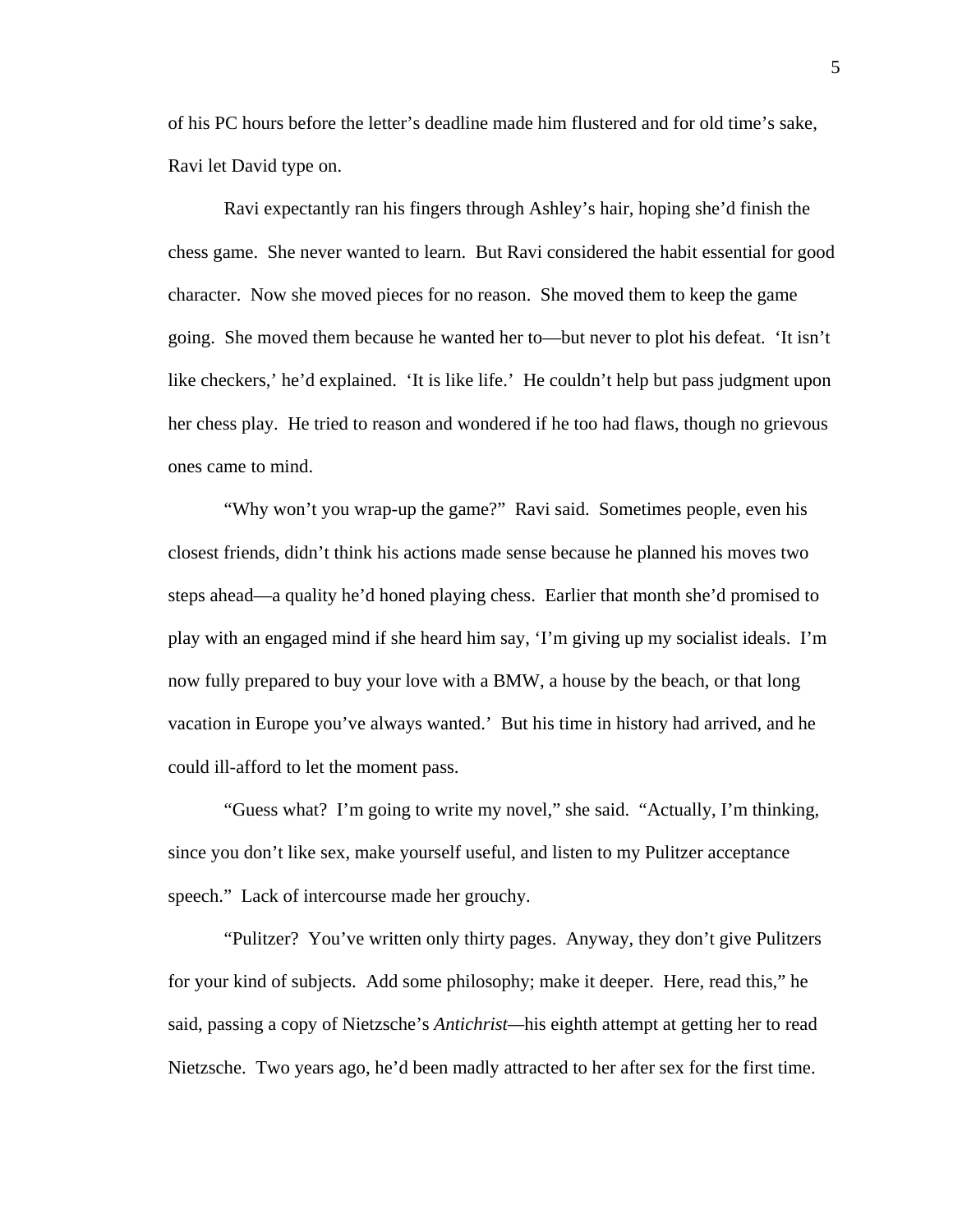of his PC hours before the letter's deadline made him flustered and for old time's sake, Ravi let David type on.

Ravi expectantly ran his fingers through Ashley's hair, hoping she'd finish the chess game. She never wanted to learn. But Ravi considered the habit essential for good character. Now she moved pieces for no reason. She moved them to keep the game going. She moved them because he wanted her to—but never to plot his defeat. 'It isn't like checkers,' he'd explained. 'It is like life.' He couldn't help but pass judgment upon her chess play. He tried to reason and wondered if he too had flaws, though no grievous ones came to mind.

"Why won't you wrap-up the game?" Ravi said. Sometimes people, even his closest friends, didn't think his actions made sense because he planned his moves two steps ahead—a quality he'd honed playing chess. Earlier that month she'd promised to play with an engaged mind if she heard him say, 'I'm giving up my socialist ideals. I'm now fully prepared to buy your love with a BMW, a house by the beach, or that long vacation in Europe you've always wanted.' But his time in history had arrived, and he could ill-afford to let the moment pass.

"Guess what? I'm going to write my novel," she said. "Actually, I'm thinking, since you don't like sex, make yourself useful, and listen to my Pulitzer acceptance speech." Lack of intercourse made her grouchy.

"Pulitzer? You've written only thirty pages. Anyway, they don't give Pulitzers for your kind of subjects. Add some philosophy; make it deeper. Here, read this," he said, passing a copy of Nietzsche's *Antichrist*—his eighth attempt at getting her to read Nietzsche. Two years ago, he'd been madly attracted to her after sex for the first time.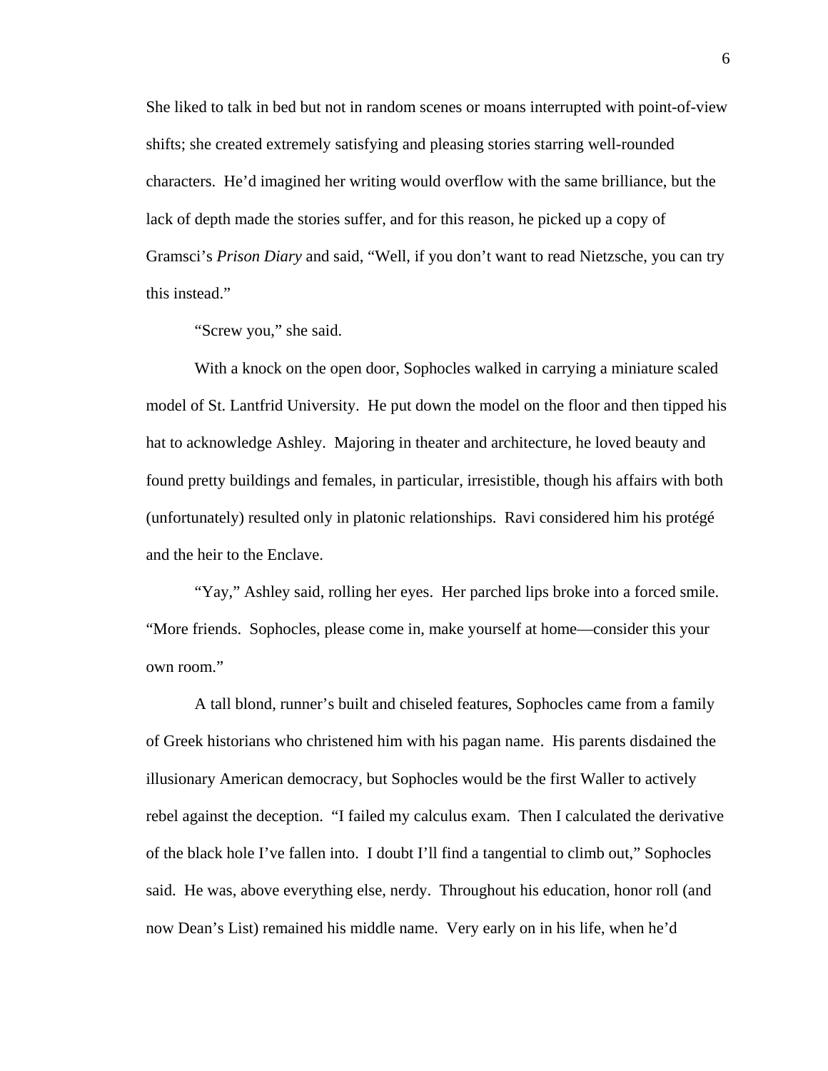She liked to talk in bed but not in random scenes or moans interrupted with point-of-view shifts; she created extremely satisfying and pleasing stories starring well-rounded characters. He'd imagined her writing would overflow with the same brilliance, but the lack of depth made the stories suffer, and for this reason, he picked up a copy of Gramsci's *Prison Diary* and said, "Well, if you don't want to read Nietzsche, you can try this instead."

"Screw you," she said.

With a knock on the open door, Sophocles walked in carrying a miniature scaled model of St. Lantfrid University. He put down the model on the floor and then tipped his hat to acknowledge Ashley. Majoring in theater and architecture, he loved beauty and found pretty buildings and females, in particular, irresistible, though his affairs with both (unfortunately) resulted only in platonic relationships. Ravi considered him his protégé and the heir to the Enclave.

"Yay," Ashley said, rolling her eyes. Her parched lips broke into a forced smile. "More friends. Sophocles, please come in, make yourself at home—consider this your own room."

A tall blond, runner's built and chiseled features, Sophocles came from a family of Greek historians who christened him with his pagan name. His parents disdained the illusionary American democracy, but Sophocles would be the first Waller to actively rebel against the deception. "I failed my calculus exam. Then I calculated the derivative of the black hole I've fallen into. I doubt I'll find a tangential to climb out," Sophocles said. He was, above everything else, nerdy. Throughout his education, honor roll (and now Dean's List) remained his middle name. Very early on in his life, when he'd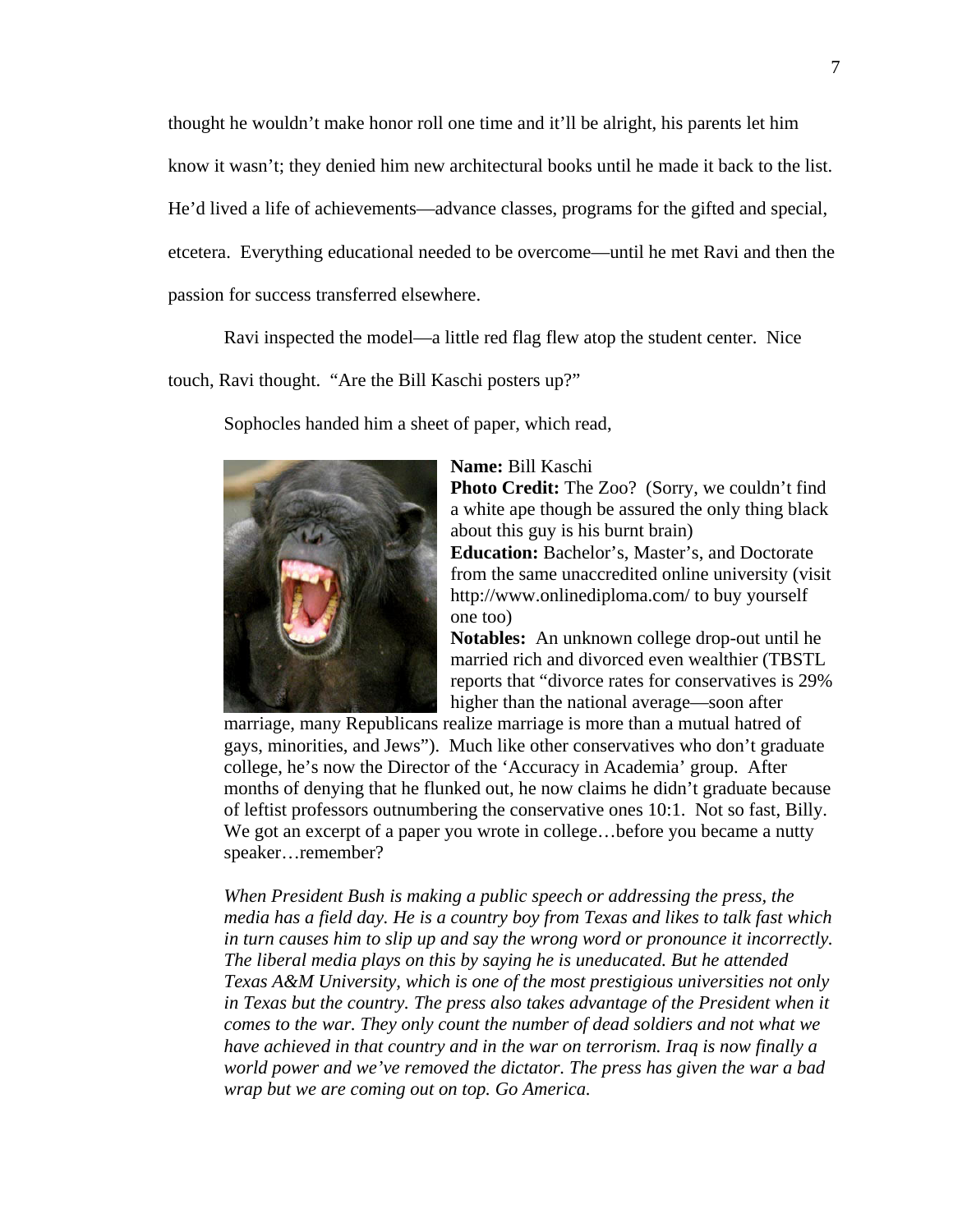thought he wouldn't make honor roll one time and it'll be alright, his parents let him know it wasn't; they denied him new architectural books until he made it back to the list. He'd lived a life of achievements—advance classes, programs for the gifted and special, etcetera. Everything educational needed to be overcome—until he met Ravi and then the passion for success transferred elsewhere.

Ravi inspected the model—a little red flag flew atop the student center. Nice touch, Ravi thought. "Are the Bill Kaschi posters up?"

Sophocles handed him a sheet of paper, which read,

**Name:** Bill Kaschi
**Photo Credit:** The Zoo? (Sorry, we couldn't find a white ape though be assured the only thing black about this guy is his burnt brain)
**Education:** Bachelor's, Master's, and Doctorate from the same unaccredited online university (visit http://www.onlinediploma.com/ to buy yourself one too)
**Notables:** An unknown college drop-out until he married rich and divorced even wealthier (TBSTL reports that "divorce rates for conservatives is 29% higher than the national average—soon after marriage, many Republicans realize marriage is more than a mutual hatred of gays, minorities, and Jews"). Much like other conservatives who don't graduate college, he's now the Director of the 'Accuracy in Academia' group. After months of denying that he flunked out, he now claims he didn't graduate because of leftist professors outnumbering the conservative ones 10:1. Not so fast, Billy. We got an excerpt of a paper you wrote in college…before you became a nutty speaker…remember?

*When President Bush is making a public speech or addressing the press, the media has a field day. He is a country boy from Texas and likes to talk fast which in turn causes him to slip up and say the wrong word or pronounce it incorrectly. The liberal media plays on this by saying he is uneducated. But he attended Texas A&M University, which is one of the most prestigious universities not only in Texas but the country. The press also takes advantage of the President when it comes to the war. They only count the number of dead soldiers and not what we have achieved in that country and in the war on terrorism. Iraq is now finally a world power and we've removed the dictator. The press has given the war a bad wrap but we are coming out on top. Go America.*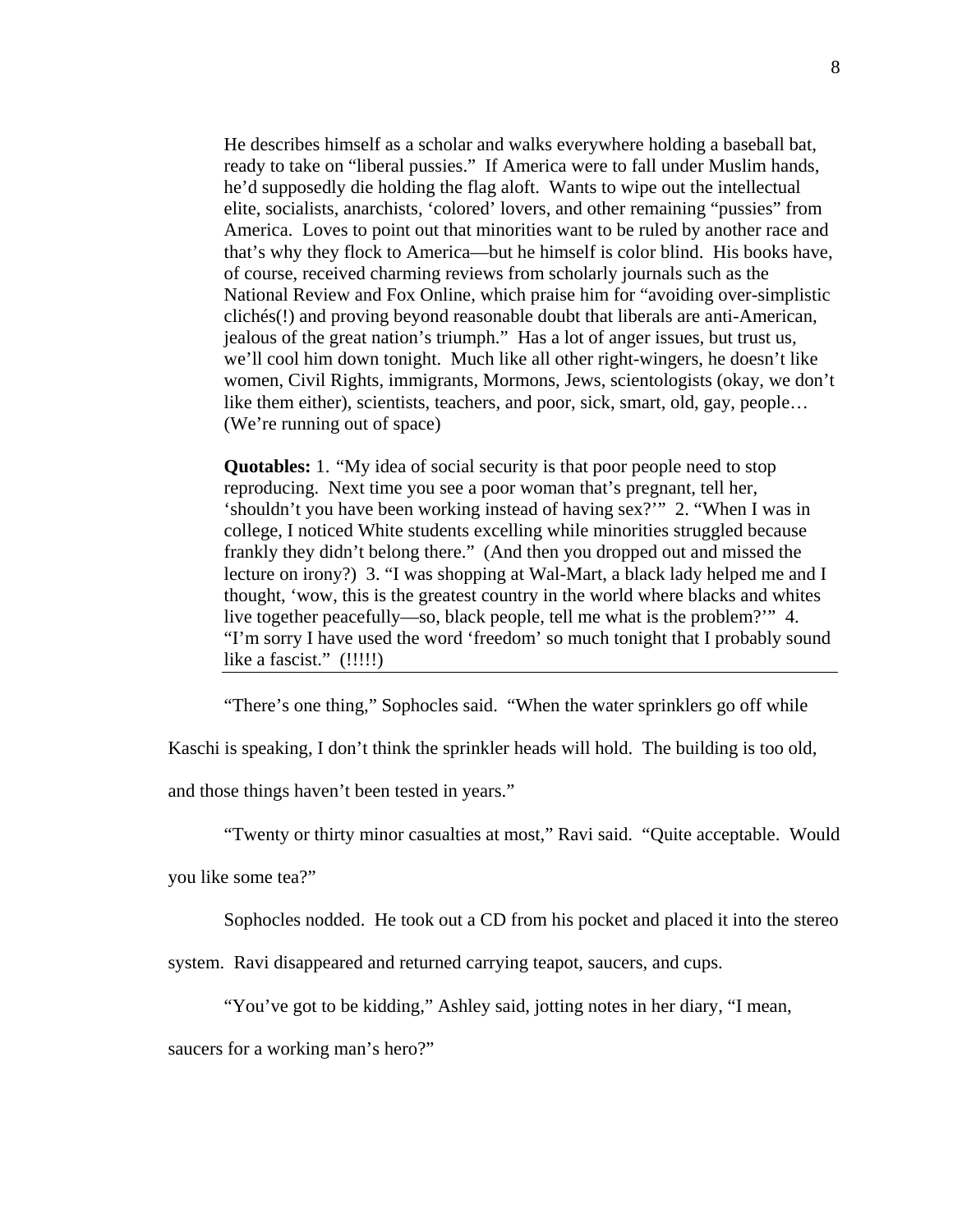He describes himself as a scholar and walks everywhere holding a baseball bat, ready to take on "liberal pussies." If America were to fall under Muslim hands, he'd supposedly die holding the flag aloft. Wants to wipe out the intellectual elite, socialists, anarchists, 'colored' lovers, and other remaining "pussies" from America. Loves to point out that minorities want to be ruled by another race and that's why they flock to America—but he himself is color blind. His books have, of course, received charming reviews from scholarly journals such as the National Review and Fox Online, which praise him for "avoiding over-simplistic clichés(!) and proving beyond reasonable doubt that liberals are anti-American, jealous of the great nation's triumph." Has a lot of anger issues, but trust us, we'll cool him down tonight. Much like all other right-wingers, he doesn't like women, Civil Rights, immigrants, Mormons, Jews, scientologists (okay, we don't like them either), scientists, teachers, and poor, sick, smart, old, gay, people… (We're running out of space)

**Quotables:** 1. "My idea of social security is that poor people need to stop reproducing. Next time you see a poor woman that's pregnant, tell her, 'shouldn't you have been working instead of having sex?'" 2. "When I was in college, I noticed White students excelling while minorities struggled because frankly they didn't belong there." (And then you dropped out and missed the lecture on irony?) 3. "I was shopping at Wal-Mart, a black lady helped me and I thought, 'wow, this is the greatest country in the world where blacks and whites live together peacefully—so, black people, tell me what is the problem?'" 4. "I'm sorry I have used the word 'freedom' so much tonight that I probably sound like a fascist." (!!!!!)

---

"There's one thing," Sophocles said. "When the water sprinklers go off while Kaschi is speaking, I don't think the sprinkler heads will hold. The building is too old, and those things haven't been tested in years."

"Twenty or thirty minor casualties at most," Ravi said. "Quite acceptable. Would you like some tea?"

Sophocles nodded. He took out a CD from his pocket and placed it into the stereo system. Ravi disappeared and returned carrying teapot, saucers, and cups.

"You've got to be kidding," Ashley said, jotting notes in her diary, "I mean, saucers for a working man's hero?"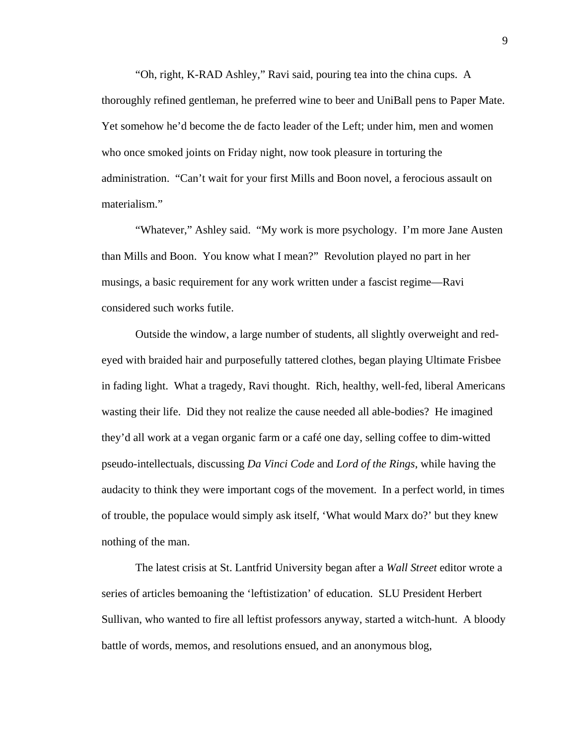"Oh, right, K-RAD Ashley," Ravi said, pouring tea into the china cups. A thoroughly refined gentleman, he preferred wine to beer and UniBall pens to Paper Mate. Yet somehow he'd become the de facto leader of the Left; under him, men and women who once smoked joints on Friday night, now took pleasure in torturing the administration. "Can't wait for your first Mills and Boon novel, a ferocious assault on materialism."

"Whatever," Ashley said. "My work is more psychology. I'm more Jane Austen than Mills and Boon. You know what I mean?" Revolution played no part in her musings, a basic requirement for any work written under a fascist regime—Ravi considered such works futile.

Outside the window, a large number of students, all slightly overweight and red-eyed with braided hair and purposefully tattered clothes, began playing Ultimate Frisbee in fading light. What a tragedy, Ravi thought. Rich, healthy, well-fed, liberal Americans wasting their life. Did they not realize the cause needed all able-bodies? He imagined they'd all work at a vegan organic farm or a café one day, selling coffee to dim-witted pseudo-intellectuals, discussing *Da Vinci Code* and *Lord of the Rings*, while having the audacity to think they were important cogs of the movement. In a perfect world, in times of trouble, the populace would simply ask itself, 'What would Marx do?' but they knew nothing of the man.

The latest crisis at St. Lantfrid University began after a *Wall Street* editor wrote a series of articles bemoaning the 'leftistization' of education. SLU President Herbert Sullivan, who wanted to fire all leftist professors anyway, started a witch-hunt. A bloody battle of words, memos, and resolutions ensued, and an anonymous blog,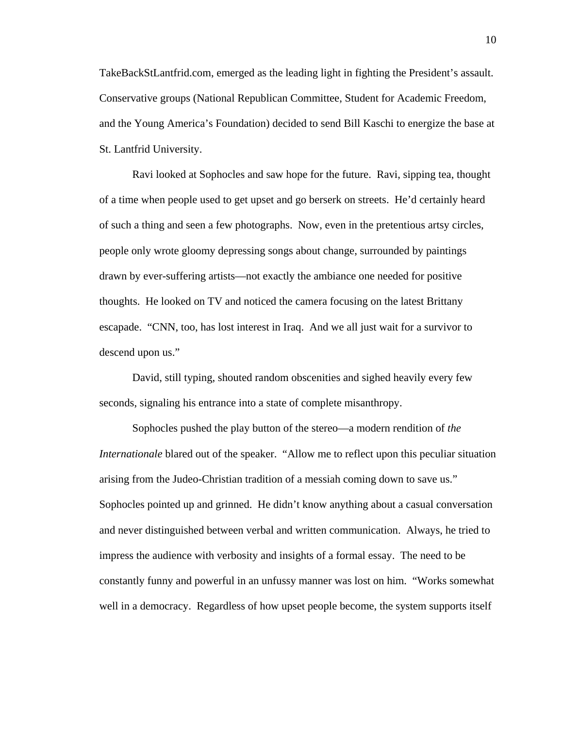TakeBackStLantfrid.com, emerged as the leading light in fighting the President's assault. Conservative groups (National Republican Committee, Student for Academic Freedom, and the Young America's Foundation) decided to send Bill Kaschi to energize the base at St. Lantfrid University.

Ravi looked at Sophocles and saw hope for the future. Ravi, sipping tea, thought of a time when people used to get upset and go berserk on streets. He'd certainly heard of such a thing and seen a few photographs. Now, even in the pretentious artsy circles, people only wrote gloomy depressing songs about change, surrounded by paintings drawn by ever-suffering artists—not exactly the ambiance one needed for positive thoughts. He looked on TV and noticed the camera focusing on the latest Brittany escapade. "CNN, too, has lost interest in Iraq. And we all just wait for a survivor to descend upon us."

David, still typing, shouted random obscenities and sighed heavily every few seconds, signaling his entrance into a state of complete misanthropy.

Sophocles pushed the play button of the stereo—a modern rendition of *the Internationale* blared out of the speaker. "Allow me to reflect upon this peculiar situation arising from the Judeo-Christian tradition of a messiah coming down to save us." Sophocles pointed up and grinned. He didn't know anything about a casual conversation and never distinguished between verbal and written communication. Always, he tried to impress the audience with verbosity and insights of a formal essay. The need to be constantly funny and powerful in an unfussy manner was lost on him. "Works somewhat well in a democracy. Regardless of how upset people become, the system supports itself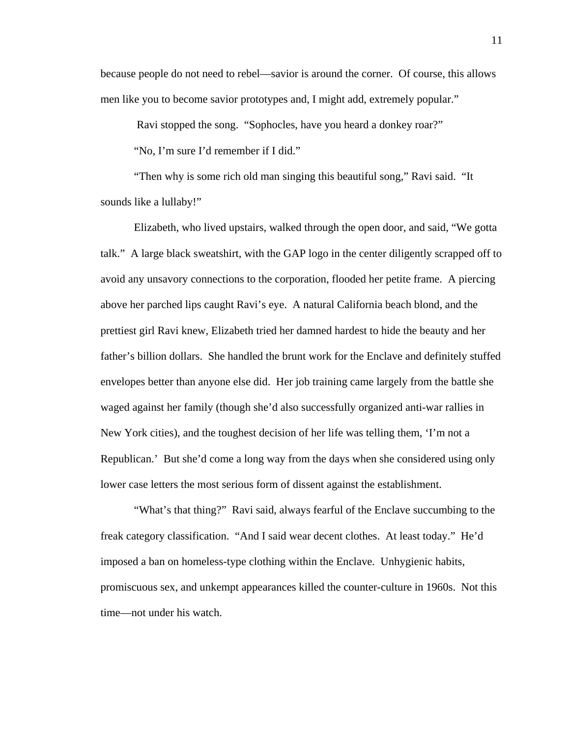because people do not need to rebel—savior is around the corner. Of course, this allows men like you to become savior prototypes and, I might add, extremely popular."

Ravi stopped the song. "Sophocles, have you heard a donkey roar?"

"No, I'm sure I'd remember if I did."

"Then why is some rich old man singing this beautiful song," Ravi said. "It sounds like a lullaby!"

Elizabeth, who lived upstairs, walked through the open door, and said, "We gotta talk." A large black sweatshirt, with the GAP logo in the center diligently scrapped off to avoid any unsavory connections to the corporation, flooded her petite frame. A piercing above her parched lips caught Ravi's eye. A natural California beach blond, and the prettiest girl Ravi knew, Elizabeth tried her damned hardest to hide the beauty and her father's billion dollars. She handled the brunt work for the Enclave and definitely stuffed envelopes better than anyone else did. Her job training came largely from the battle she waged against her family (though she'd also successfully organized anti-war rallies in New York cities), and the toughest decision of her life was telling them, 'I'm not a Republican.' But she'd come a long way from the days when she considered using only lower case letters the most serious form of dissent against the establishment.

"What's that thing?" Ravi said, always fearful of the Enclave succumbing to the freak category classification. "And I said wear decent clothes. At least today." He'd imposed a ban on homeless-type clothing within the Enclave. Unhygienic habits, promiscuous sex, and unkempt appearances killed the counter-culture in 1960s. Not this time—not under his watch.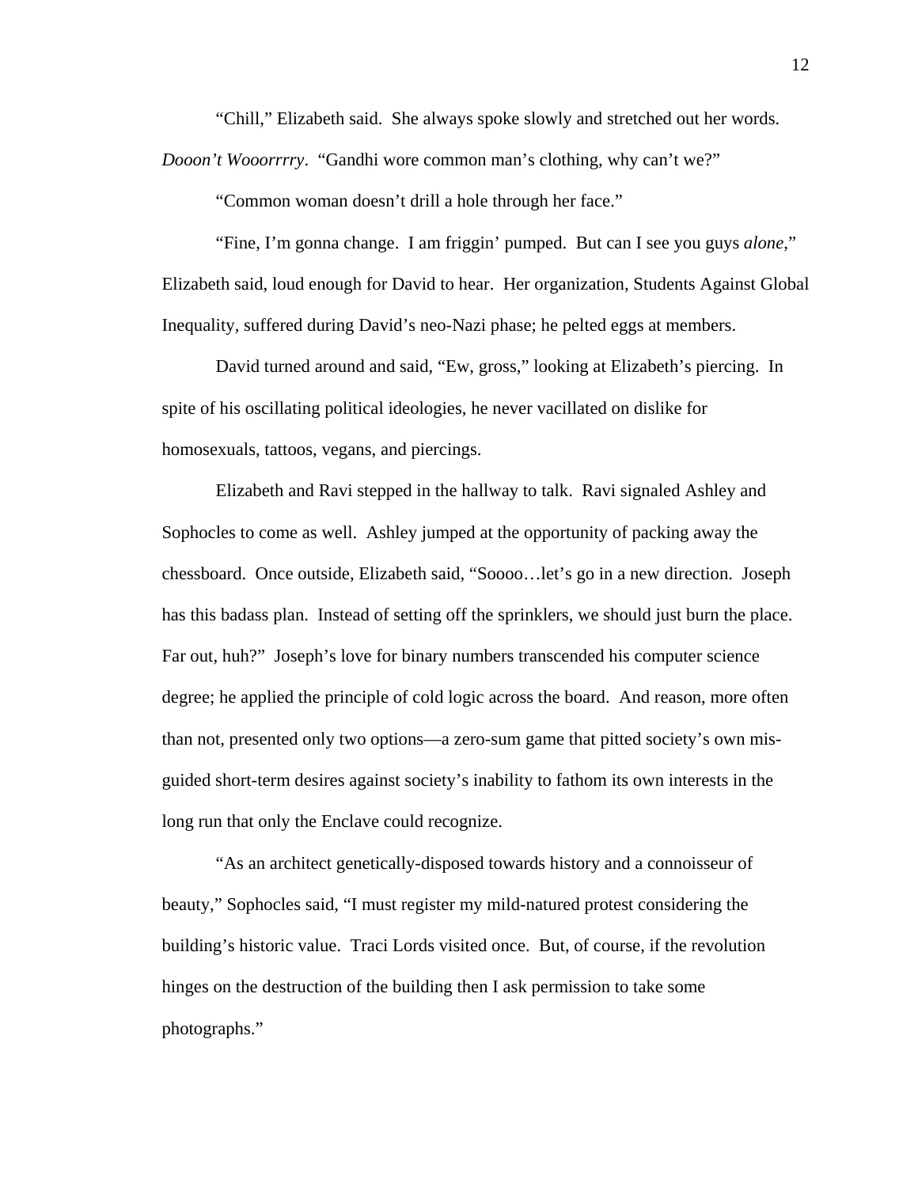"Chill," Elizabeth said. She always spoke slowly and stretched out her words. *Dooon't Wooorrrry*. "Gandhi wore common man's clothing, why can't we?"

"Common woman doesn't drill a hole through her face."

"Fine, I'm gonna change. I am friggin' pumped. But can I see you guys *alone*," Elizabeth said, loud enough for David to hear. Her organization, Students Against Global Inequality, suffered during David's neo-Nazi phase; he pelted eggs at members.

David turned around and said, "Ew, gross," looking at Elizabeth's piercing. In spite of his oscillating political ideologies, he never vacillated on dislike for homosexuals, tattoos, vegans, and piercings.

Elizabeth and Ravi stepped in the hallway to talk. Ravi signaled Ashley and Sophocles to come as well. Ashley jumped at the opportunity of packing away the chessboard. Once outside, Elizabeth said, "Soooo…let's go in a new direction. Joseph has this badass plan. Instead of setting off the sprinklers, we should just burn the place. Far out, huh?" Joseph's love for binary numbers transcended his computer science degree; he applied the principle of cold logic across the board. And reason, more often than not, presented only two options—a zero-sum game that pitted society's own mis-guided short-term desires against society's inability to fathom its own interests in the long run that only the Enclave could recognize.

"As an architect genetically-disposed towards history and a connoisseur of beauty," Sophocles said, "I must register my mild-natured protest considering the building's historic value. Traci Lords visited once. But, of course, if the revolution hinges on the destruction of the building then I ask permission to take some photographs."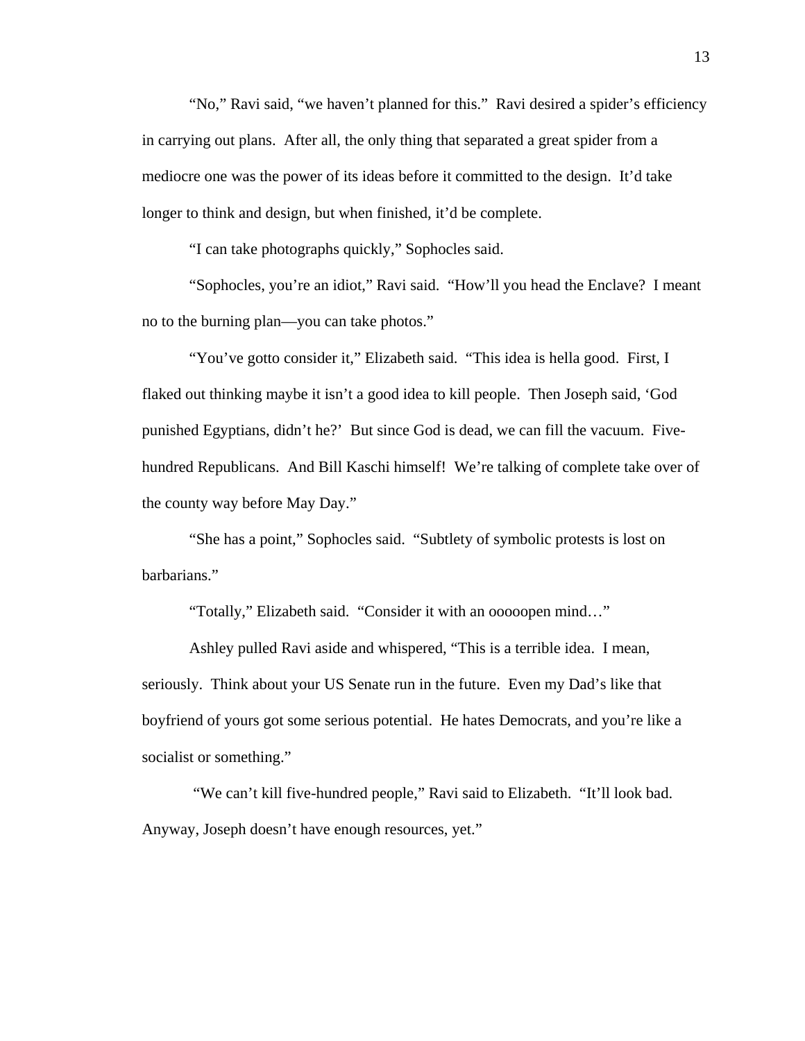"No," Ravi said, "we haven't planned for this." Ravi desired a spider's efficiency in carrying out plans. After all, the only thing that separated a great spider from a mediocre one was the power of its ideas before it committed to the design. It'd take longer to think and design, but when finished, it'd be complete.

"I can take photographs quickly," Sophocles said.

"Sophocles, you're an idiot," Ravi said. "How'll you head the Enclave? I meant no to the burning plan—you can take photos."

"You've gotto consider it," Elizabeth said. "This idea is hella good. First, I flaked out thinking maybe it isn't a good idea to kill people. Then Joseph said, 'God punished Egyptians, didn't he?' But since God is dead, we can fill the vacuum. Five-hundred Republicans. And Bill Kaschi himself! We're talking of complete take over of the county way before May Day."

"She has a point," Sophocles said. "Subtlety of symbolic protests is lost on barbarians."

"Totally," Elizabeth said. "Consider it with an ooooopen mind…"

Ashley pulled Ravi aside and whispered, "This is a terrible idea. I mean, seriously. Think about your US Senate run in the future. Even my Dad's like that boyfriend of yours got some serious potential. He hates Democrats, and you're like a socialist or something."

"We can't kill five-hundred people," Ravi said to Elizabeth. "It'll look bad. Anyway, Joseph doesn't have enough resources, yet."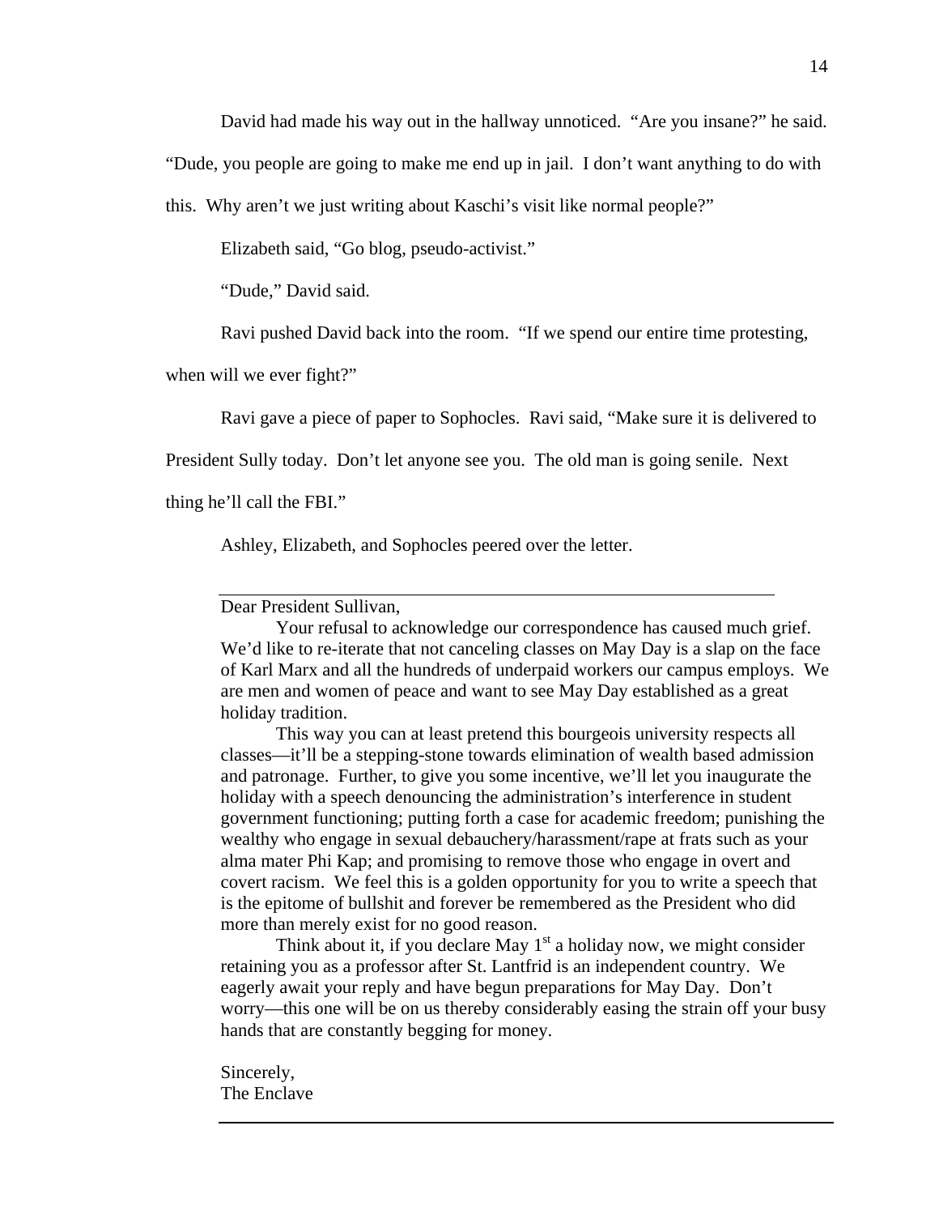David had made his way out in the hallway unnoticed. "Are you insane?" he said. "Dude, you people are going to make me end up in jail. I don't want anything to do with this. Why aren't we just writing about Kaschi's visit like normal people?"

Elizabeth said, "Go blog, pseudo-activist."

"Dude," David said.

Ravi pushed David back into the room. "If we spend our entire time protesting, when will we ever fight?"

Ravi gave a piece of paper to Sophocles. Ravi said, "Make sure it is delivered to President Sully today. Don't let anyone see you. The old man is going senile. Next thing he'll call the FBI."

Ashley, Elizabeth, and Sophocles peered over the letter.

---

> Dear President Sullivan,
>
> Your refusal to acknowledge our correspondence has caused much grief. We'd like to re-iterate that not canceling classes on May Day is a slap on the face of Karl Marx and all the hundreds of underpaid workers our campus employs. We are men and women of peace and want to see May Day established as a great holiday tradition.
>
> This way you can at least pretend this bourgeois university respects all classes—it'll be a stepping-stone towards elimination of wealth based admission and patronage. Further, to give you some incentive, we'll let you inaugurate the holiday with a speech denouncing the administration's interference in student government functioning; putting forth a case for academic freedom; punishing the wealthy who engage in sexual debauchery/harassment/rape at frats such as your alma mater Phi Kap; and promising to remove those who engage in overt and covert racism. We feel this is a golden opportunity for you to write a speech that is the epitome of bullshit and forever be remembered as the President who did more than merely exist for no good reason.
>
> Think about it, if you declare May 1st a holiday now, we might consider retaining you as a professor after St. Lantfrid is an independent country. We eagerly await your reply and have begun preparations for May Day. Don't worry—this one will be on us thereby considerably easing the strain off your busy hands that are constantly begging for money.
>
> Sincerely,
> The Enclave

---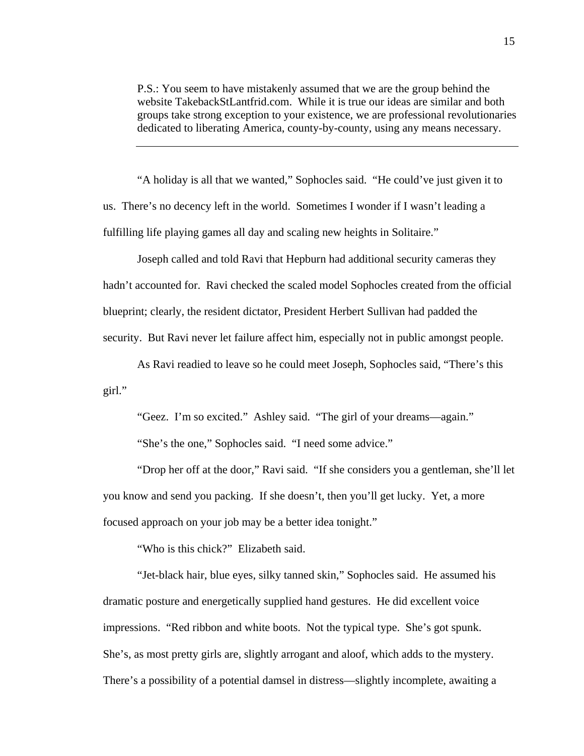> P.S.: You seem to have mistakenly assumed that we are the group behind the website TakebackStLantfrid.com. While it is true our ideas are similar and both groups take strong exception to your existence, we are professional revolutionaries dedicated to liberating America, county-by-county, using any means necessary.

---

"A holiday is all that we wanted," Sophocles said. "He could've just given it to us. There's no decency left in the world. Sometimes I wonder if I wasn't leading a fulfilling life playing games all day and scaling new heights in Solitaire."

Joseph called and told Ravi that Hepburn had additional security cameras they hadn't accounted for. Ravi checked the scaled model Sophocles created from the official blueprint; clearly, the resident dictator, President Herbert Sullivan had padded the security. But Ravi never let failure affect him, especially not in public amongst people.

As Ravi readied to leave so he could meet Joseph, Sophocles said, "There's this girl."

"Geez. I'm so excited." Ashley said. "The girl of your dreams—again."

"She's the one," Sophocles said. "I need some advice."

"Drop her off at the door," Ravi said. "If she considers you a gentleman, she'll let you know and send you packing. If she doesn't, then you'll get lucky. Yet, a more focused approach on your job may be a better idea tonight."

"Who is this chick?" Elizabeth said.

"Jet-black hair, blue eyes, silky tanned skin," Sophocles said. He assumed his dramatic posture and energetically supplied hand gestures. He did excellent voice impressions. "Red ribbon and white boots. Not the typical type. She's got spunk. She's, as most pretty girls are, slightly arrogant and aloof, which adds to the mystery. There's a possibility of a potential damsel in distress—slightly incomplete, awaiting a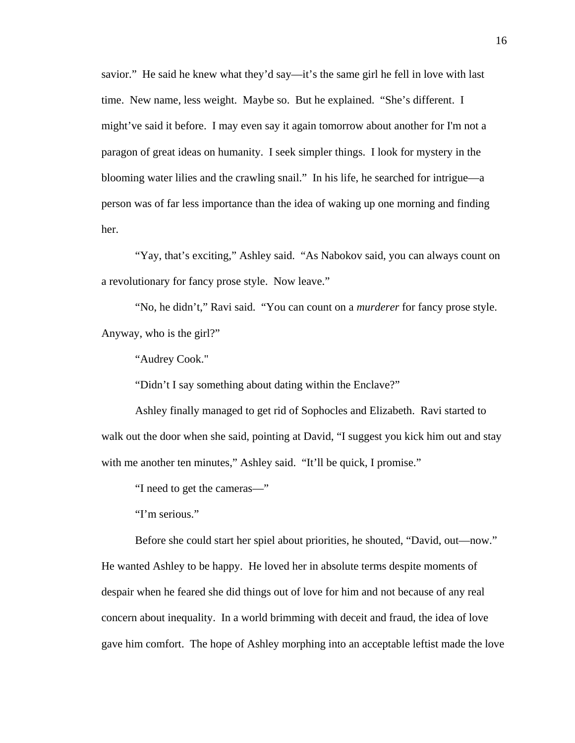savior." He said he knew what they'd say—it's the same girl he fell in love with last time. New name, less weight. Maybe so. But he explained. "She's different. I might've said it before. I may even say it again tomorrow about another for I'm not a paragon of great ideas on humanity. I seek simpler things. I look for mystery in the blooming water lilies and the crawling snail." In his life, he searched for intrigue—a person was of far less importance than the idea of waking up one morning and finding her.

"Yay, that's exciting," Ashley said. "As Nabokov said, you can always count on a revolutionary for fancy prose style. Now leave."

"No, he didn't," Ravi said. "You can count on a *murderer* for fancy prose style. Anyway, who is the girl?"

"Audrey Cook."

"Didn't I say something about dating within the Enclave?"

Ashley finally managed to get rid of Sophocles and Elizabeth. Ravi started to walk out the door when she said, pointing at David, "I suggest you kick him out and stay with me another ten minutes," Ashley said. "It'll be quick, I promise."

"I need to get the cameras—"

"I'm serious."

Before she could start her spiel about priorities, he shouted, "David, out—now." He wanted Ashley to be happy. He loved her in absolute terms despite moments of despair when he feared she did things out of love for him and not because of any real concern about inequality. In a world brimming with deceit and fraud, the idea of love gave him comfort. The hope of Ashley morphing into an acceptable leftist made the love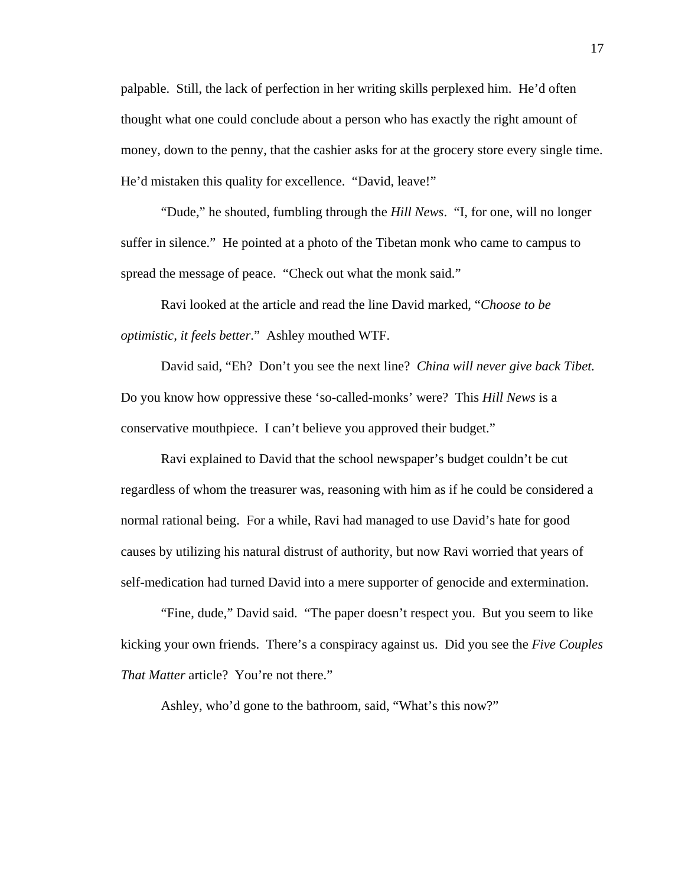palpable. Still, the lack of perfection in her writing skills perplexed him. He'd often thought what one could conclude about a person who has exactly the right amount of money, down to the penny, that the cashier asks for at the grocery store every single time. He'd mistaken this quality for excellence. "David, leave!"

"Dude," he shouted, fumbling through the *Hill News*. "I, for one, will no longer suffer in silence." He pointed at a photo of the Tibetan monk who came to campus to spread the message of peace. "Check out what the monk said."

Ravi looked at the article and read the line David marked, "*Choose to be optimistic, it feels better*." Ashley mouthed WTF.

David said, "Eh? Don't you see the next line? *China will never give back Tibet.* Do you know how oppressive these 'so-called-monks' were? This *Hill News* is a conservative mouthpiece. I can't believe you approved their budget."

Ravi explained to David that the school newspaper's budget couldn't be cut regardless of whom the treasurer was, reasoning with him as if he could be considered a normal rational being. For a while, Ravi had managed to use David's hate for good causes by utilizing his natural distrust of authority, but now Ravi worried that years of self-medication had turned David into a mere supporter of genocide and extermination.

"Fine, dude," David said. "The paper doesn't respect you. But you seem to like kicking your own friends. There's a conspiracy against us. Did you see the *Five Couples That Matter* article? You're not there."

Ashley, who'd gone to the bathroom, said, "What's this now?"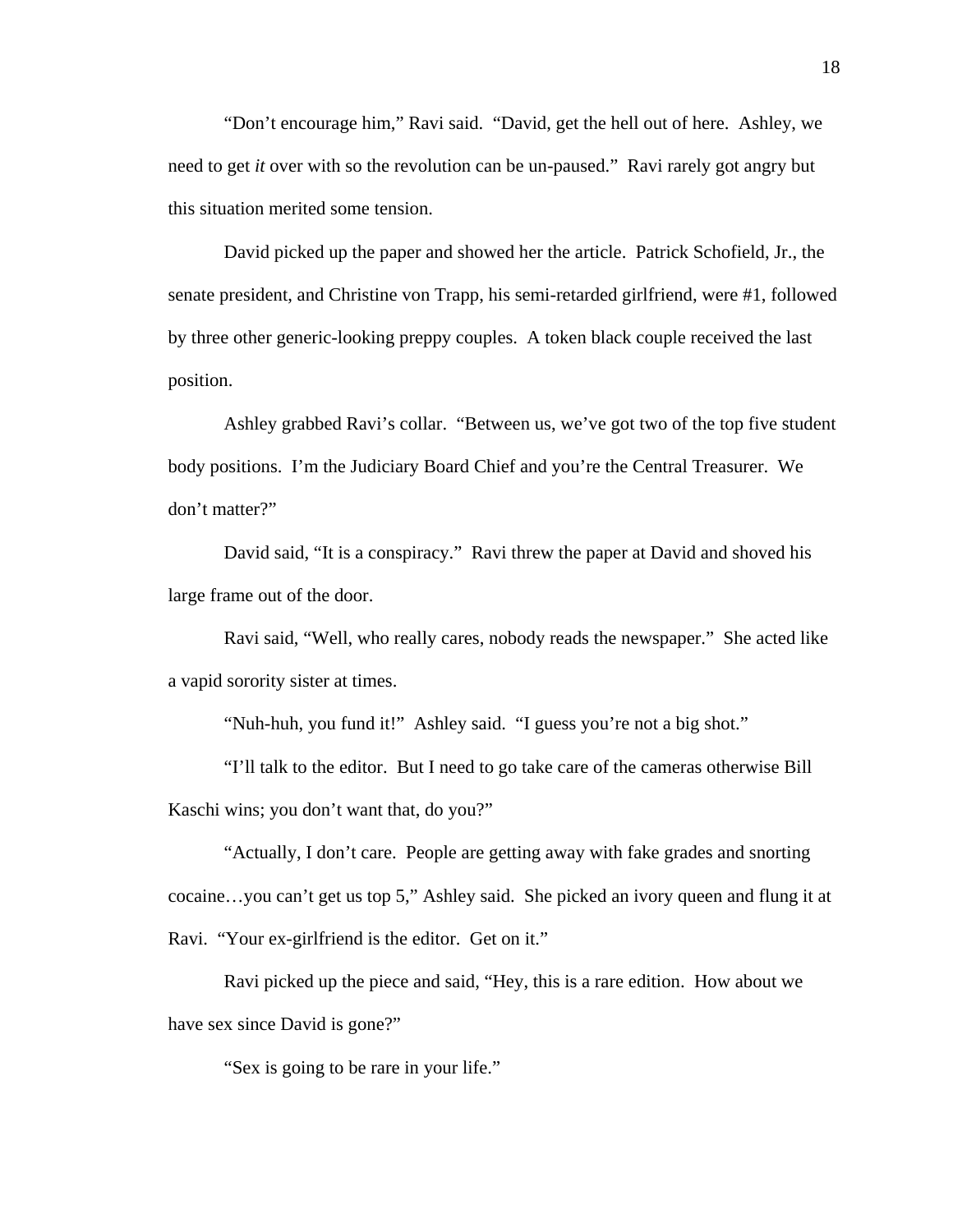“Don’t encourage him,” Ravi said. “David, get the hell out of here. Ashley, we need to get *it* over with so the revolution can be un-paused.” Ravi rarely got angry but this situation merited some tension.

David picked up the paper and showed her the article. Patrick Schofield, Jr., the senate president, and Christine von Trapp, his semi-retarded girlfriend, were #1, followed by three other generic-looking preppy couples. A token black couple received the last position.

Ashley grabbed Ravi’s collar. “Between us, we’ve got two of the top five student body positions. I’m the Judiciary Board Chief and you’re the Central Treasurer. We don’t matter?”

David said, “It is a conspiracy.” Ravi threw the paper at David and shoved his large frame out of the door.

Ravi said, “Well, who really cares, nobody reads the newspaper.” She acted like a vapid sorority sister at times.

“Nuh-huh, you fund it!” Ashley said. “I guess you’re not a big shot.”

“I’ll talk to the editor. But I need to go take care of the cameras otherwise Bill Kaschi wins; you don’t want that, do you?”

“Actually, I don’t care. People are getting away with fake grades and snorting cocaine…you can’t get us top 5,” Ashley said. She picked an ivory queen and flung it at Ravi. “Your ex-girlfriend is the editor. Get on it.”

Ravi picked up the piece and said, “Hey, this is a rare edition. How about we have sex since David is gone?”

“Sex is going to be rare in your life.”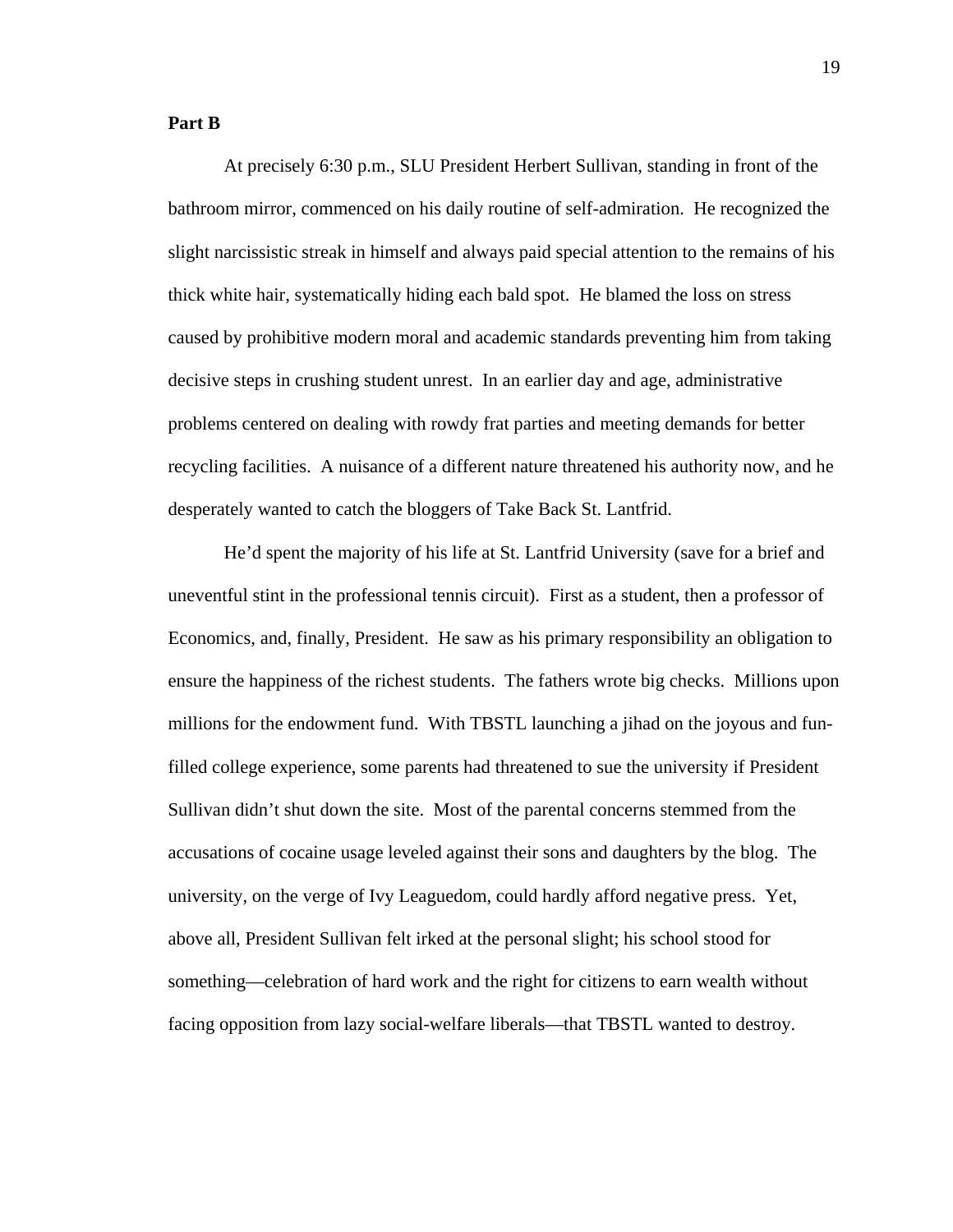**Part B**

At precisely 6:30 p.m., SLU President Herbert Sullivan, standing in front of the bathroom mirror, commenced on his daily routine of self-admiration. He recognized the slight narcissistic streak in himself and always paid special attention to the remains of his thick white hair, systematically hiding each bald spot. He blamed the loss on stress caused by prohibitive modern moral and academic standards preventing him from taking decisive steps in crushing student unrest. In an earlier day and age, administrative problems centered on dealing with rowdy frat parties and meeting demands for better recycling facilities. A nuisance of a different nature threatened his authority now, and he desperately wanted to catch the bloggers of Take Back St. Lantfrid.

He'd spent the majority of his life at St. Lantfrid University (save for a brief and uneventful stint in the professional tennis circuit). First as a student, then a professor of Economics, and, finally, President. He saw as his primary responsibility an obligation to ensure the happiness of the richest students. The fathers wrote big checks. Millions upon millions for the endowment fund. With TBSTL launching a jihad on the joyous and fun-filled college experience, some parents had threatened to sue the university if President Sullivan didn't shut down the site. Most of the parental concerns stemmed from the accusations of cocaine usage leveled against their sons and daughters by the blog. The university, on the verge of Ivy Leaguedom, could hardly afford negative press. Yet, above all, President Sullivan felt irked at the personal slight; his school stood for something—celebration of hard work and the right for citizens to earn wealth without facing opposition from lazy social-welfare liberals—that TBSTL wanted to destroy.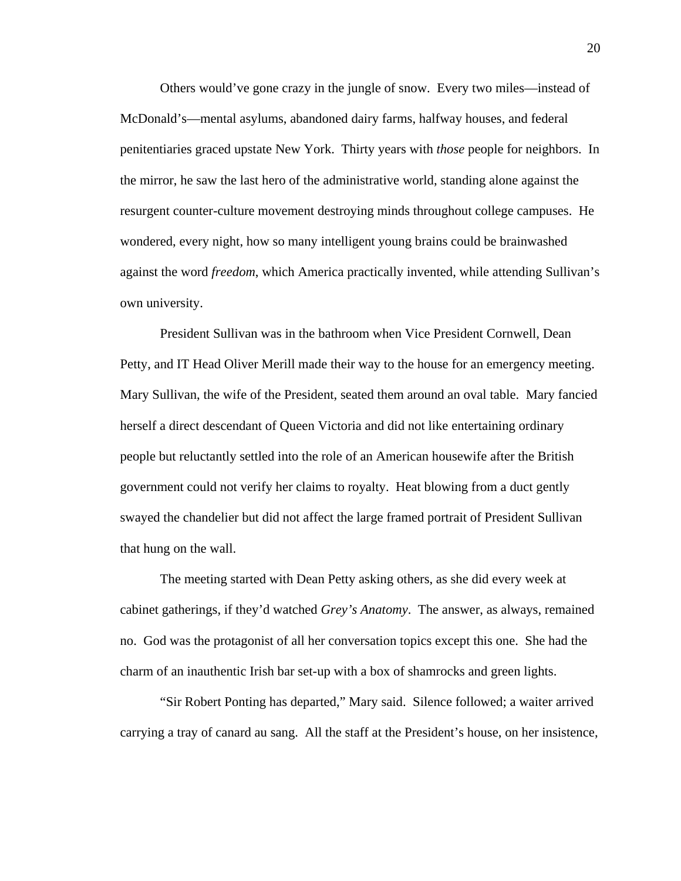Others would've gone crazy in the jungle of snow. Every two miles—instead of McDonald's—mental asylums, abandoned dairy farms, halfway houses, and federal penitentiaries graced upstate New York. Thirty years with *those* people for neighbors. In the mirror, he saw the last hero of the administrative world, standing alone against the resurgent counter-culture movement destroying minds throughout college campuses. He wondered, every night, how so many intelligent young brains could be brainwashed against the word *freedom*, which America practically invented, while attending Sullivan's own university.

President Sullivan was in the bathroom when Vice President Cornwell, Dean Petty, and IT Head Oliver Merill made their way to the house for an emergency meeting. Mary Sullivan, the wife of the President, seated them around an oval table. Mary fancied herself a direct descendant of Queen Victoria and did not like entertaining ordinary people but reluctantly settled into the role of an American housewife after the British government could not verify her claims to royalty. Heat blowing from a duct gently swayed the chandelier but did not affect the large framed portrait of President Sullivan that hung on the wall.

The meeting started with Dean Petty asking others, as she did every week at cabinet gatherings, if they'd watched *Grey's Anatomy*. The answer, as always, remained no. God was the protagonist of all her conversation topics except this one. She had the charm of an inauthentic Irish bar set-up with a box of shamrocks and green lights.

"Sir Robert Ponting has departed," Mary said. Silence followed; a waiter arrived carrying a tray of canard au sang. All the staff at the President's house, on her insistence,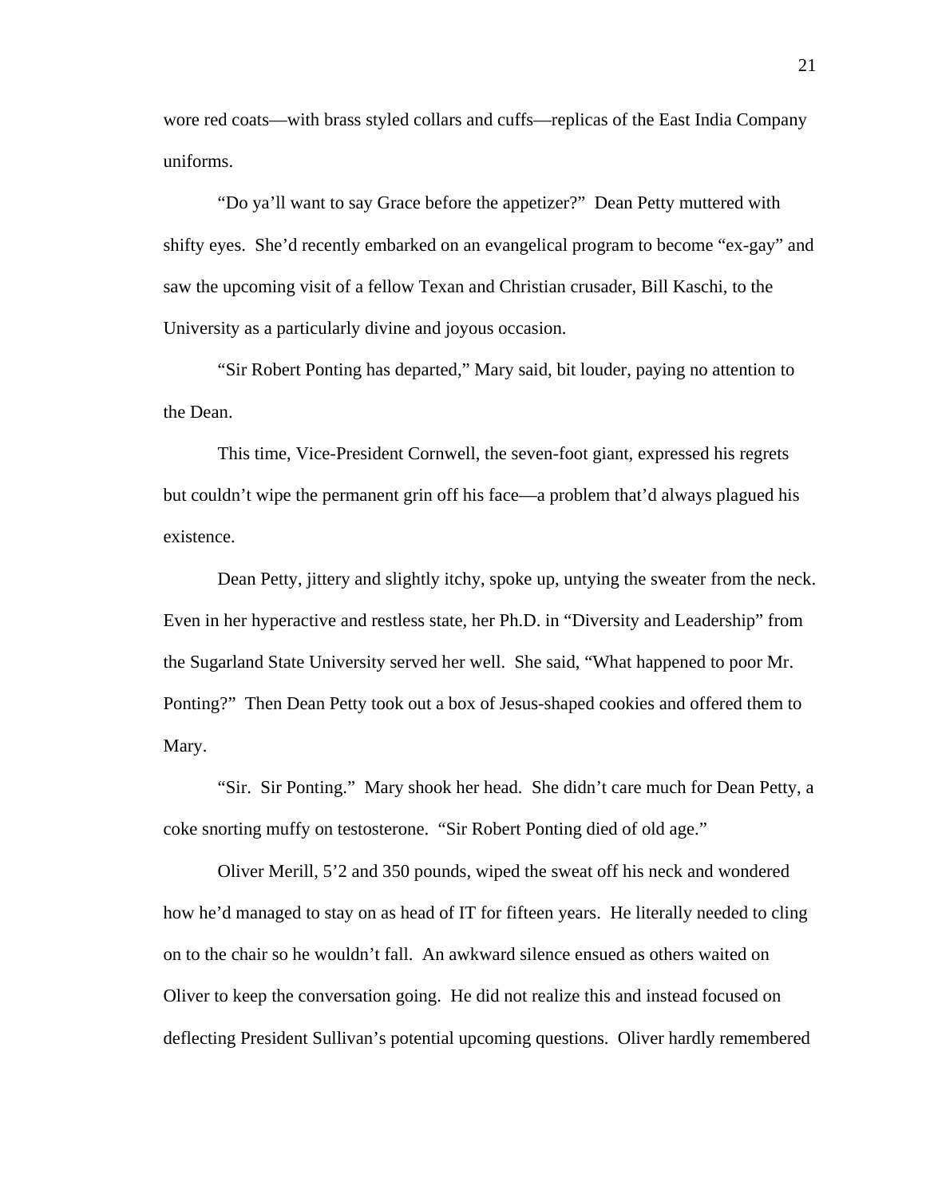wore red coats—with brass styled collars and cuffs—replicas of the East India Company uniforms.

"Do ya'll want to say Grace before the appetizer?" Dean Petty muttered with shifty eyes. She'd recently embarked on an evangelical program to become "ex-gay" and saw the upcoming visit of a fellow Texan and Christian crusader, Bill Kaschi, to the University as a particularly divine and joyous occasion.

"Sir Robert Ponting has departed," Mary said, bit louder, paying no attention to the Dean.

This time, Vice-President Cornwell, the seven-foot giant, expressed his regrets but couldn't wipe the permanent grin off his face—a problem that'd always plagued his existence.

Dean Petty, jittery and slightly itchy, spoke up, untying the sweater from the neck. Even in her hyperactive and restless state, her Ph.D. in "Diversity and Leadership" from the Sugarland State University served her well. She said, "What happened to poor Mr. Ponting?" Then Dean Petty took out a box of Jesus-shaped cookies and offered them to Mary.

"Sir. Sir Ponting." Mary shook her head. She didn't care much for Dean Petty, a coke snorting muffy on testosterone. "Sir Robert Ponting died of old age."

Oliver Merill, 5'2 and 350 pounds, wiped the sweat off his neck and wondered how he'd managed to stay on as head of IT for fifteen years. He literally needed to cling on to the chair so he wouldn't fall. An awkward silence ensued as others waited on Oliver to keep the conversation going. He did not realize this and instead focused on deflecting President Sullivan's potential upcoming questions. Oliver hardly remembered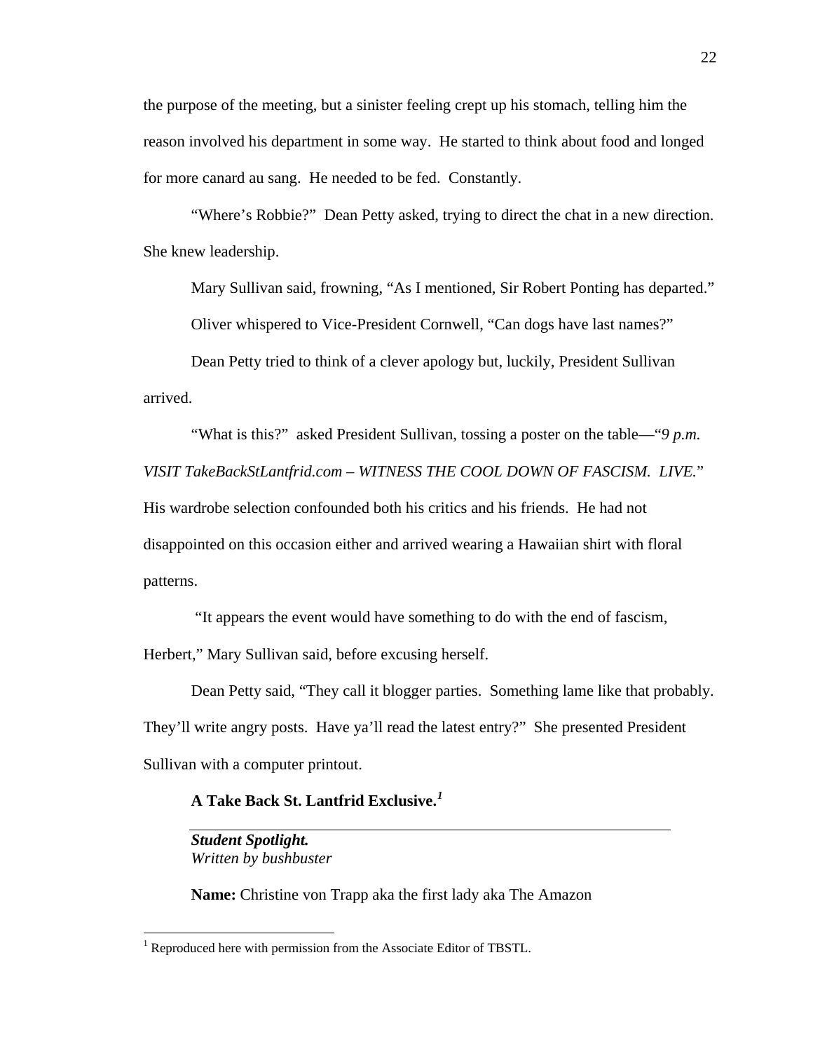the purpose of the meeting, but a sinister feeling crept up his stomach, telling him the reason involved his department in some way. He started to think about food and longed for more canard au sang. He needed to be fed. Constantly.

"Where's Robbie?" Dean Petty asked, trying to direct the chat in a new direction. She knew leadership.

Mary Sullivan said, frowning, "As I mentioned, Sir Robert Ponting has departed."

Oliver whispered to Vice-President Cornwell, "Can dogs have last names?"

Dean Petty tried to think of a clever apology but, luckily, President Sullivan arrived.

"What is this?" asked President Sullivan, tossing a poster on the table—"*9 p.m. VISIT TakeBackStLantfrid.com – WITNESS THE COOL DOWN OF FASCISM. LIVE.*" His wardrobe selection confounded both his critics and his friends. He had not disappointed on this occasion either and arrived wearing a Hawaiian shirt with floral patterns.

"It appears the event would have something to do with the end of fascism, Herbert," Mary Sullivan said, before excusing herself.

Dean Petty said, "They call it blogger parties. Something lame like that probably. They'll write angry posts. Have ya'll read the latest entry?" She presented President Sullivan with a computer printout.

**A Take Back St. Lantfrid Exclusive.**[1]

---

***Student Spotlight.***
*Written by bushbuster*

**Name:** Christine von Trapp aka the first lady aka The Amazon

---

[1] Reproduced here with permission from the Associate Editor of TBSTL.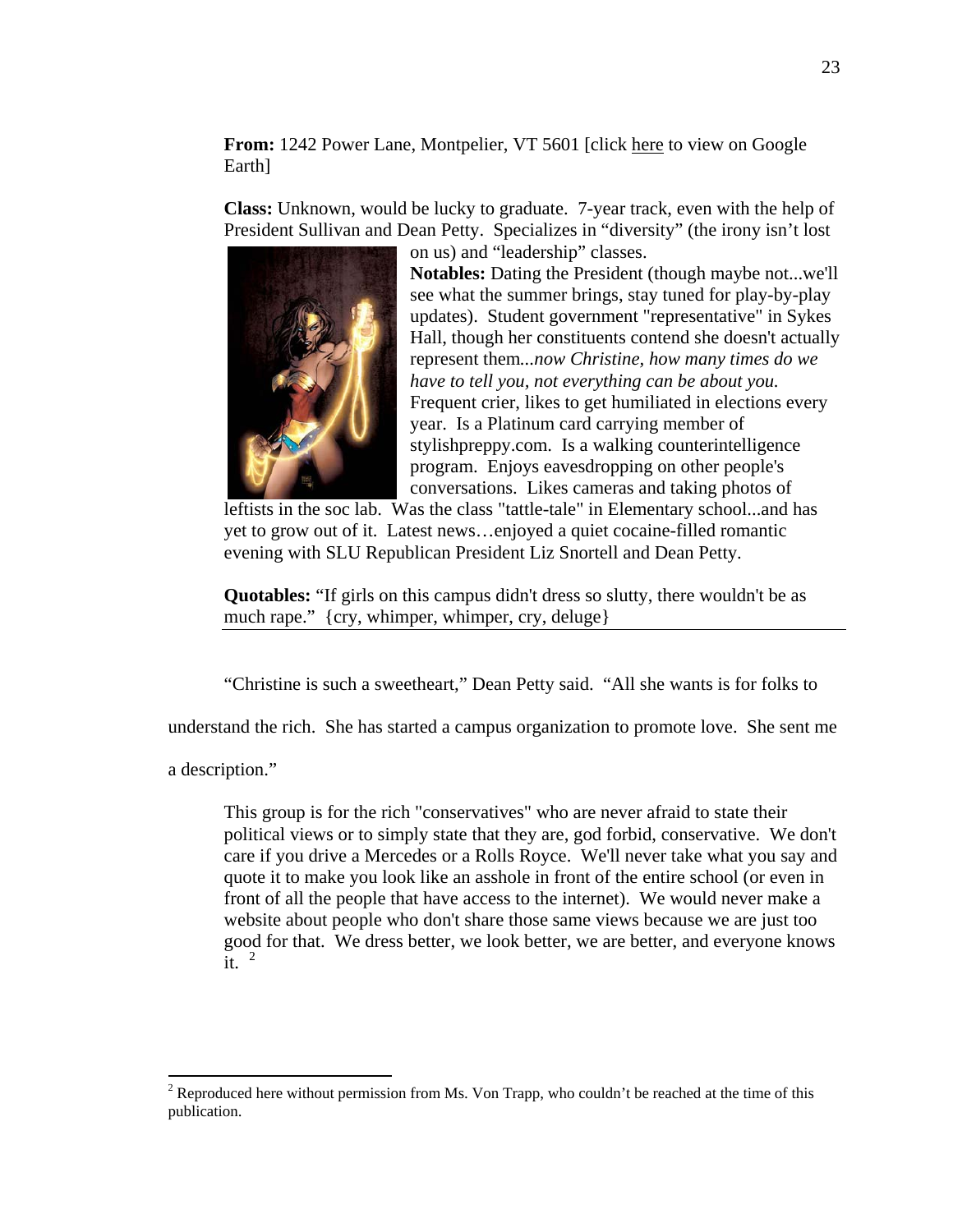**From:** 1242 Power Lane, Montpelier, VT 5601 [click here to view on Google Earth]

**Class:** Unknown, would be lucky to graduate. 7-year track, even with the help of President Sullivan and Dean Petty. Specializes in "diversity" (the irony isn't lost on us) and "leadership" classes.

**Notables:** Dating the President (though maybe not...we'll see what the summer brings, stay tuned for play-by-play updates). Student government "representative" in Sykes Hall, though her constituents contend she doesn't actually represent them*...now Christine, how many times do we have to tell you, not everything can be about you.* Frequent crier, likes to get humiliated in elections every year. Is a Platinum card carrying member of stylishpreppy.com. Is a walking counterintelligence program. Enjoys eavesdropping on other people's conversations. Likes cameras and taking photos of leftists in the soc lab. Was the class "tattle-tale" in Elementary school...and has yet to grow out of it. Latest news…enjoyed a quiet cocaine-filled romantic evening with SLU Republican President Liz Snortell and Dean Petty.

**Quotables:** "If girls on this campus didn't dress so slutty, there wouldn't be as much rape." {cry, whimper, whimper, cry, deluge}

---

"Christine is such a sweetheart," Dean Petty said. "All she wants is for folks to understand the rich. She has started a campus organization to promote love. She sent me a description."

> This group is for the rich "conservatives" who are never afraid to state their political views or to simply state that they are, god forbid, conservative. We don't care if you drive a Mercedes or a Rolls Royce. We'll never take what you say and quote it to make you look like an asshole in front of the entire school (or even in front of all the people that have access to the internet). We would never make a website about people who don't share those same views because we are just too good for that. We dress better, we look better, we are better, and everyone knows it. [2]

---

[2] Reproduced here without permission from Ms. Von Trapp, who couldn't be reached at the time of this publication.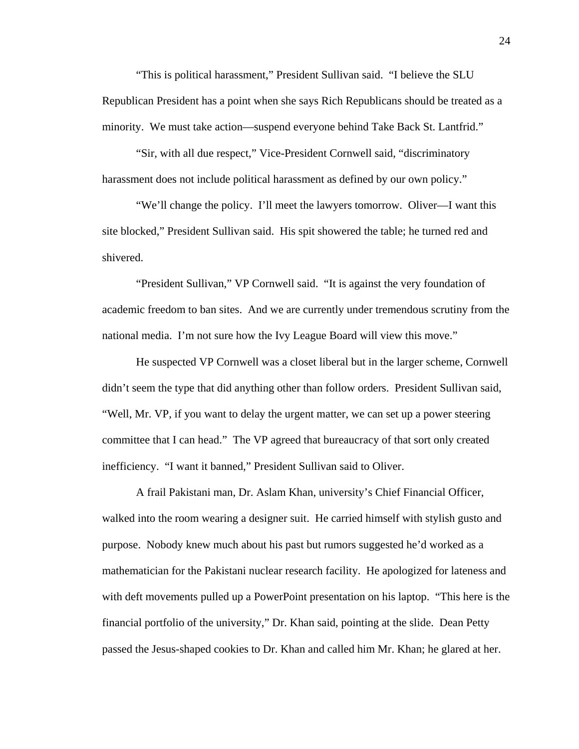"This is political harassment," President Sullivan said. "I believe the SLU Republican President has a point when she says Rich Republicans should be treated as a minority. We must take action—suspend everyone behind Take Back St. Lantfrid."

"Sir, with all due respect," Vice-President Cornwell said, "discriminatory harassment does not include political harassment as defined by our own policy."

"We'll change the policy. I'll meet the lawyers tomorrow. Oliver—I want this site blocked," President Sullivan said. His spit showered the table; he turned red and shivered.

"President Sullivan," VP Cornwell said. "It is against the very foundation of academic freedom to ban sites. And we are currently under tremendous scrutiny from the national media. I'm not sure how the Ivy League Board will view this move."

He suspected VP Cornwell was a closet liberal but in the larger scheme, Cornwell didn't seem the type that did anything other than follow orders. President Sullivan said, "Well, Mr. VP, if you want to delay the urgent matter, we can set up a power steering committee that I can head." The VP agreed that bureaucracy of that sort only created inefficiency. "I want it banned," President Sullivan said to Oliver.

A frail Pakistani man, Dr. Aslam Khan, university's Chief Financial Officer, walked into the room wearing a designer suit. He carried himself with stylish gusto and purpose. Nobody knew much about his past but rumors suggested he'd worked as a mathematician for the Pakistani nuclear research facility. He apologized for lateness and with deft movements pulled up a PowerPoint presentation on his laptop. "This here is the financial portfolio of the university," Dr. Khan said, pointing at the slide. Dean Petty passed the Jesus-shaped cookies to Dr. Khan and called him Mr. Khan; he glared at her.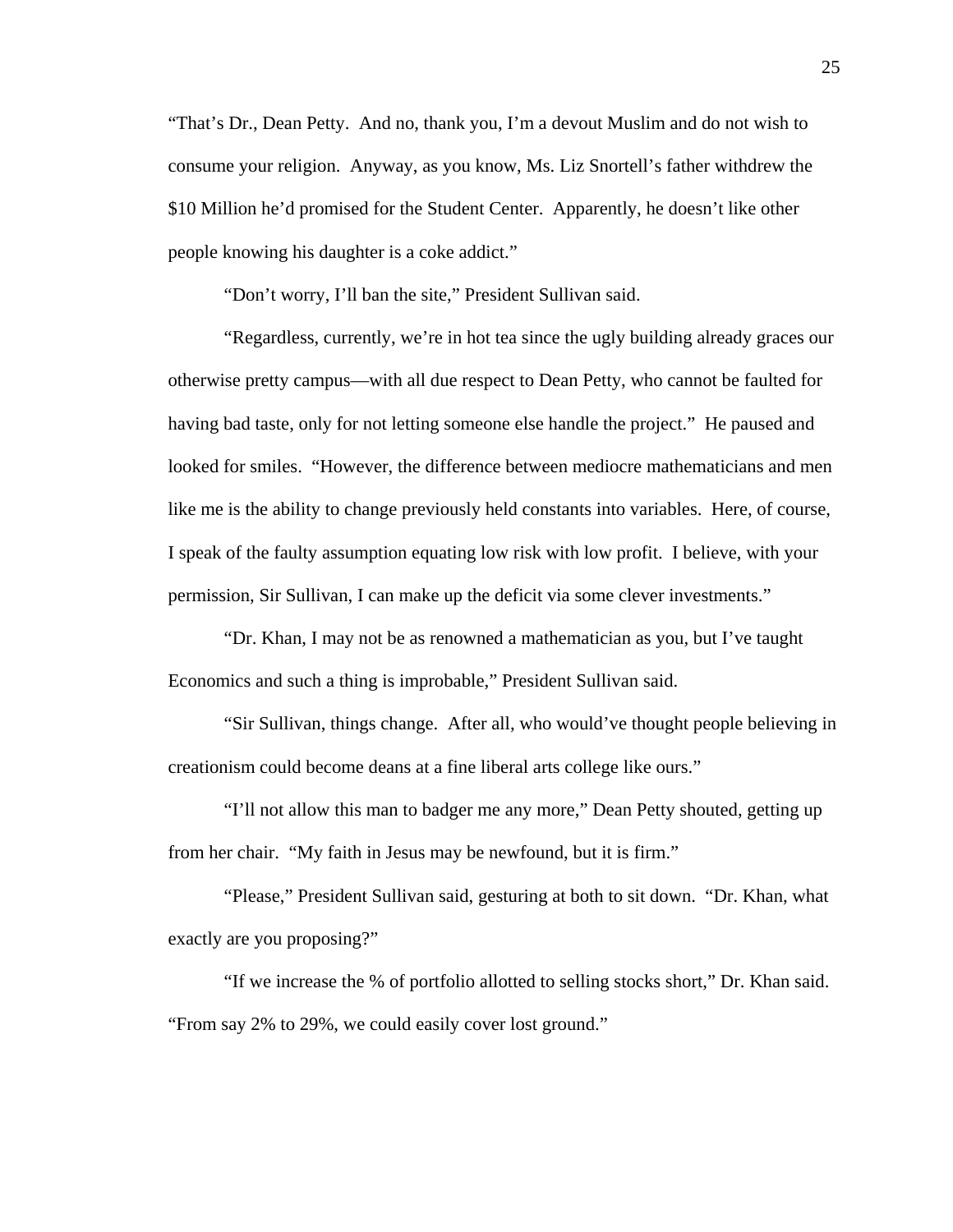"That's Dr., Dean Petty. And no, thank you, I'm a devout Muslim and do not wish to consume your religion. Anyway, as you know, Ms. Liz Snortell's father withdrew the $10 Million he'd promised for the Student Center. Apparently, he doesn't like other people knowing his daughter is a coke addict."

"Don't worry, I'll ban the site," President Sullivan said.

"Regardless, currently, we're in hot tea since the ugly building already graces our otherwise pretty campus—with all due respect to Dean Petty, who cannot be faulted for having bad taste, only for not letting someone else handle the project." He paused and looked for smiles. "However, the difference between mediocre mathematicians and men like me is the ability to change previously held constants into variables. Here, of course, I speak of the faulty assumption equating low risk with low profit. I believe, with your permission, Sir Sullivan, I can make up the deficit via some clever investments."

"Dr. Khan, I may not be as renowned a mathematician as you, but I've taught Economics and such a thing is improbable," President Sullivan said.

"Sir Sullivan, things change. After all, who would've thought people believing in creationism could become deans at a fine liberal arts college like ours."

"I'll not allow this man to badger me any more," Dean Petty shouted, getting up from her chair. "My faith in Jesus may be newfound, but it is firm."

"Please," President Sullivan said, gesturing at both to sit down. "Dr. Khan, what exactly are you proposing?"

"If we increase the % of portfolio allotted to selling stocks short," Dr. Khan said. "From say 2% to 29%, we could easily cover lost ground."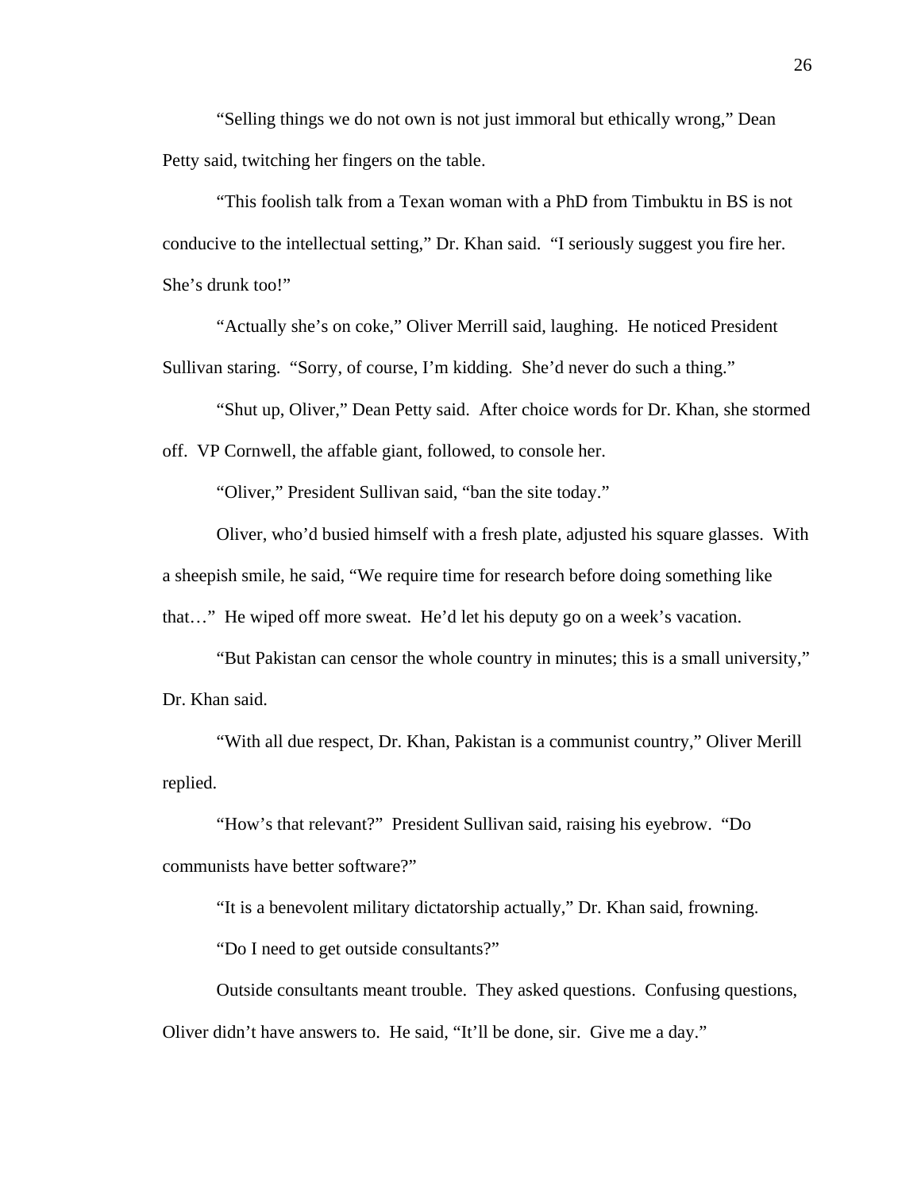"Selling things we do not own is not just immoral but ethically wrong," Dean Petty said, twitching her fingers on the table.

"This foolish talk from a Texan woman with a PhD from Timbuktu in BS is not conducive to the intellectual setting," Dr. Khan said. "I seriously suggest you fire her. She's drunk too!"

"Actually she's on coke," Oliver Merrill said, laughing. He noticed President Sullivan staring. "Sorry, of course, I'm kidding. She'd never do such a thing."

"Shut up, Oliver," Dean Petty said. After choice words for Dr. Khan, she stormed off. VP Cornwell, the affable giant, followed, to console her.

"Oliver," President Sullivan said, "ban the site today."

Oliver, who'd busied himself with a fresh plate, adjusted his square glasses. With a sheepish smile, he said, "We require time for research before doing something like that…" He wiped off more sweat. He'd let his deputy go on a week's vacation.

"But Pakistan can censor the whole country in minutes; this is a small university," Dr. Khan said.

"With all due respect, Dr. Khan, Pakistan is a communist country," Oliver Merill replied.

"How's that relevant?" President Sullivan said, raising his eyebrow. "Do communists have better software?"

"It is a benevolent military dictatorship actually," Dr. Khan said, frowning.

"Do I need to get outside consultants?"

Outside consultants meant trouble. They asked questions. Confusing questions, Oliver didn't have answers to. He said, "It'll be done, sir. Give me a day."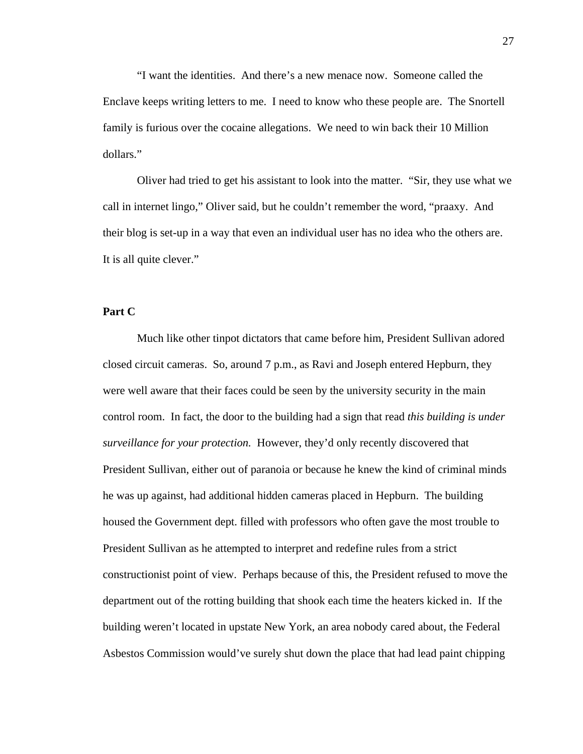"I want the identities. And there's a new menace now. Someone called the Enclave keeps writing letters to me. I need to know who these people are. The Snortell family is furious over the cocaine allegations. We need to win back their 10 Million dollars."

Oliver had tried to get his assistant to look into the matter. "Sir, they use what we call in internet lingo," Oliver said, but he couldn't remember the word, "praaxy. And their blog is set-up in a way that even an individual user has no idea who the others are. It is all quite clever."

**Part C**

Much like other tinpot dictators that came before him, President Sullivan adored closed circuit cameras. So, around 7 p.m., as Ravi and Joseph entered Hepburn, they were well aware that their faces could be seen by the university security in the main control room. In fact, the door to the building had a sign that read *this building is under surveillance for your protection.* However, they'd only recently discovered that President Sullivan, either out of paranoia or because he knew the kind of criminal minds he was up against, had additional hidden cameras placed in Hepburn. The building housed the Government dept. filled with professors who often gave the most trouble to President Sullivan as he attempted to interpret and redefine rules from a strict constructionist point of view. Perhaps because of this, the President refused to move the department out of the rotting building that shook each time the heaters kicked in. If the building weren't located in upstate New York, an area nobody cared about, the Federal Asbestos Commission would've surely shut down the place that had lead paint chipping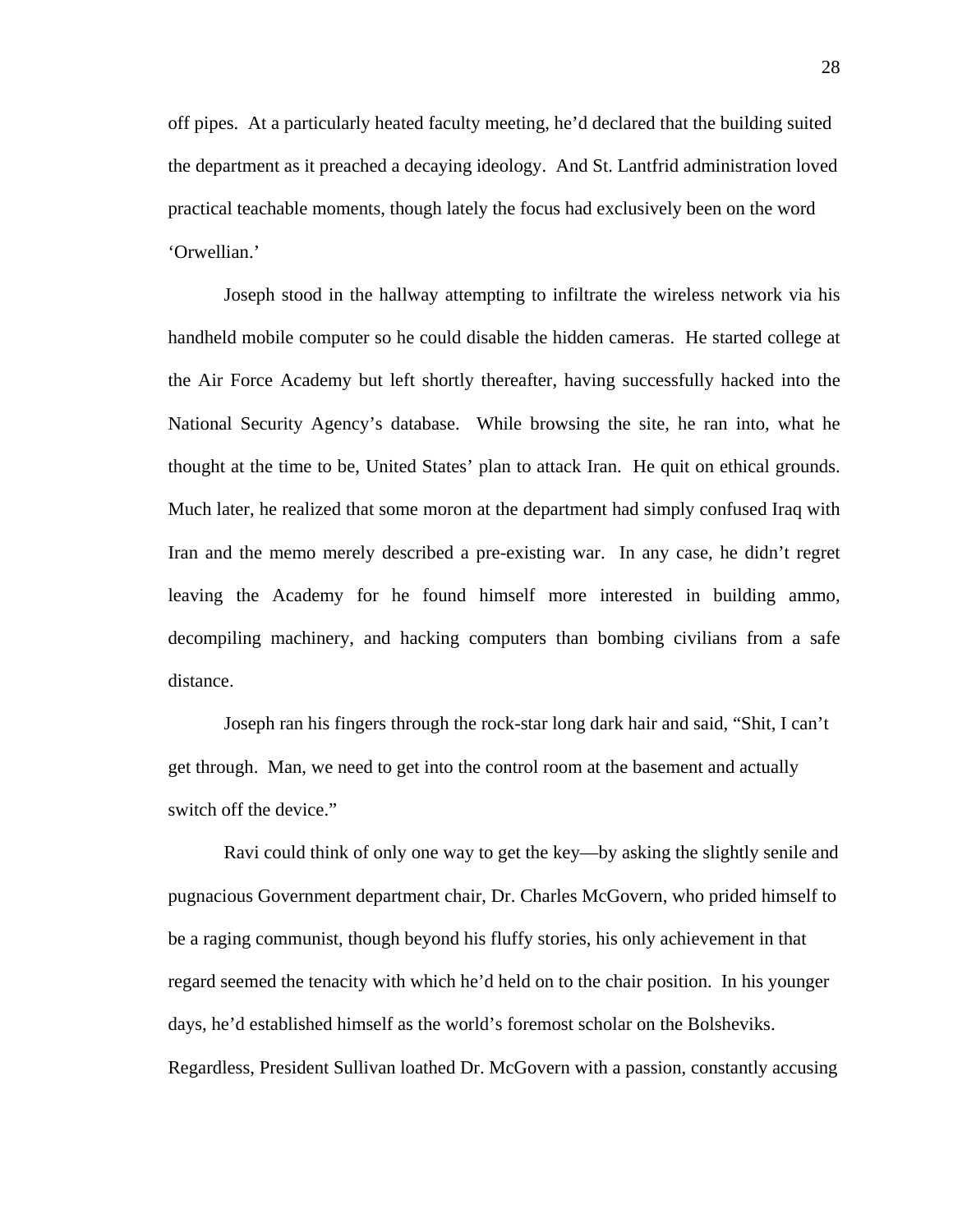off pipes. At a particularly heated faculty meeting, he'd declared that the building suited the department as it preached a decaying ideology. And St. Lantfrid administration loved practical teachable moments, though lately the focus had exclusively been on the word 'Orwellian.'

Joseph stood in the hallway attempting to infiltrate the wireless network via his handheld mobile computer so he could disable the hidden cameras. He started college at the Air Force Academy but left shortly thereafter, having successfully hacked into the National Security Agency's database. While browsing the site, he ran into, what he thought at the time to be, United States' plan to attack Iran. He quit on ethical grounds. Much later, he realized that some moron at the department had simply confused Iraq with Iran and the memo merely described a pre-existing war. In any case, he didn't regret leaving the Academy for he found himself more interested in building ammo, decompiling machinery, and hacking computers than bombing civilians from a safe distance.

Joseph ran his fingers through the rock-star long dark hair and said, "Shit, I can't get through. Man, we need to get into the control room at the basement and actually switch off the device."

Ravi could think of only one way to get the key—by asking the slightly senile and pugnacious Government department chair, Dr. Charles McGovern, who prided himself to be a raging communist, though beyond his fluffy stories, his only achievement in that regard seemed the tenacity with which he'd held on to the chair position. In his younger days, he'd established himself as the world's foremost scholar on the Bolsheviks. Regardless, President Sullivan loathed Dr. McGovern with a passion, constantly accusing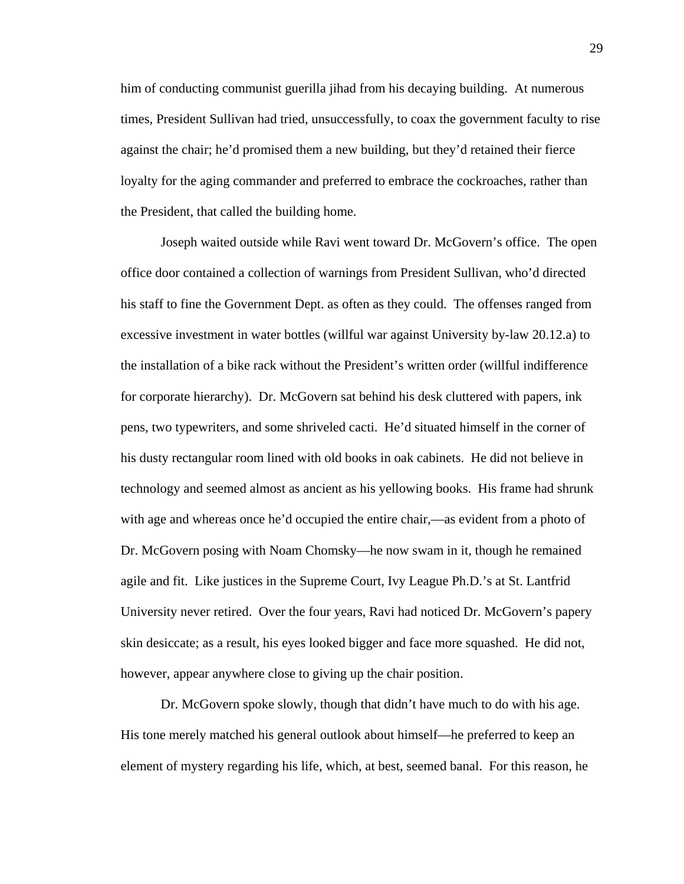him of conducting communist guerilla jihad from his decaying building. At numerous times, President Sullivan had tried, unsuccessfully, to coax the government faculty to rise against the chair; he'd promised them a new building, but they'd retained their fierce loyalty for the aging commander and preferred to embrace the cockroaches, rather than the President, that called the building home.

Joseph waited outside while Ravi went toward Dr. McGovern's office. The open office door contained a collection of warnings from President Sullivan, who'd directed his staff to fine the Government Dept. as often as they could. The offenses ranged from excessive investment in water bottles (willful war against University by-law 20.12.a) to the installation of a bike rack without the President's written order (willful indifference for corporate hierarchy). Dr. McGovern sat behind his desk cluttered with papers, ink pens, two typewriters, and some shriveled cacti. He'd situated himself in the corner of his dusty rectangular room lined with old books in oak cabinets. He did not believe in technology and seemed almost as ancient as his yellowing books. His frame had shrunk with age and whereas once he'd occupied the entire chair,—as evident from a photo of Dr. McGovern posing with Noam Chomsky—he now swam in it, though he remained agile and fit. Like justices in the Supreme Court, Ivy League Ph.D.'s at St. Lantfrid University never retired. Over the four years, Ravi had noticed Dr. McGovern's papery skin desiccate; as a result, his eyes looked bigger and face more squashed. He did not, however, appear anywhere close to giving up the chair position.

Dr. McGovern spoke slowly, though that didn't have much to do with his age. His tone merely matched his general outlook about himself—he preferred to keep an element of mystery regarding his life, which, at best, seemed banal. For this reason, he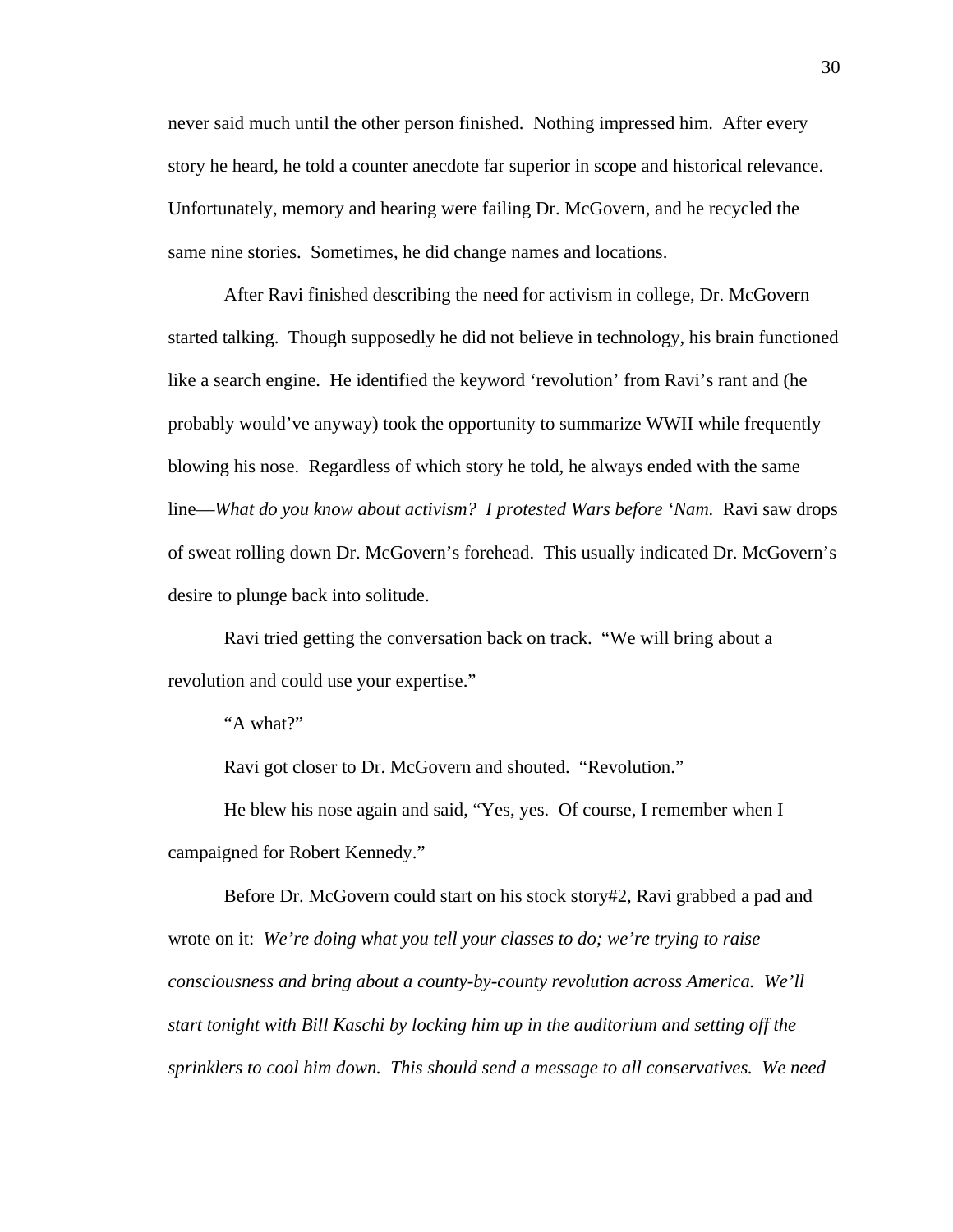never said much until the other person finished. Nothing impressed him. After every story he heard, he told a counter anecdote far superior in scope and historical relevance. Unfortunately, memory and hearing were failing Dr. McGovern, and he recycled the same nine stories. Sometimes, he did change names and locations.

After Ravi finished describing the need for activism in college, Dr. McGovern started talking. Though supposedly he did not believe in technology, his brain functioned like a search engine. He identified the keyword 'revolution' from Ravi's rant and (he probably would've anyway) took the opportunity to summarize WWII while frequently blowing his nose. Regardless of which story he told, he always ended with the same line—*What do you know about activism? I protested Wars before 'Nam.* Ravi saw drops of sweat rolling down Dr. McGovern's forehead. This usually indicated Dr. McGovern's desire to plunge back into solitude.

Ravi tried getting the conversation back on track. "We will bring about a revolution and could use your expertise."

"A what?"

Ravi got closer to Dr. McGovern and shouted. "Revolution."

He blew his nose again and said, "Yes, yes. Of course, I remember when I campaigned for Robert Kennedy."

Before Dr. McGovern could start on his stock story#2, Ravi grabbed a pad and wrote on it: *We're doing what you tell your classes to do; we're trying to raise consciousness and bring about a county-by-county revolution across America. We'll start tonight with Bill Kaschi by locking him up in the auditorium and setting off the sprinklers to cool him down. This should send a message to all conservatives. We need*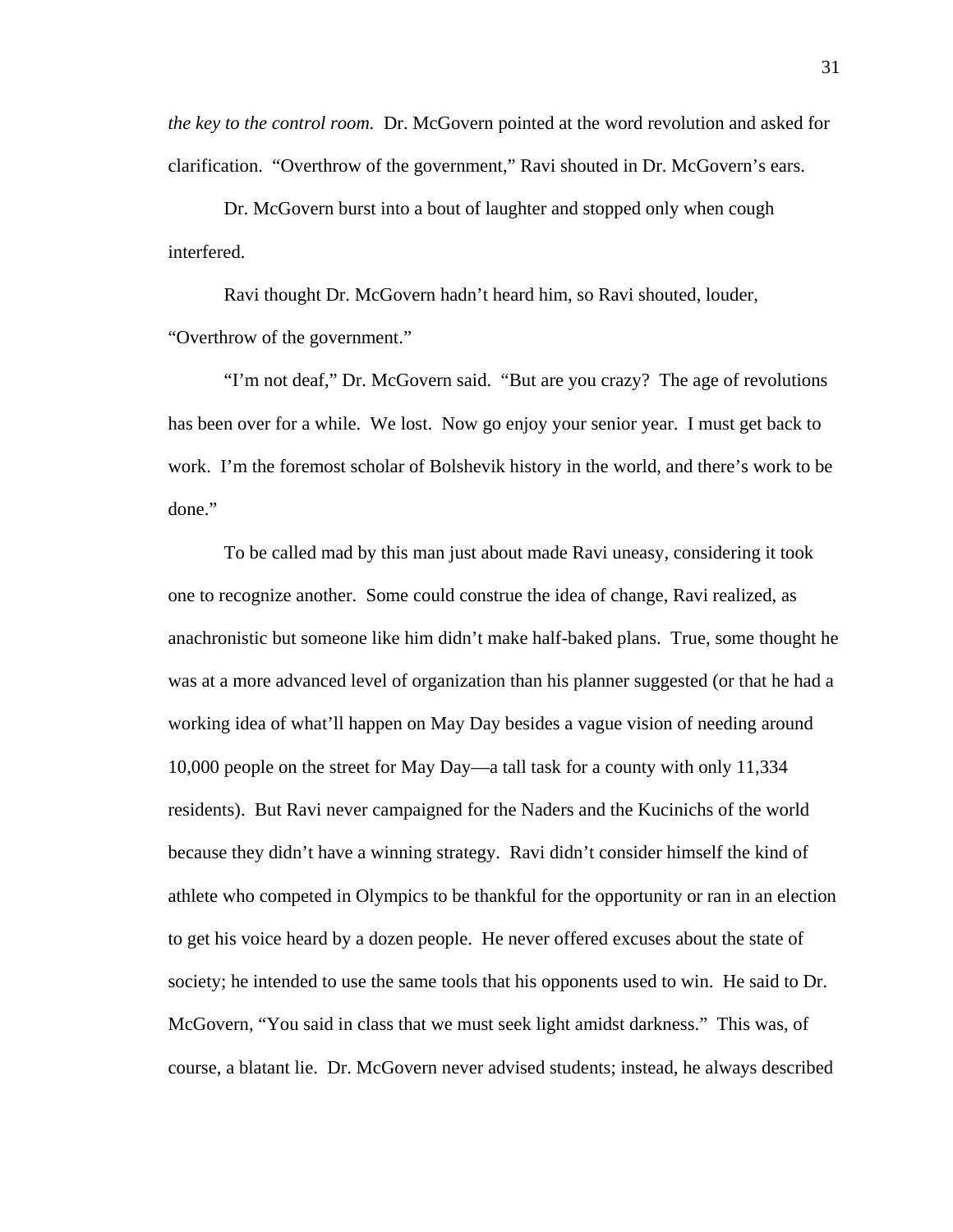*the key to the control room.* Dr. McGovern pointed at the word revolution and asked for clarification. "Overthrow of the government," Ravi shouted in Dr. McGovern's ears.

Dr. McGovern burst into a bout of laughter and stopped only when cough interfered.

Ravi thought Dr. McGovern hadn't heard him, so Ravi shouted, louder, "Overthrow of the government."

"I'm not deaf," Dr. McGovern said. "But are you crazy? The age of revolutions has been over for a while. We lost. Now go enjoy your senior year. I must get back to work. I'm the foremost scholar of Bolshevik history in the world, and there's work to be done."

To be called mad by this man just about made Ravi uneasy, considering it took one to recognize another. Some could construe the idea of change, Ravi realized, as anachronistic but someone like him didn't make half-baked plans. True, some thought he was at a more advanced level of organization than his planner suggested (or that he had a working idea of what'll happen on May Day besides a vague vision of needing around 10,000 people on the street for May Day—a tall task for a county with only 11,334 residents). But Ravi never campaigned for the Naders and the Kucinichs of the world because they didn't have a winning strategy. Ravi didn't consider himself the kind of athlete who competed in Olympics to be thankful for the opportunity or ran in an election to get his voice heard by a dozen people. He never offered excuses about the state of society; he intended to use the same tools that his opponents used to win. He said to Dr. McGovern, "You said in class that we must seek light amidst darkness." This was, of course, a blatant lie. Dr. McGovern never advised students; instead, he always described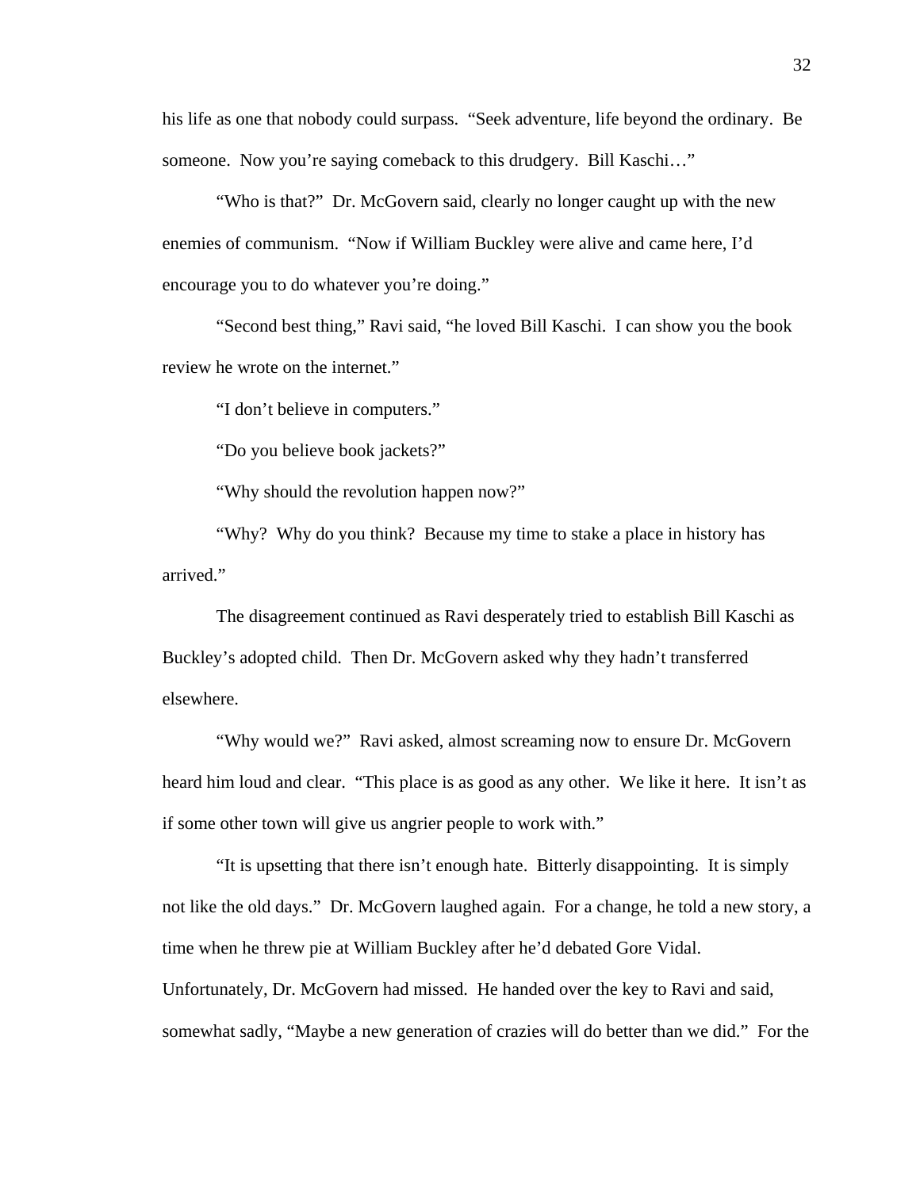his life as one that nobody could surpass. “Seek adventure, life beyond the ordinary. Be someone. Now you’re saying comeback to this drudgery. Bill Kaschi…”

“Who is that?” Dr. McGovern said, clearly no longer caught up with the new enemies of communism. “Now if William Buckley were alive and came here, I’d encourage you to do whatever you’re doing.”

“Second best thing,” Ravi said, “he loved Bill Kaschi. I can show you the book review he wrote on the internet.”

“I don’t believe in computers.”

“Do you believe book jackets?”

“Why should the revolution happen now?”

“Why? Why do you think? Because my time to stake a place in history has arrived.”

The disagreement continued as Ravi desperately tried to establish Bill Kaschi as Buckley’s adopted child. Then Dr. McGovern asked why they hadn’t transferred elsewhere.

“Why would we?” Ravi asked, almost screaming now to ensure Dr. McGovern heard him loud and clear. “This place is as good as any other. We like it here. It isn’t as if some other town will give us angrier people to work with.”

“It is upsetting that there isn’t enough hate. Bitterly disappointing. It is simply not like the old days.” Dr. McGovern laughed again. For a change, he told a new story, a time when he threw pie at William Buckley after he’d debated Gore Vidal. Unfortunately, Dr. McGovern had missed. He handed over the key to Ravi and said, somewhat sadly, “Maybe a new generation of crazies will do better than we did.” For the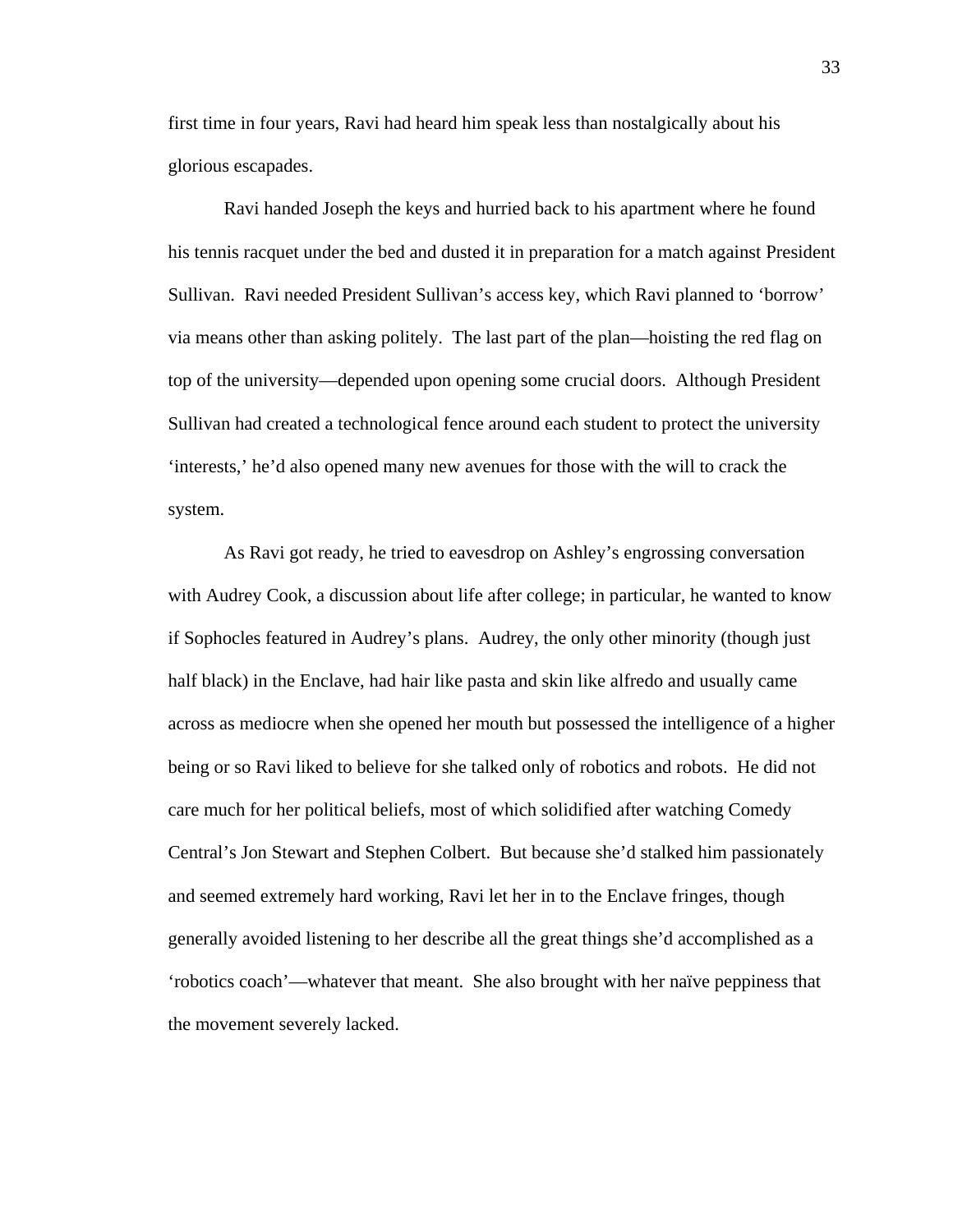first time in four years, Ravi had heard him speak less than nostalgically about his glorious escapades.

Ravi handed Joseph the keys and hurried back to his apartment where he found his tennis racquet under the bed and dusted it in preparation for a match against President Sullivan. Ravi needed President Sullivan's access key, which Ravi planned to 'borrow' via means other than asking politely. The last part of the plan—hoisting the red flag on top of the university—depended upon opening some crucial doors. Although President Sullivan had created a technological fence around each student to protect the university 'interests,' he'd also opened many new avenues for those with the will to crack the system.

As Ravi got ready, he tried to eavesdrop on Ashley's engrossing conversation with Audrey Cook, a discussion about life after college; in particular, he wanted to know if Sophocles featured in Audrey's plans. Audrey, the only other minority (though just half black) in the Enclave, had hair like pasta and skin like alfredo and usually came across as mediocre when she opened her mouth but possessed the intelligence of a higher being or so Ravi liked to believe for she talked only of robotics and robots. He did not care much for her political beliefs, most of which solidified after watching Comedy Central's Jon Stewart and Stephen Colbert. But because she'd stalked him passionately and seemed extremely hard working, Ravi let her in to the Enclave fringes, though generally avoided listening to her describe all the great things she'd accomplished as a 'robotics coach'—whatever that meant. She also brought with her naïve peppiness that the movement severely lacked.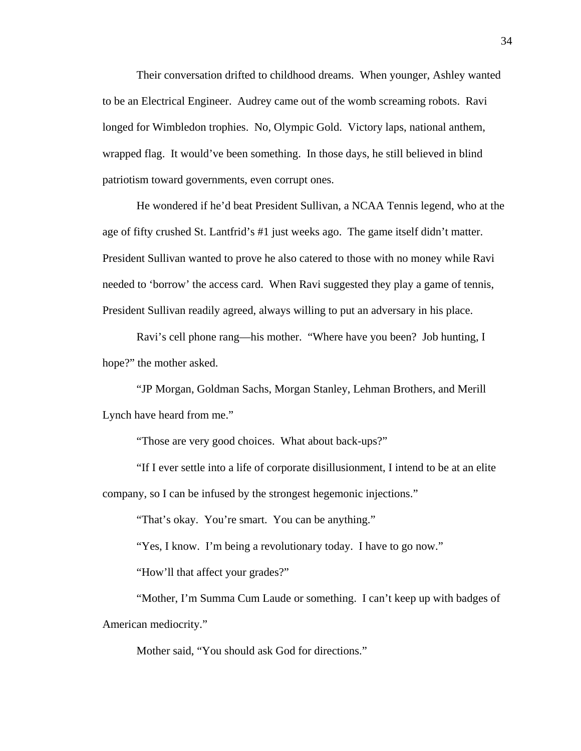Their conversation drifted to childhood dreams. When younger, Ashley wanted to be an Electrical Engineer. Audrey came out of the womb screaming robots. Ravi longed for Wimbledon trophies. No, Olympic Gold. Victory laps, national anthem, wrapped flag. It would've been something. In those days, he still believed in blind patriotism toward governments, even corrupt ones.

He wondered if he'd beat President Sullivan, a NCAA Tennis legend, who at the age of fifty crushed St. Lantfrid's #1 just weeks ago. The game itself didn't matter. President Sullivan wanted to prove he also catered to those with no money while Ravi needed to 'borrow' the access card. When Ravi suggested they play a game of tennis, President Sullivan readily agreed, always willing to put an adversary in his place.

Ravi's cell phone rang—his mother. "Where have you been? Job hunting, I hope?" the mother asked.

"JP Morgan, Goldman Sachs, Morgan Stanley, Lehman Brothers, and Merill Lynch have heard from me."

"Those are very good choices. What about back-ups?"

"If I ever settle into a life of corporate disillusionment, I intend to be at an elite company, so I can be infused by the strongest hegemonic injections."

"That's okay. You're smart. You can be anything."

"Yes, I know. I'm being a revolutionary today. I have to go now."

"How'll that affect your grades?"

"Mother, I'm Summa Cum Laude or something. I can't keep up with badges of American mediocrity."

Mother said, "You should ask God for directions."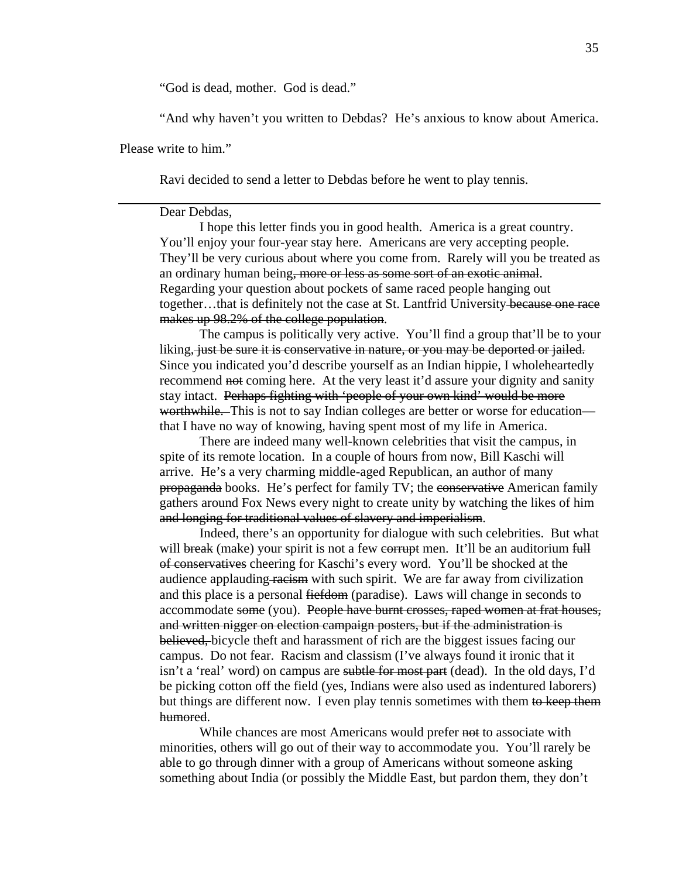"God is dead, mother. God is dead."

"And why haven't you written to Debdas? He's anxious to know about America. Please write to him."

Ravi decided to send a letter to Debdas before he went to play tennis.

---

Dear Debdas,

I hope this letter finds you in good health. America is a great country. You'll enjoy your four-year stay here. Americans are very accepting people. They'll be very curious about where you come from. Rarely will you be treated as an ordinary human being~~, more or less as some sort of an exotic animal~~. Regarding your question about pockets of same raced people hanging out together…that is definitely not the case at St. Lantfrid University~~ because one race makes up 98.2% of the college population~~.

The campus is politically very active. You'll find a group that'll be to your liking~~, just be sure it is conservative in nature, or you may be deported or jailed.~~ Since you indicated you'd describe yourself as an Indian hippie, I wholeheartedly recommend ~~not~~ coming here. At the very least it'd assure your dignity and sanity stay intact. ~~Perhaps fighting with 'people of your own kind' would be more worthwhile.~~ This is not to say Indian colleges are better or worse for education—that I have no way of knowing, having spent most of my life in America.

There are indeed many well-known celebrities that visit the campus, in spite of its remote location. In a couple of hours from now, Bill Kaschi will arrive. He's a very charming middle-aged Republican, an author of many ~~propaganda~~ books. He's perfect for family TV; the ~~conservative~~ American family gathers around Fox News every night to create unity by watching the likes of him ~~and longing for traditional values of slavery and imperialism~~.

Indeed, there's an opportunity for dialogue with such celebrities. But what will ~~break~~ (make) your spirit is not a few ~~corrupt~~ men. It'll be an auditorium ~~full of conservatives~~ cheering for Kaschi's every word. You'll be shocked at the audience applauding~~ racism~~ with such spirit. We are far away from civilization and this place is a personal ~~fiefdom~~ (paradise). Laws will change in seconds to accommodate ~~some~~ (you). ~~People have burnt crosses, raped women at frat houses, and written nigger on election campaign posters, but if the administration is believed,~~ bicycle theft and harassment of rich are the biggest issues facing our campus. Do not fear. Racism and classism (I've always found it ironic that it isn't a 'real' word) on campus are ~~subtle for most part~~ (dead). In the old days, I'd be picking cotton off the field (yes, Indians were also used as indentured laborers) but things are different now. I even play tennis sometimes with them ~~to keep them humored~~.

While chances are most Americans would prefer ~~not~~ to associate with minorities, others will go out of their way to accommodate you. You'll rarely be able to go through dinner with a group of Americans without someone asking something about India (or possibly the Middle East, but pardon them, they don't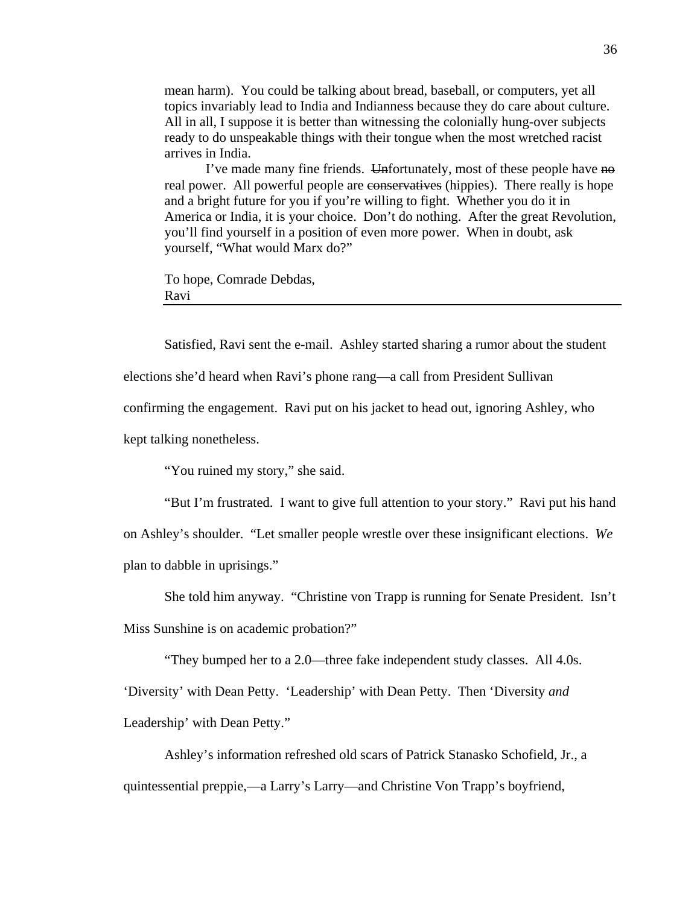> mean harm). You could be talking about bread, baseball, or computers, yet all topics invariably lead to India and Indianness because they do care about culture. All in all, I suppose it is better than witnessing the colonially hung-over subjects ready to do unspeakable things with their tongue when the most wretched racist arrives in India.
>
> I've made many fine friends. ~~Un~~fortunately, most of these people have ~~no~~ real power. All powerful people are ~~conservatives~~ (hippies). There really is hope and a bright future for you if you're willing to fight. Whether you do it in America or India, it is your choice. Don't do nothing. After the great Revolution, you'll find yourself in a position of even more power. When in doubt, ask yourself, "What would Marx do?"
>
> To hope, Comrade Debdas,
> Ravi

---

Satisfied, Ravi sent the e-mail. Ashley started sharing a rumor about the student elections she'd heard when Ravi's phone rang—a call from President Sullivan confirming the engagement. Ravi put on his jacket to head out, ignoring Ashley, who kept talking nonetheless.

"You ruined my story," she said.

"But I'm frustrated. I want to give full attention to your story." Ravi put his hand on Ashley's shoulder. "Let smaller people wrestle over these insignificant elections. *We* plan to dabble in uprisings."

She told him anyway. "Christine von Trapp is running for Senate President. Isn't Miss Sunshine is on academic probation?"

"They bumped her to a 2.0—three fake independent study classes. All 4.0s. 'Diversity' with Dean Petty. 'Leadership' with Dean Petty. Then 'Diversity *and* Leadership' with Dean Petty."

Ashley's information refreshed old scars of Patrick Stanasko Schofield, Jr., a quintessential preppie,—a Larry's Larry—and Christine Von Trapp's boyfriend,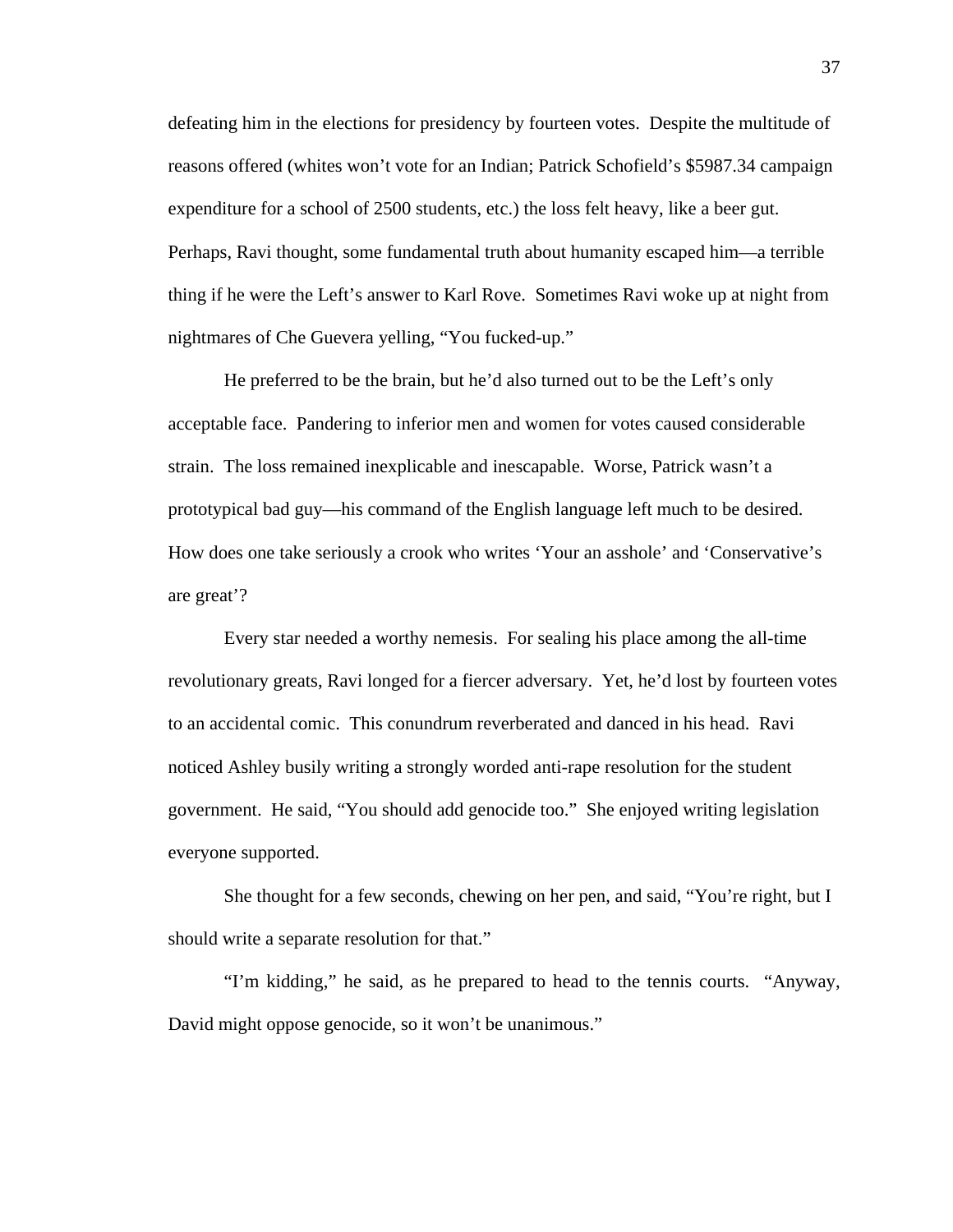defeating him in the elections for presidency by fourteen votes. Despite the multitude of reasons offered (whites won't vote for an Indian; Patrick Schofield's $5987.34 campaign expenditure for a school of 2500 students, etc.) the loss felt heavy, like a beer gut. Perhaps, Ravi thought, some fundamental truth about humanity escaped him—a terrible thing if he were the Left's answer to Karl Rove. Sometimes Ravi woke up at night from nightmares of Che Guevera yelling, "You fucked-up."

He preferred to be the brain, but he'd also turned out to be the Left's only acceptable face. Pandering to inferior men and women for votes caused considerable strain. The loss remained inexplicable and inescapable. Worse, Patrick wasn't a prototypical bad guy—his command of the English language left much to be desired. How does one take seriously a crook who writes 'Your an asshole' and 'Conservative's are great'?

Every star needed a worthy nemesis. For sealing his place among the all-time revolutionary greats, Ravi longed for a fiercer adversary. Yet, he'd lost by fourteen votes to an accidental comic. This conundrum reverberated and danced in his head. Ravi noticed Ashley busily writing a strongly worded anti-rape resolution for the student government. He said, "You should add genocide too." She enjoyed writing legislation everyone supported.

She thought for a few seconds, chewing on her pen, and said, "You're right, but I should write a separate resolution for that."

"I'm kidding," he said, as he prepared to head to the tennis courts. "Anyway, David might oppose genocide, so it won't be unanimous."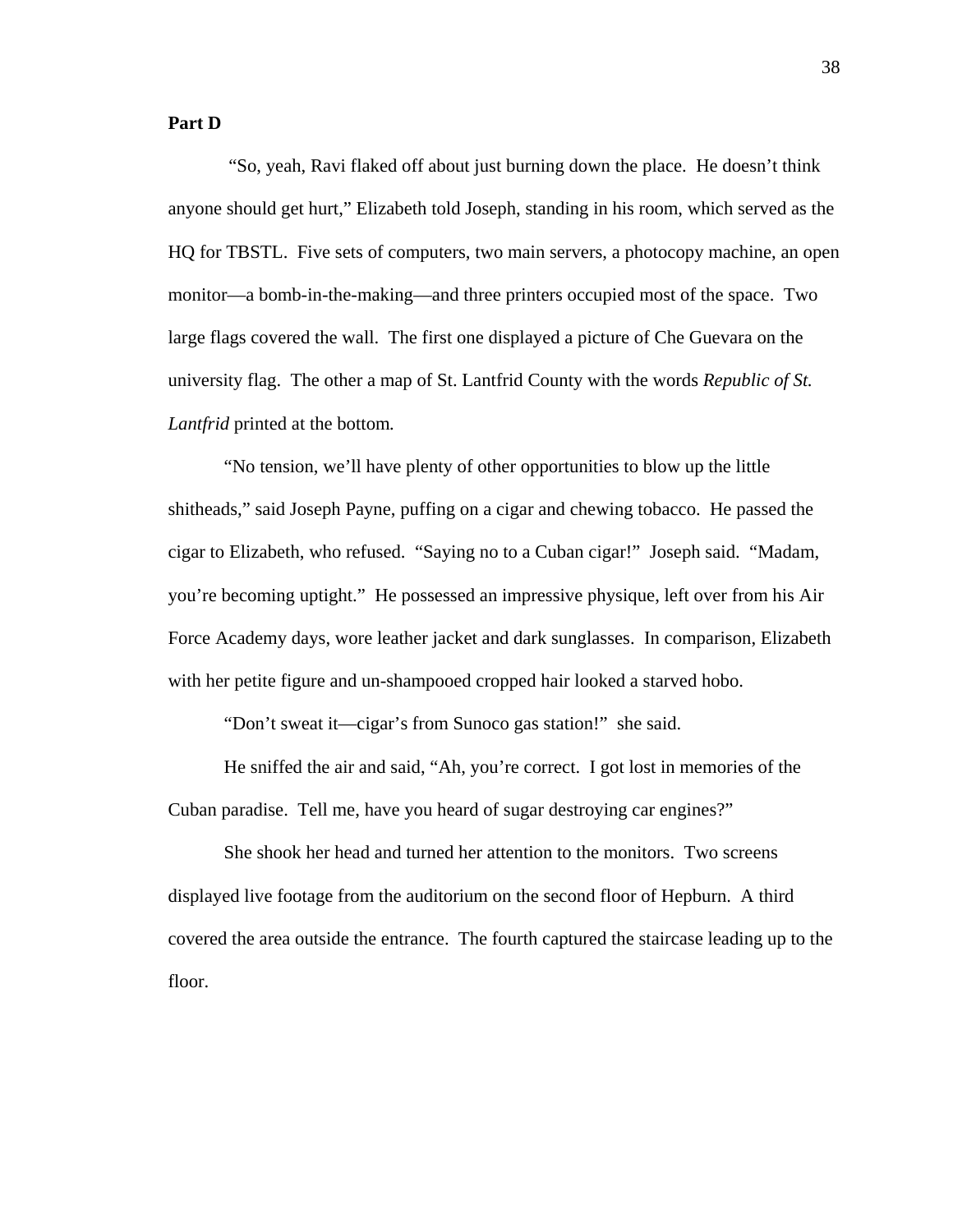**Part D**

"So, yeah, Ravi flaked off about just burning down the place. He doesn't think anyone should get hurt," Elizabeth told Joseph, standing in his room, which served as the HQ for TBSTL. Five sets of computers, two main servers, a photocopy machine, an open monitor—a bomb-in-the-making—and three printers occupied most of the space. Two large flags covered the wall. The first one displayed a picture of Che Guevara on the university flag. The other a map of St. Lantfrid County with the words *Republic of St. Lantfrid* printed at the bottom.

"No tension, we'll have plenty of other opportunities to blow up the little shitheads," said Joseph Payne, puffing on a cigar and chewing tobacco. He passed the cigar to Elizabeth, who refused. "Saying no to a Cuban cigar!" Joseph said. "Madam, you're becoming uptight." He possessed an impressive physique, left over from his Air Force Academy days, wore leather jacket and dark sunglasses. In comparison, Elizabeth with her petite figure and un-shampooed cropped hair looked a starved hobo.

"Don't sweat it—cigar's from Sunoco gas station!" she said.

He sniffed the air and said, "Ah, you're correct. I got lost in memories of the Cuban paradise. Tell me, have you heard of sugar destroying car engines?"

She shook her head and turned her attention to the monitors. Two screens displayed live footage from the auditorium on the second floor of Hepburn. A third covered the area outside the entrance. The fourth captured the staircase leading up to the floor.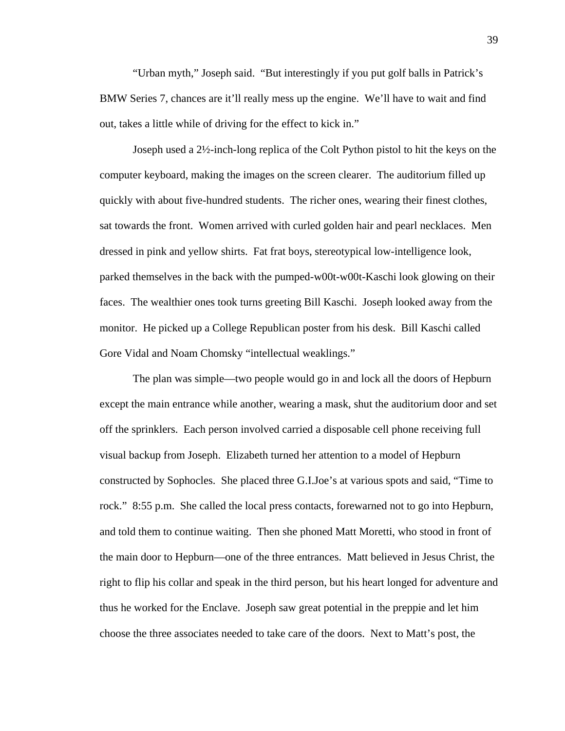“Urban myth,” Joseph said. “But interestingly if you put golf balls in Patrick’s BMW Series 7, chances are it’ll really mess up the engine. We’ll have to wait and find out, takes a little while of driving for the effect to kick in.”

Joseph used a 2½-inch-long replica of the Colt Python pistol to hit the keys on the computer keyboard, making the images on the screen clearer. The auditorium filled up quickly with about five-hundred students. The richer ones, wearing their finest clothes, sat towards the front. Women arrived with curled golden hair and pearl necklaces. Men dressed in pink and yellow shirts. Fat frat boys, stereotypical low-intelligence look, parked themselves in the back with the pumped-w00t-w00t-Kaschi look glowing on their faces. The wealthier ones took turns greeting Bill Kaschi. Joseph looked away from the monitor. He picked up a College Republican poster from his desk. Bill Kaschi called Gore Vidal and Noam Chomsky “intellectual weaklings.”

The plan was simple—two people would go in and lock all the doors of Hepburn except the main entrance while another, wearing a mask, shut the auditorium door and set off the sprinklers. Each person involved carried a disposable cell phone receiving full visual backup from Joseph. Elizabeth turned her attention to a model of Hepburn constructed by Sophocles. She placed three G.I.Joe’s at various spots and said, “Time to rock.” 8:55 p.m. She called the local press contacts, forewarned not to go into Hepburn, and told them to continue waiting. Then she phoned Matt Moretti, who stood in front of the main door to Hepburn—one of the three entrances. Matt believed in Jesus Christ, the right to flip his collar and speak in the third person, but his heart longed for adventure and thus he worked for the Enclave. Joseph saw great potential in the preppie and let him choose the three associates needed to take care of the doors. Next to Matt’s post, the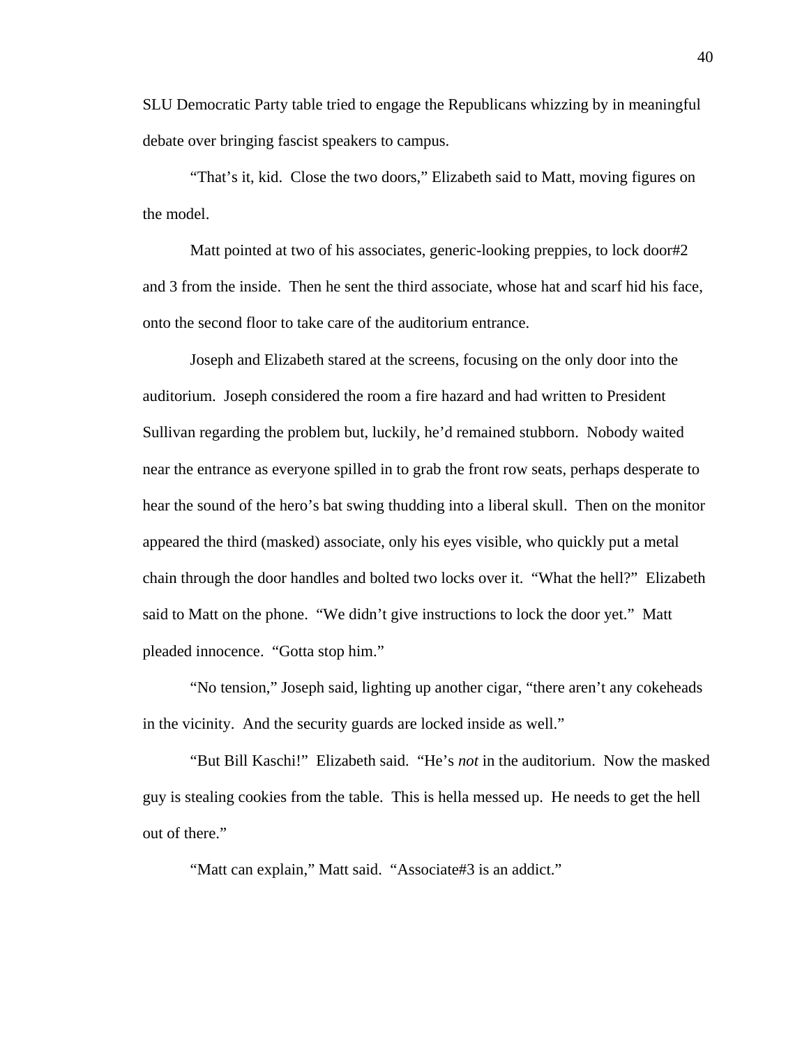SLU Democratic Party table tried to engage the Republicans whizzing by in meaningful debate over bringing fascist speakers to campus.

"That's it, kid. Close the two doors," Elizabeth said to Matt, moving figures on the model.

Matt pointed at two of his associates, generic-looking preppies, to lock door#2 and 3 from the inside. Then he sent the third associate, whose hat and scarf hid his face, onto the second floor to take care of the auditorium entrance.

Joseph and Elizabeth stared at the screens, focusing on the only door into the auditorium. Joseph considered the room a fire hazard and had written to President Sullivan regarding the problem but, luckily, he'd remained stubborn. Nobody waited near the entrance as everyone spilled in to grab the front row seats, perhaps desperate to hear the sound of the hero's bat swing thudding into a liberal skull. Then on the monitor appeared the third (masked) associate, only his eyes visible, who quickly put a metal chain through the door handles and bolted two locks over it. "What the hell?" Elizabeth said to Matt on the phone. "We didn't give instructions to lock the door yet." Matt pleaded innocence. "Gotta stop him."

"No tension," Joseph said, lighting up another cigar, "there aren't any cokeheads in the vicinity. And the security guards are locked inside as well."

"But Bill Kaschi!" Elizabeth said. "He's *not* in the auditorium. Now the masked guy is stealing cookies from the table. This is hella messed up. He needs to get the hell out of there."

"Matt can explain," Matt said. "Associate#3 is an addict."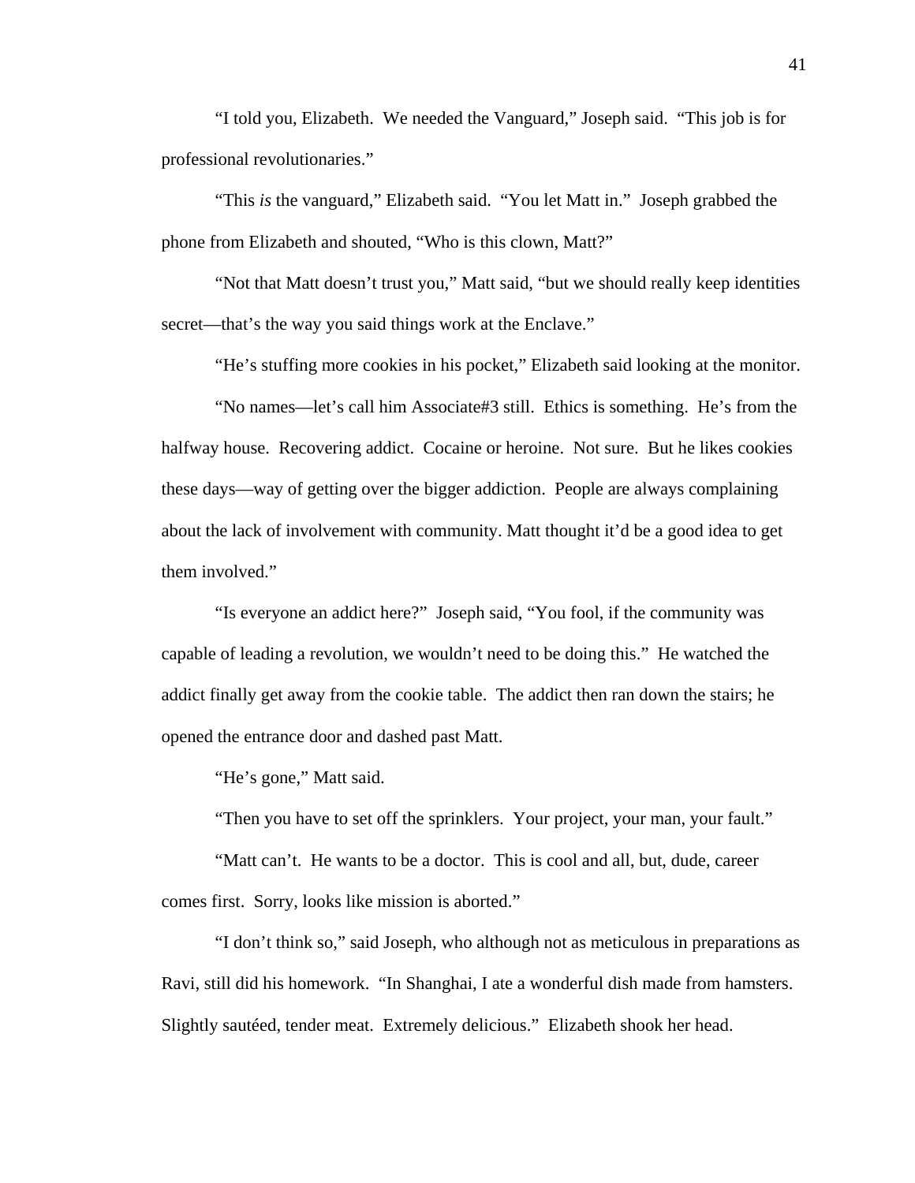"I told you, Elizabeth. We needed the Vanguard," Joseph said. "This job is for professional revolutionaries."

"This *is* the vanguard," Elizabeth said. "You let Matt in." Joseph grabbed the phone from Elizabeth and shouted, "Who is this clown, Matt?"

"Not that Matt doesn't trust you," Matt said, "but we should really keep identities secret—that's the way you said things work at the Enclave."

"He's stuffing more cookies in his pocket," Elizabeth said looking at the monitor.

"No names—let's call him Associate#3 still. Ethics is something. He's from the halfway house. Recovering addict. Cocaine or heroine. Not sure. But he likes cookies these days—way of getting over the bigger addiction. People are always complaining about the lack of involvement with community. Matt thought it'd be a good idea to get them involved."

"Is everyone an addict here?" Joseph said, "You fool, if the community was capable of leading a revolution, we wouldn't need to be doing this." He watched the addict finally get away from the cookie table. The addict then ran down the stairs; he opened the entrance door and dashed past Matt.

"He's gone," Matt said.

"Then you have to set off the sprinklers. Your project, your man, your fault."

"Matt can't. He wants to be a doctor. This is cool and all, but, dude, career comes first. Sorry, looks like mission is aborted."

"I don't think so," said Joseph, who although not as meticulous in preparations as Ravi, still did his homework. "In Shanghai, I ate a wonderful dish made from hamsters. Slightly sautéed, tender meat. Extremely delicious." Elizabeth shook her head.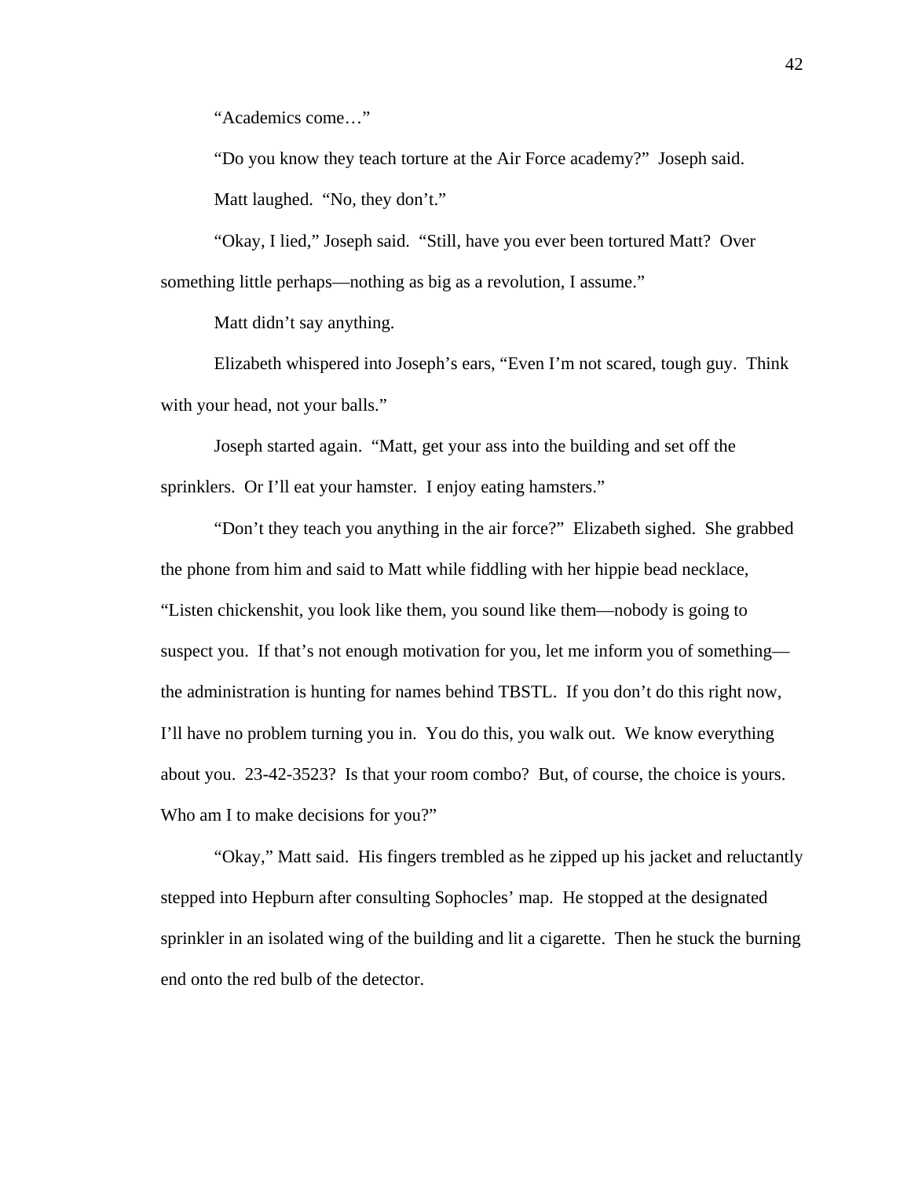"Academics come…"

"Do you know they teach torture at the Air Force academy?" Joseph said.

Matt laughed. "No, they don't."

"Okay, I lied," Joseph said. "Still, have you ever been tortured Matt? Over something little perhaps—nothing as big as a revolution, I assume."

Matt didn't say anything.

Elizabeth whispered into Joseph's ears, "Even I'm not scared, tough guy. Think with your head, not your balls."

Joseph started again. "Matt, get your ass into the building and set off the sprinklers. Or I'll eat your hamster. I enjoy eating hamsters."

"Don't they teach you anything in the air force?" Elizabeth sighed. She grabbed the phone from him and said to Matt while fiddling with her hippie bead necklace, "Listen chickenshit, you look like them, you sound like them—nobody is going to suspect you. If that's not enough motivation for you, let me inform you of something—the administration is hunting for names behind TBSTL. If you don't do this right now, I'll have no problem turning you in. You do this, you walk out. We know everything about you. 23-42-3523? Is that your room combo? But, of course, the choice is yours. Who am I to make decisions for you?"

"Okay," Matt said. His fingers trembled as he zipped up his jacket and reluctantly stepped into Hepburn after consulting Sophocles' map. He stopped at the designated sprinkler in an isolated wing of the building and lit a cigarette. Then he stuck the burning end onto the red bulb of the detector.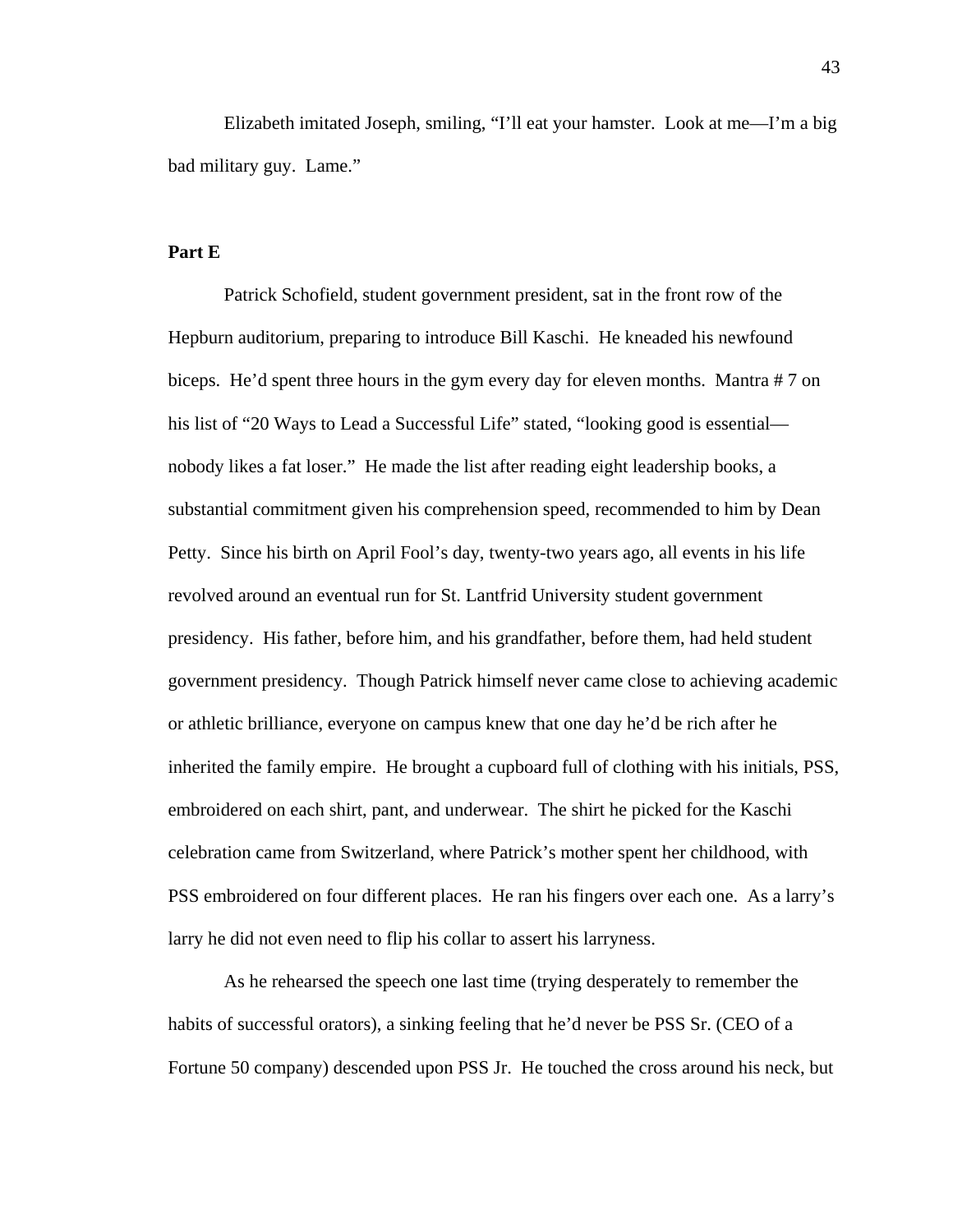Elizabeth imitated Joseph, smiling, "I'll eat your hamster.  Look at me—I'm a big bad military guy.  Lame."

**Part E**

Patrick Schofield, student government president, sat in the front row of the Hepburn auditorium, preparing to introduce Bill Kaschi.  He kneaded his newfound biceps.  He'd spent three hours in the gym every day for eleven months.  Mantra # 7 on his list of "20 Ways to Lead a Successful Life" stated, "looking good is essential—nobody likes a fat loser."  He made the list after reading eight leadership books, a substantial commitment given his comprehension speed, recommended to him by Dean Petty.  Since his birth on April Fool's day, twenty-two years ago, all events in his life revolved around an eventual run for St. Lantfrid University student government presidency.  His father, before him, and his grandfather, before them, had held student government presidency.  Though Patrick himself never came close to achieving academic or athletic brilliance, everyone on campus knew that one day he'd be rich after he inherited the family empire.  He brought a cupboard full of clothing with his initials, PSS, embroidered on each shirt, pant, and underwear.  The shirt he picked for the Kaschi celebration came from Switzerland, where Patrick's mother spent her childhood, with PSS embroidered on four different places.  He ran his fingers over each one.  As a larry's larry he did not even need to flip his collar to assert his larryness.

As he rehearsed the speech one last time (trying desperately to remember the habits of successful orators), a sinking feeling that he'd never be PSS Sr. (CEO of a Fortune 50 company) descended upon PSS Jr.  He touched the cross around his neck, but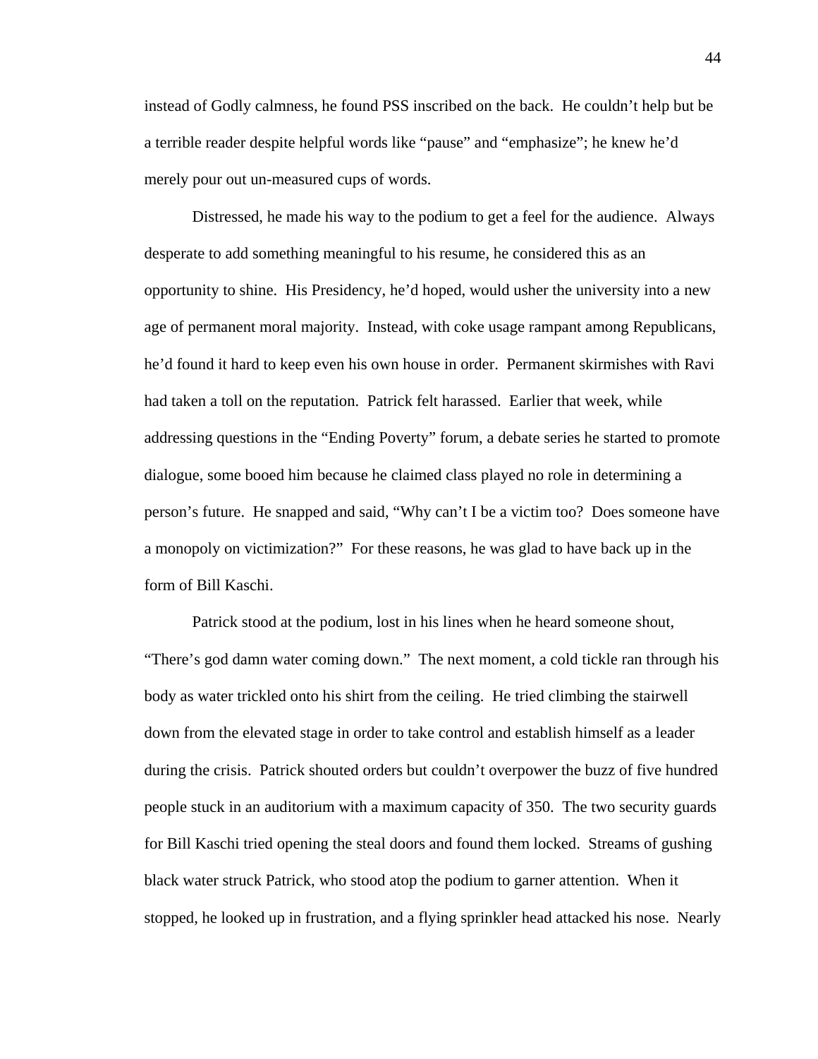instead of Godly calmness, he found PSS inscribed on the back. He couldn't help but be a terrible reader despite helpful words like "pause" and "emphasize"; he knew he'd merely pour out un-measured cups of words.

Distressed, he made his way to the podium to get a feel for the audience. Always desperate to add something meaningful to his resume, he considered this as an opportunity to shine. His Presidency, he'd hoped, would usher the university into a new age of permanent moral majority. Instead, with coke usage rampant among Republicans, he'd found it hard to keep even his own house in order. Permanent skirmishes with Ravi had taken a toll on the reputation. Patrick felt harassed. Earlier that week, while addressing questions in the "Ending Poverty" forum, a debate series he started to promote dialogue, some booed him because he claimed class played no role in determining a person's future. He snapped and said, "Why can't I be a victim too? Does someone have a monopoly on victimization?" For these reasons, he was glad to have back up in the form of Bill Kaschi.

Patrick stood at the podium, lost in his lines when he heard someone shout, "There's god damn water coming down." The next moment, a cold tickle ran through his body as water trickled onto his shirt from the ceiling. He tried climbing the stairwell down from the elevated stage in order to take control and establish himself as a leader during the crisis. Patrick shouted orders but couldn't overpower the buzz of five hundred people stuck in an auditorium with a maximum capacity of 350. The two security guards for Bill Kaschi tried opening the steal doors and found them locked. Streams of gushing black water struck Patrick, who stood atop the podium to garner attention. When it stopped, he looked up in frustration, and a flying sprinkler head attacked his nose. Nearly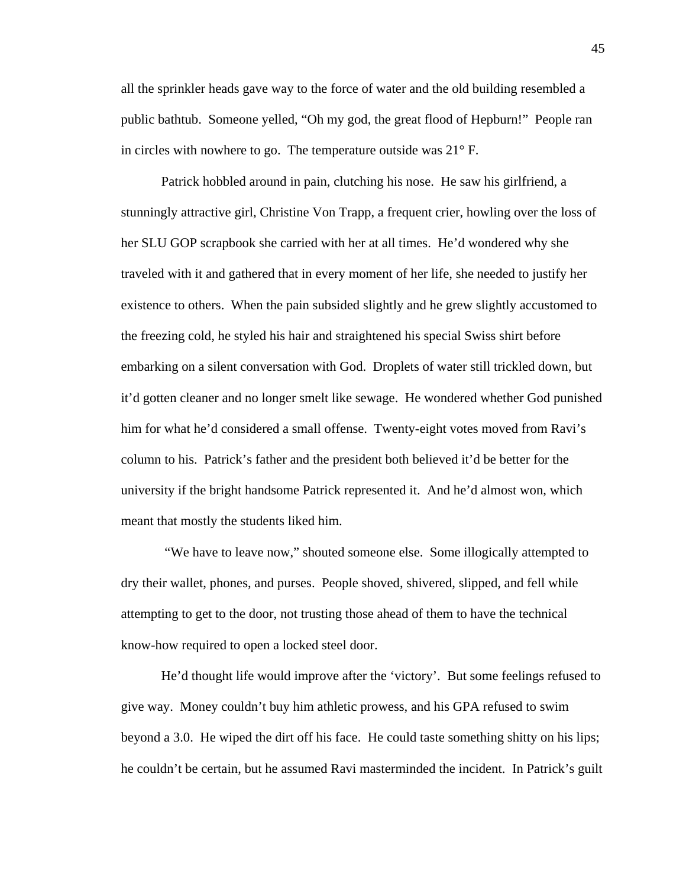all the sprinkler heads gave way to the force of water and the old building resembled a public bathtub. Someone yelled, "Oh my god, the great flood of Hepburn!" People ran in circles with nowhere to go. The temperature outside was 21° F.

Patrick hobbled around in pain, clutching his nose. He saw his girlfriend, a stunningly attractive girl, Christine Von Trapp, a frequent crier, howling over the loss of her SLU GOP scrapbook she carried with her at all times. He'd wondered why she traveled with it and gathered that in every moment of her life, she needed to justify her existence to others. When the pain subsided slightly and he grew slightly accustomed to the freezing cold, he styled his hair and straightened his special Swiss shirt before embarking on a silent conversation with God. Droplets of water still trickled down, but it'd gotten cleaner and no longer smelt like sewage. He wondered whether God punished him for what he'd considered a small offense. Twenty-eight votes moved from Ravi's column to his. Patrick's father and the president both believed it'd be better for the university if the bright handsome Patrick represented it. And he'd almost won, which meant that mostly the students liked him.

"We have to leave now," shouted someone else. Some illogically attempted to dry their wallet, phones, and purses. People shoved, shivered, slipped, and fell while attempting to get to the door, not trusting those ahead of them to have the technical know-how required to open a locked steel door.

He'd thought life would improve after the 'victory'. But some feelings refused to give way. Money couldn't buy him athletic prowess, and his GPA refused to swim beyond a 3.0. He wiped the dirt off his face. He could taste something shitty on his lips; he couldn't be certain, but he assumed Ravi masterminded the incident. In Patrick's guilt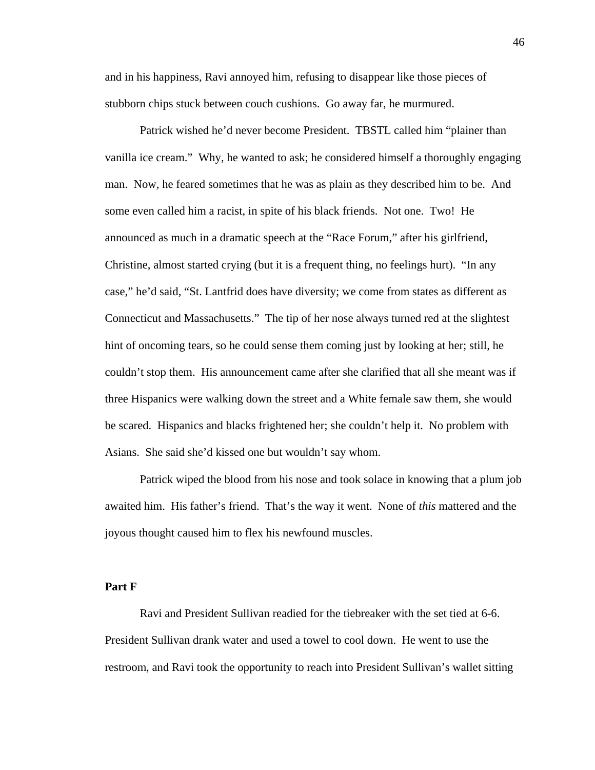and in his happiness, Ravi annoyed him, refusing to disappear like those pieces of stubborn chips stuck between couch cushions. Go away far, he murmured.

Patrick wished he'd never become President. TBSTL called him "plainer than vanilla ice cream." Why, he wanted to ask; he considered himself a thoroughly engaging man. Now, he feared sometimes that he was as plain as they described him to be. And some even called him a racist, in spite of his black friends. Not one. Two! He announced as much in a dramatic speech at the "Race Forum," after his girlfriend, Christine, almost started crying (but it is a frequent thing, no feelings hurt). "In any case," he'd said, "St. Lantfrid does have diversity; we come from states as different as Connecticut and Massachusetts." The tip of her nose always turned red at the slightest hint of oncoming tears, so he could sense them coming just by looking at her; still, he couldn't stop them. His announcement came after she clarified that all she meant was if three Hispanics were walking down the street and a White female saw them, she would be scared. Hispanics and blacks frightened her; she couldn't help it. No problem with Asians. She said she'd kissed one but wouldn't say whom.

Patrick wiped the blood from his nose and took solace in knowing that a plum job awaited him. His father's friend. That's the way it went. None of *this* mattered and the joyous thought caused him to flex his newfound muscles.

**Part F**

Ravi and President Sullivan readied for the tiebreaker with the set tied at 6-6. President Sullivan drank water and used a towel to cool down. He went to use the restroom, and Ravi took the opportunity to reach into President Sullivan's wallet sitting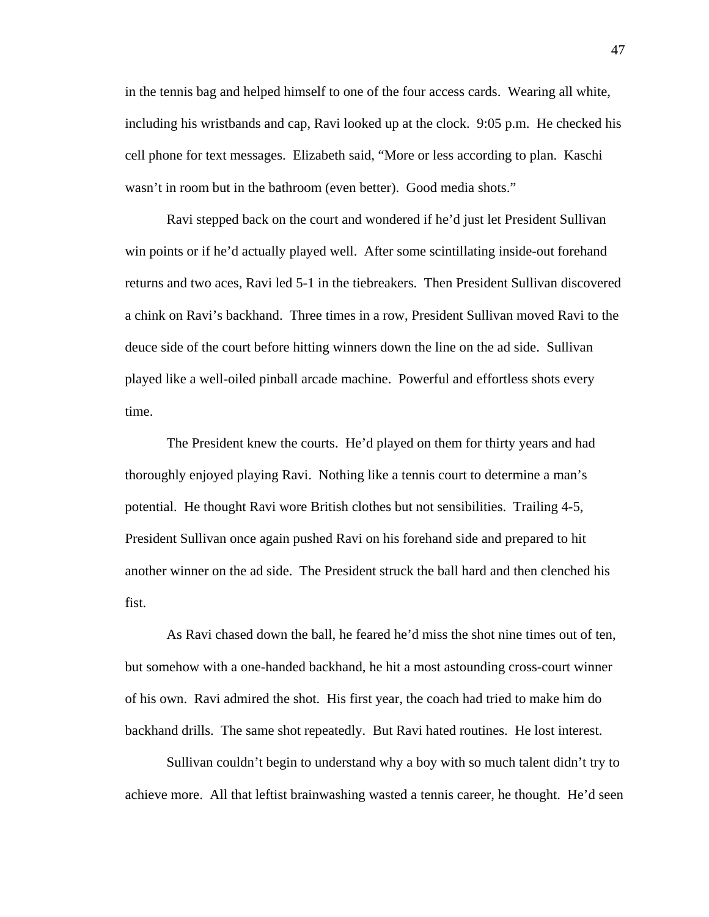in the tennis bag and helped himself to one of the four access cards. Wearing all white, including his wristbands and cap, Ravi looked up at the clock. 9:05 p.m. He checked his cell phone for text messages. Elizabeth said, "More or less according to plan. Kaschi wasn't in room but in the bathroom (even better). Good media shots."

Ravi stepped back on the court and wondered if he'd just let President Sullivan win points or if he'd actually played well. After some scintillating inside-out forehand returns and two aces, Ravi led 5-1 in the tiebreakers. Then President Sullivan discovered a chink on Ravi's backhand. Three times in a row, President Sullivan moved Ravi to the deuce side of the court before hitting winners down the line on the ad side. Sullivan played like a well-oiled pinball arcade machine. Powerful and effortless shots every time.

The President knew the courts. He'd played on them for thirty years and had thoroughly enjoyed playing Ravi. Nothing like a tennis court to determine a man's potential. He thought Ravi wore British clothes but not sensibilities. Trailing 4-5, President Sullivan once again pushed Ravi on his forehand side and prepared to hit another winner on the ad side. The President struck the ball hard and then clenched his fist.

As Ravi chased down the ball, he feared he'd miss the shot nine times out of ten, but somehow with a one-handed backhand, he hit a most astounding cross-court winner of his own. Ravi admired the shot. His first year, the coach had tried to make him do backhand drills. The same shot repeatedly. But Ravi hated routines. He lost interest.

Sullivan couldn't begin to understand why a boy with so much talent didn't try to achieve more. All that leftist brainwashing wasted a tennis career, he thought. He'd seen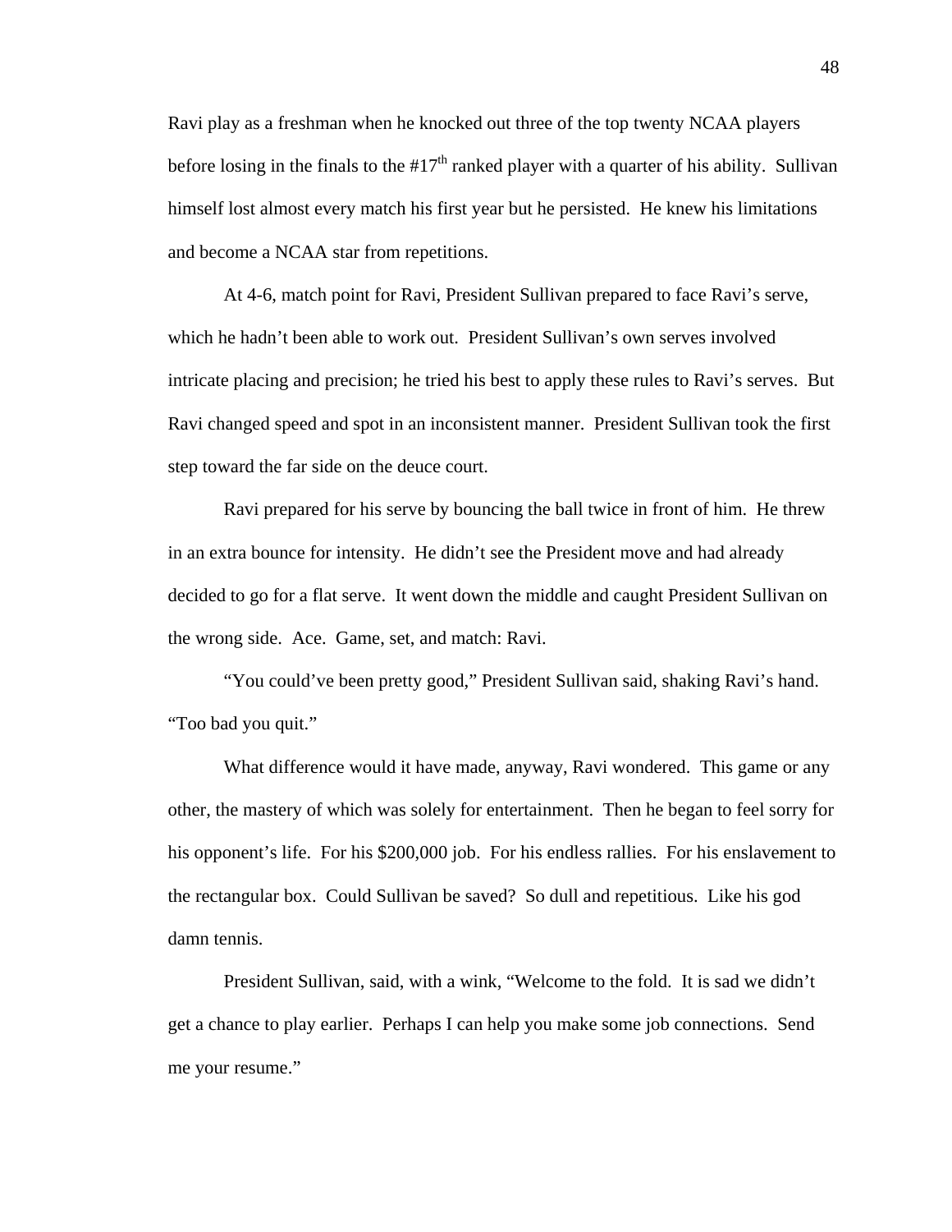Ravi play as a freshman when he knocked out three of the top twenty NCAA players before losing in the finals to the #17th ranked player with a quarter of his ability. Sullivan himself lost almost every match his first year but he persisted. He knew his limitations and become a NCAA star from repetitions.

At 4-6, match point for Ravi, President Sullivan prepared to face Ravi's serve, which he hadn't been able to work out. President Sullivan's own serves involved intricate placing and precision; he tried his best to apply these rules to Ravi's serves. But Ravi changed speed and spot in an inconsistent manner. President Sullivan took the first step toward the far side on the deuce court.

Ravi prepared for his serve by bouncing the ball twice in front of him. He threw in an extra bounce for intensity. He didn't see the President move and had already decided to go for a flat serve. It went down the middle and caught President Sullivan on the wrong side. Ace. Game, set, and match: Ravi.

"You could've been pretty good," President Sullivan said, shaking Ravi's hand. "Too bad you quit."

What difference would it have made, anyway, Ravi wondered. This game or any other, the mastery of which was solely for entertainment. Then he began to feel sorry for his opponent's life. For his $200,000 job. For his endless rallies. For his enslavement to the rectangular box. Could Sullivan be saved? So dull and repetitious. Like his god damn tennis.

President Sullivan, said, with a wink, "Welcome to the fold. It is sad we didn't get a chance to play earlier. Perhaps I can help you make some job connections. Send me your resume."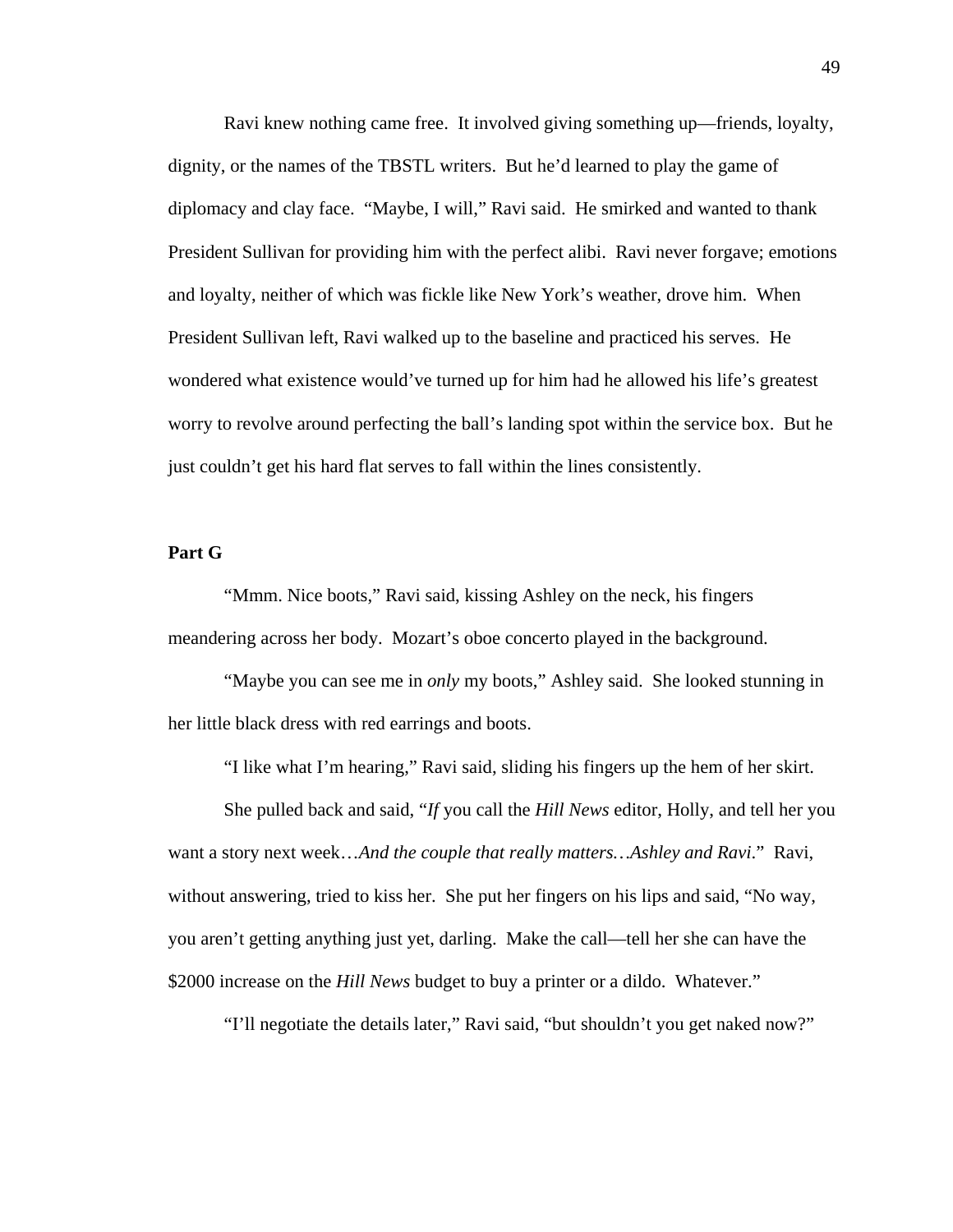Ravi knew nothing came free. It involved giving something up—friends, loyalty, dignity, or the names of the TBSTL writers. But he'd learned to play the game of diplomacy and clay face. "Maybe, I will," Ravi said. He smirked and wanted to thank President Sullivan for providing him with the perfect alibi. Ravi never forgave; emotions and loyalty, neither of which was fickle like New York's weather, drove him. When President Sullivan left, Ravi walked up to the baseline and practiced his serves. He wondered what existence would've turned up for him had he allowed his life's greatest worry to revolve around perfecting the ball's landing spot within the service box. But he just couldn't get his hard flat serves to fall within the lines consistently.

**Part G**

"Mmm. Nice boots," Ravi said, kissing Ashley on the neck, his fingers meandering across her body. Mozart's oboe concerto played in the background.

"Maybe you can see me in *only* my boots," Ashley said. She looked stunning in her little black dress with red earrings and boots.

"I like what I'm hearing," Ravi said, sliding his fingers up the hem of her skirt.

She pulled back and said, "*If* you call the *Hill News* editor, Holly, and tell her you want a story next week…*And the couple that really matters…Ashley and Ravi*." Ravi, without answering, tried to kiss her. She put her fingers on his lips and said, "No way, you aren't getting anything just yet, darling. Make the call—tell her she can have the $2000 increase on the *Hill News* budget to buy a printer or a dildo. Whatever."

"I'll negotiate the details later," Ravi said, "but shouldn't you get naked now?"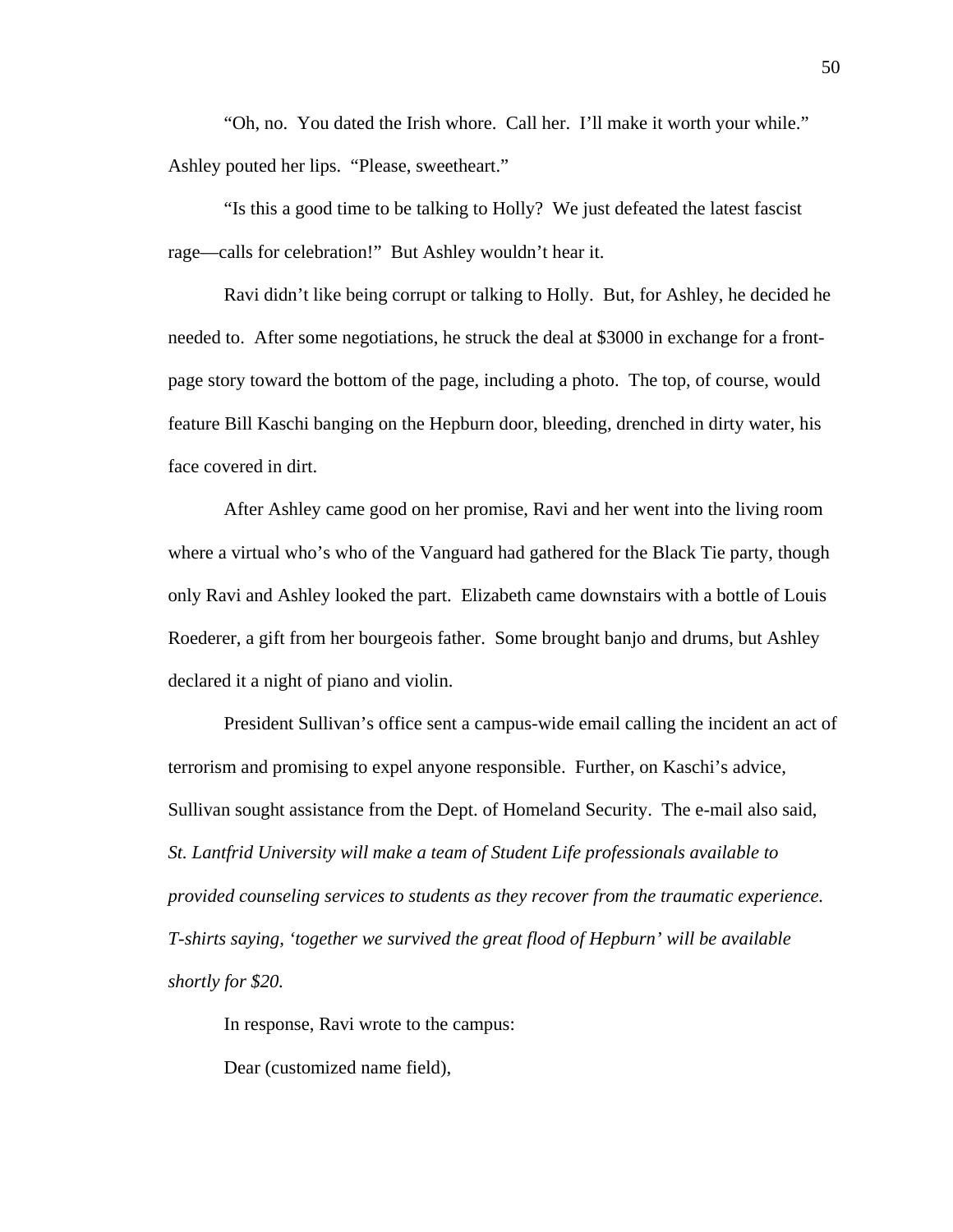"Oh, no. You dated the Irish whore. Call her. I'll make it worth your while." Ashley pouted her lips. "Please, sweetheart."

"Is this a good time to be talking to Holly? We just defeated the latest fascist rage—calls for celebration!" But Ashley wouldn't hear it.

Ravi didn't like being corrupt or talking to Holly. But, for Ashley, he decided he needed to. After some negotiations, he struck the deal at $3000 in exchange for a front-page story toward the bottom of the page, including a photo. The top, of course, would feature Bill Kaschi banging on the Hepburn door, bleeding, drenched in dirty water, his face covered in dirt.

After Ashley came good on her promise, Ravi and her went into the living room where a virtual who's who of the Vanguard had gathered for the Black Tie party, though only Ravi and Ashley looked the part. Elizabeth came downstairs with a bottle of Louis Roederer, a gift from her bourgeois father. Some brought banjo and drums, but Ashley declared it a night of piano and violin.

President Sullivan's office sent a campus-wide email calling the incident an act of terrorism and promising to expel anyone responsible. Further, on Kaschi's advice, Sullivan sought assistance from the Dept. of Homeland Security. The e-mail also said, *St. Lantfrid University will make a team of Student Life professionals available to provided counseling services to students as they recover from the traumatic experience. T-shirts saying, 'together we survived the great flood of Hepburn' will be available shortly for $20.*

In response, Ravi wrote to the campus:

Dear (customized name field),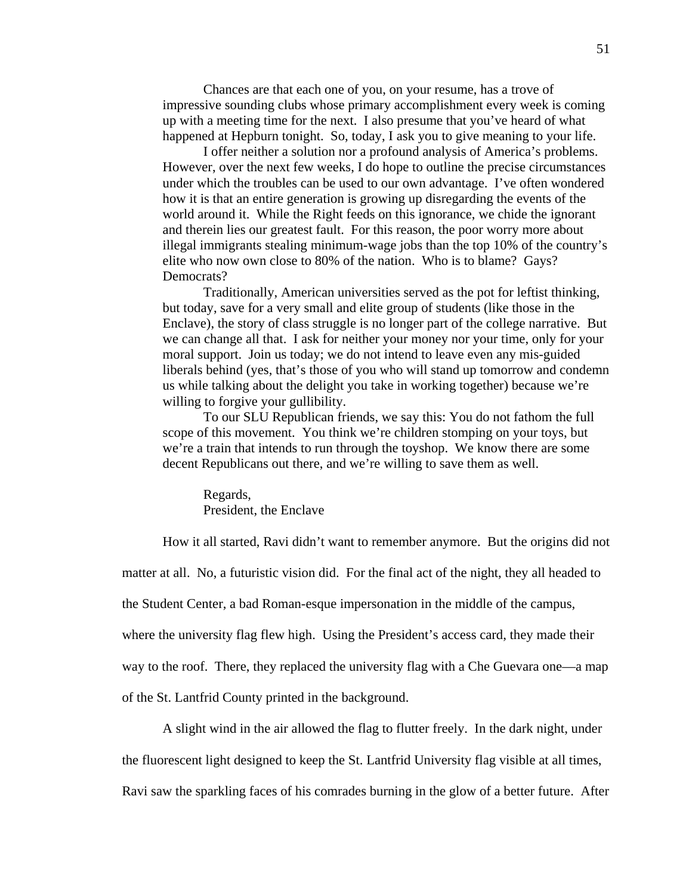> Chances are that each one of you, on your resume, has a trove of impressive sounding clubs whose primary accomplishment every week is coming up with a meeting time for the next. I also presume that you've heard of what happened at Hepburn tonight. So, today, I ask you to give meaning to your life.
>
> I offer neither a solution nor a profound analysis of America's problems. However, over the next few weeks, I do hope to outline the precise circumstances under which the troubles can be used to our own advantage. I've often wondered how it is that an entire generation is growing up disregarding the events of the world around it. While the Right feeds on this ignorance, we chide the ignorant and therein lies our greatest fault. For this reason, the poor worry more about illegal immigrants stealing minimum-wage jobs than the top 10% of the country's elite who now own close to 80% of the nation. Who is to blame? Gays? Democrats?
>
> Traditionally, American universities served as the pot for leftist thinking, but today, save for a very small and elite group of students (like those in the Enclave), the story of class struggle is no longer part of the college narrative. But we can change all that. I ask for neither your money nor your time, only for your moral support. Join us today; we do not intend to leave even any mis-guided liberals behind (yes, that's those of you who will stand up tomorrow and condemn us while talking about the delight you take in working together) because we're willing to forgive your gullibility.
>
> To our SLU Republican friends, we say this: You do not fathom the full scope of this movement. You think we're children stomping on your toys, but we're a train that intends to run through the toyshop. We know there are some decent Republicans out there, and we're willing to save them as well.
>
> Regards,
> President, the Enclave

How it all started, Ravi didn't want to remember anymore. But the origins did not matter at all. No, a futuristic vision did. For the final act of the night, they all headed to the Student Center, a bad Roman-esque impersonation in the middle of the campus, where the university flag flew high. Using the President's access card, they made their way to the roof. There, they replaced the university flag with a Che Guevara one—a map of the St. Lantfrid County printed in the background.

A slight wind in the air allowed the flag to flutter freely. In the dark night, under the fluorescent light designed to keep the St. Lantfrid University flag visible at all times, Ravi saw the sparkling faces of his comrades burning in the glow of a better future. After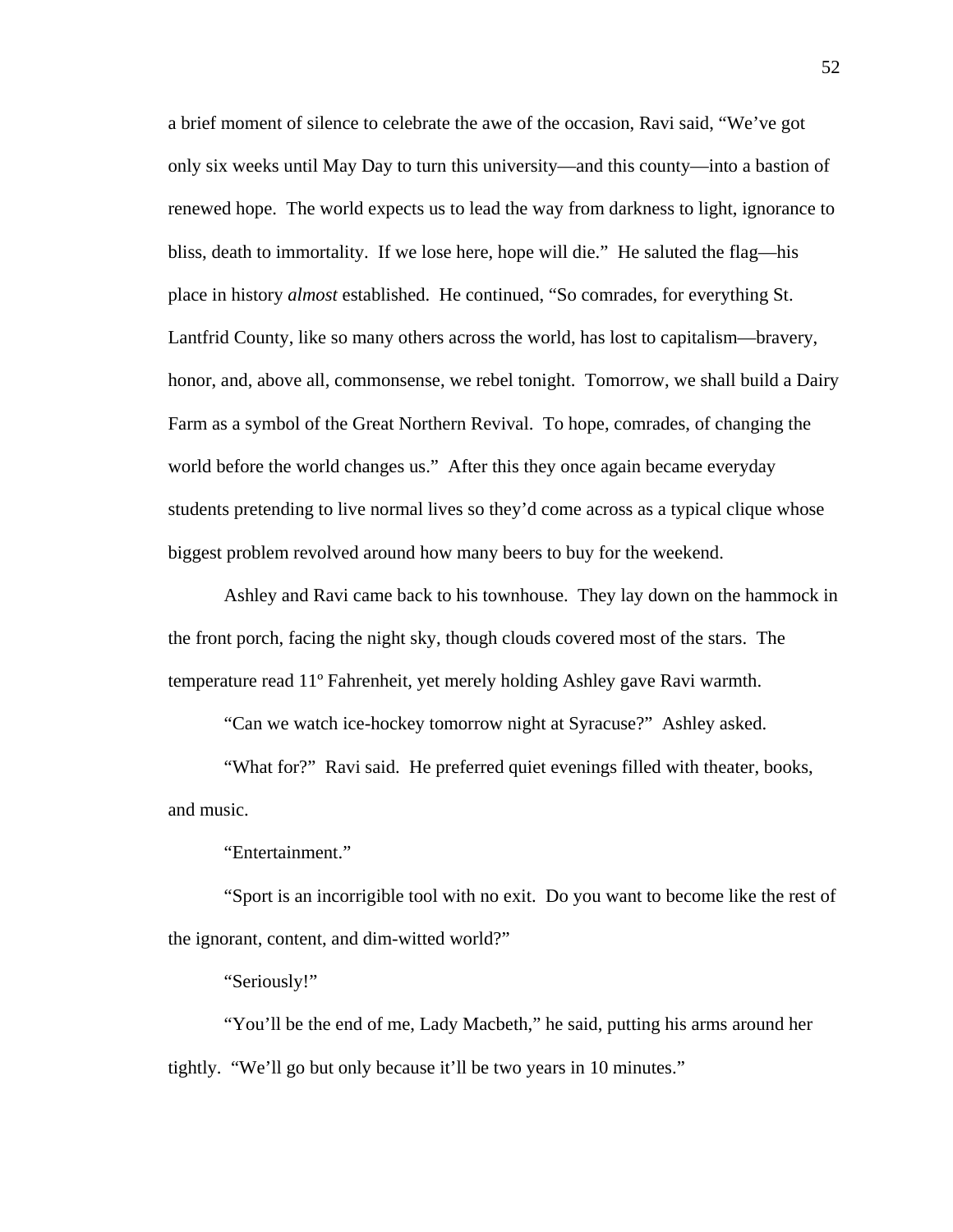a brief moment of silence to celebrate the awe of the occasion, Ravi said, "We've got only six weeks until May Day to turn this university—and this county—into a bastion of renewed hope. The world expects us to lead the way from darkness to light, ignorance to bliss, death to immortality. If we lose here, hope will die." He saluted the flag—his place in history *almost* established. He continued, "So comrades, for everything St. Lantfrid County, like so many others across the world, has lost to capitalism—bravery, honor, and, above all, commonsense, we rebel tonight. Tomorrow, we shall build a Dairy Farm as a symbol of the Great Northern Revival. To hope, comrades, of changing the world before the world changes us." After this they once again became everyday students pretending to live normal lives so they'd come across as a typical clique whose biggest problem revolved around how many beers to buy for the weekend.

Ashley and Ravi came back to his townhouse. They lay down on the hammock in the front porch, facing the night sky, though clouds covered most of the stars. The temperature read 11º Fahrenheit, yet merely holding Ashley gave Ravi warmth.

"Can we watch ice-hockey tomorrow night at Syracuse?" Ashley asked.

"What for?" Ravi said. He preferred quiet evenings filled with theater, books, and music.

"Entertainment."

"Sport is an incorrigible tool with no exit. Do you want to become like the rest of the ignorant, content, and dim-witted world?"

"Seriously!"

"You'll be the end of me, Lady Macbeth," he said, putting his arms around her tightly. "We'll go but only because it'll be two years in 10 minutes."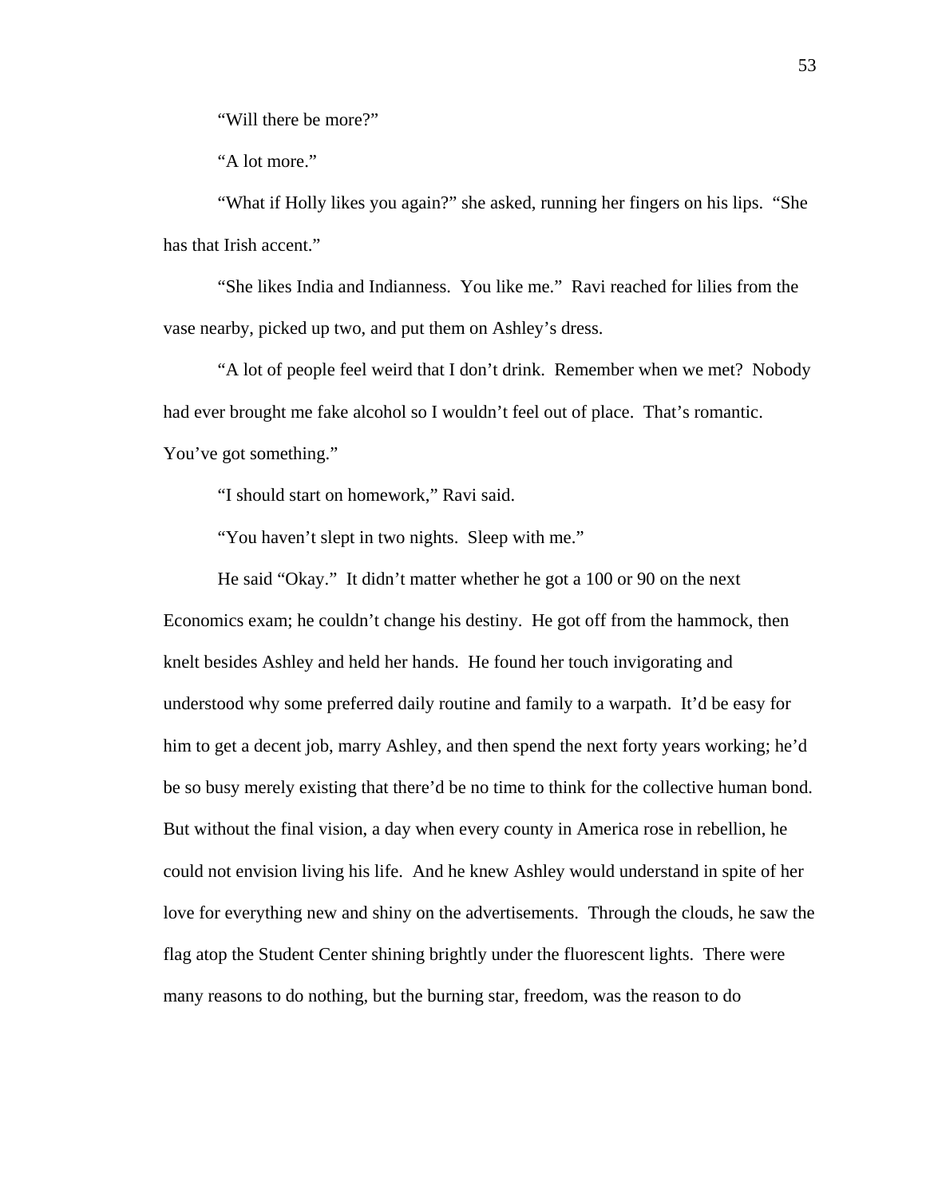"Will there be more?"

"A lot more."

"What if Holly likes you again?" she asked, running her fingers on his lips. "She has that Irish accent."

"She likes India and Indianness. You like me." Ravi reached for lilies from the vase nearby, picked up two, and put them on Ashley's dress.

"A lot of people feel weird that I don't drink. Remember when we met? Nobody had ever brought me fake alcohol so I wouldn't feel out of place. That's romantic. You've got something."

"I should start on homework," Ravi said.

"You haven't slept in two nights. Sleep with me."

He said "Okay." It didn't matter whether he got a 100 or 90 on the next Economics exam; he couldn't change his destiny. He got off from the hammock, then knelt besides Ashley and held her hands. He found her touch invigorating and understood why some preferred daily routine and family to a warpath. It'd be easy for him to get a decent job, marry Ashley, and then spend the next forty years working; he'd be so busy merely existing that there'd be no time to think for the collective human bond. But without the final vision, a day when every county in America rose in rebellion, he could not envision living his life. And he knew Ashley would understand in spite of her love for everything new and shiny on the advertisements. Through the clouds, he saw the flag atop the Student Center shining brightly under the fluorescent lights. There were many reasons to do nothing, but the burning star, freedom, was the reason to do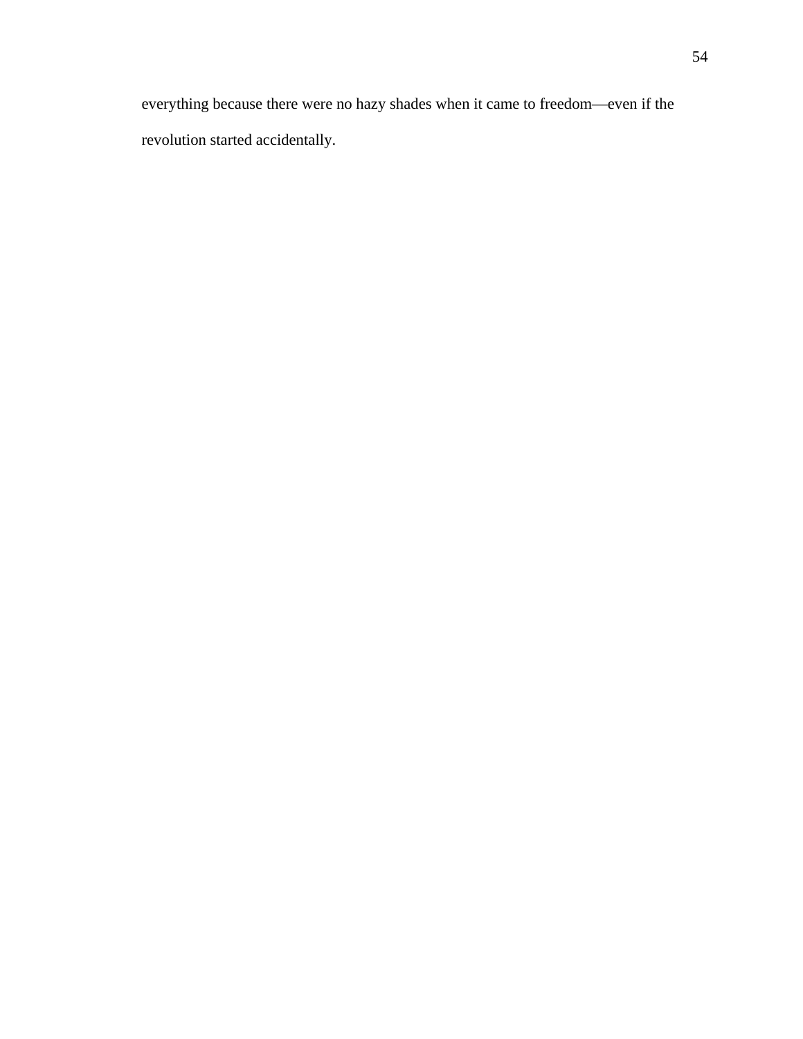everything because there were no hazy shades when it came to freedom—even if the revolution started accidentally.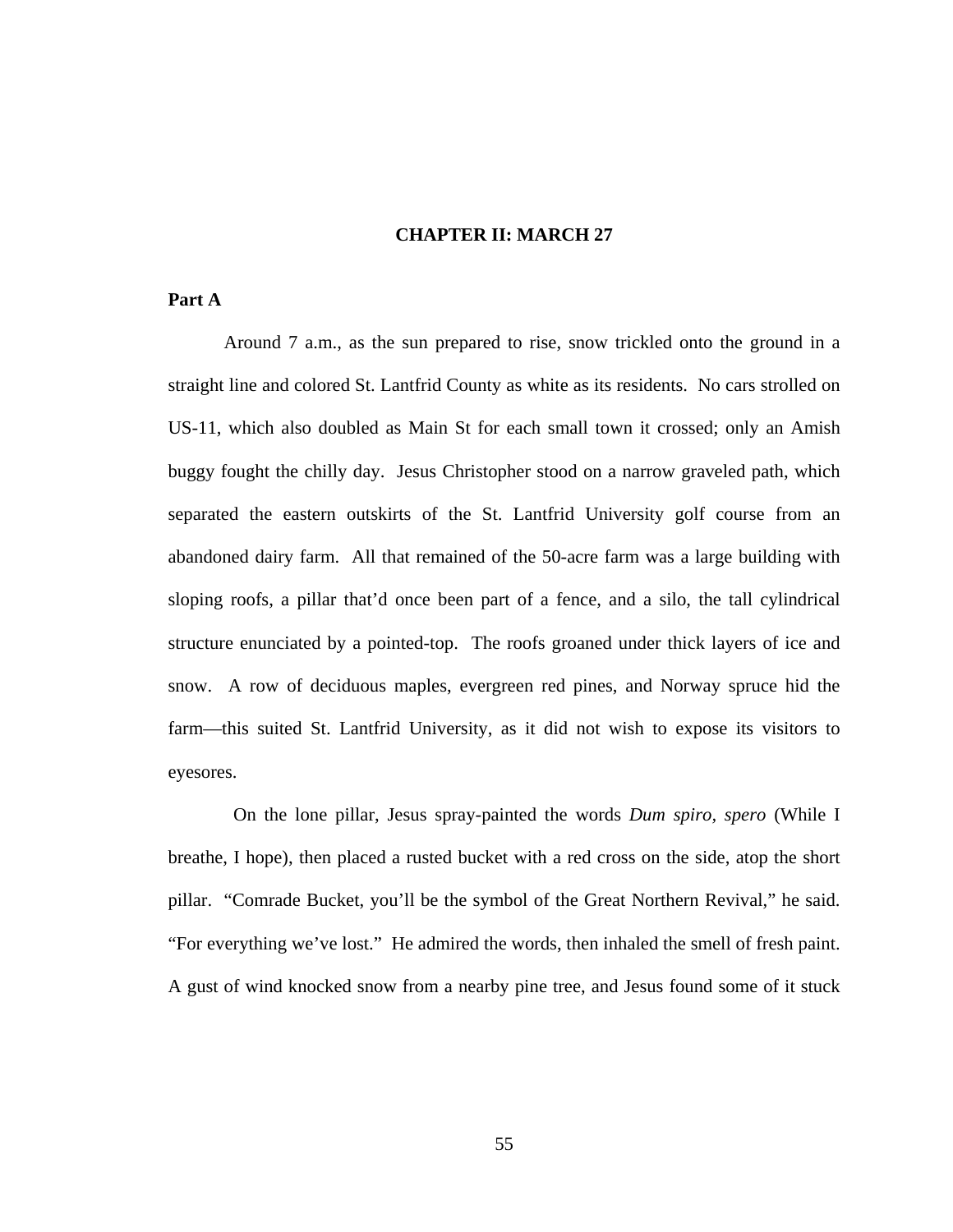# CHAPTER II: MARCH 27

## Part A

Around 7 a.m., as the sun prepared to rise, snow trickled onto the ground in a straight line and colored St. Lantfrid County as white as its residents. No cars strolled on US-11, which also doubled as Main St for each small town it crossed; only an Amish buggy fought the chilly day. Jesus Christopher stood on a narrow graveled path, which separated the eastern outskirts of the St. Lantfrid University golf course from an abandoned dairy farm. All that remained of the 50-acre farm was a large building with sloping roofs, a pillar that'd once been part of a fence, and a silo, the tall cylindrical structure enunciated by a pointed-top. The roofs groaned under thick layers of ice and snow. A row of deciduous maples, evergreen red pines, and Norway spruce hid the farm—this suited St. Lantfrid University, as it did not wish to expose its visitors to eyesores.

On the lone pillar, Jesus spray-painted the words *Dum spiro, spero* (While I breathe, I hope), then placed a rusted bucket with a red cross on the side, atop the short pillar. "Comrade Bucket, you'll be the symbol of the Great Northern Revival," he said. "For everything we've lost." He admired the words, then inhaled the smell of fresh paint. A gust of wind knocked snow from a nearby pine tree, and Jesus found some of it stuck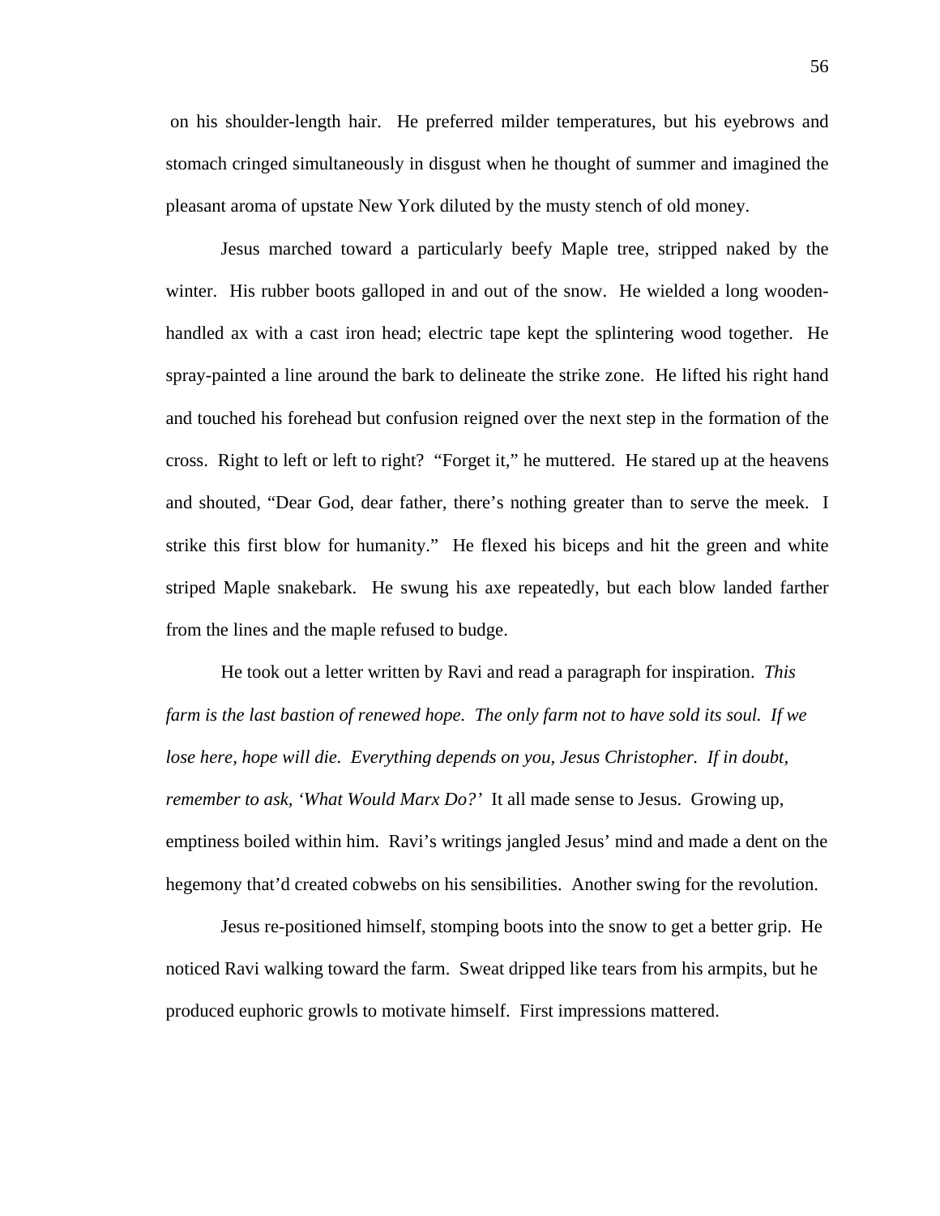on his shoulder-length hair. He preferred milder temperatures, but his eyebrows and stomach cringed simultaneously in disgust when he thought of summer and imagined the pleasant aroma of upstate New York diluted by the musty stench of old money.

Jesus marched toward a particularly beefy Maple tree, stripped naked by the winter. His rubber boots galloped in and out of the snow. He wielded a long wooden-handled ax with a cast iron head; electric tape kept the splintering wood together. He spray-painted a line around the bark to delineate the strike zone. He lifted his right hand and touched his forehead but confusion reigned over the next step in the formation of the cross. Right to left or left to right? "Forget it," he muttered. He stared up at the heavens and shouted, "Dear God, dear father, there's nothing greater than to serve the meek. I strike this first blow for humanity." He flexed his biceps and hit the green and white striped Maple snakebark. He swung his axe repeatedly, but each blow landed farther from the lines and the maple refused to budge.

He took out a letter written by Ravi and read a paragraph for inspiration. *This farm is the last bastion of renewed hope. The only farm not to have sold its soul. If we lose here, hope will die. Everything depends on you, Jesus Christopher. If in doubt, remember to ask, 'What Would Marx Do?'* It all made sense to Jesus. Growing up, emptiness boiled within him. Ravi's writings jangled Jesus' mind and made a dent on the hegemony that'd created cobwebs on his sensibilities. Another swing for the revolution.

Jesus re-positioned himself, stomping boots into the snow to get a better grip. He noticed Ravi walking toward the farm. Sweat dripped like tears from his armpits, but he produced euphoric growls to motivate himself. First impressions mattered.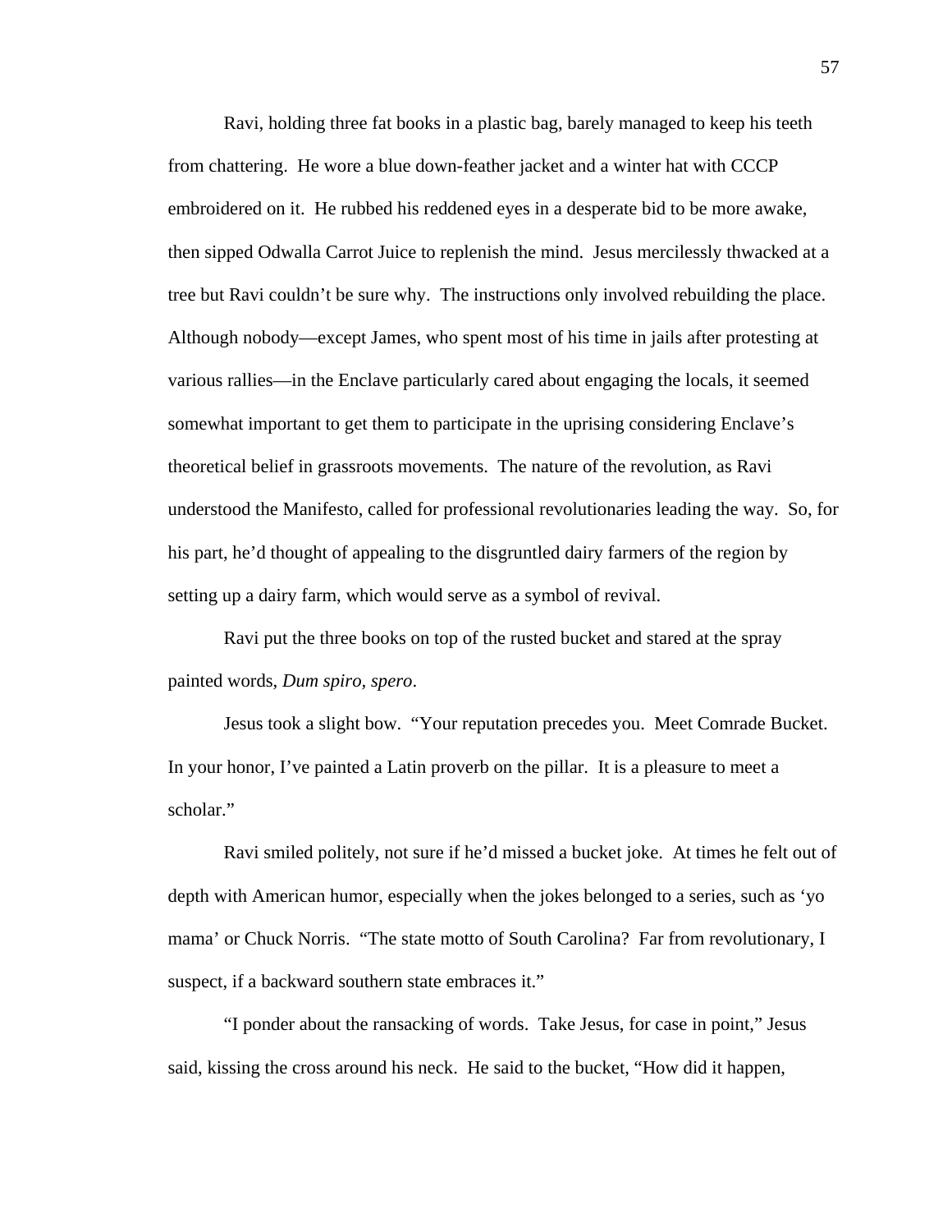Ravi, holding three fat books in a plastic bag, barely managed to keep his teeth from chattering. He wore a blue down-feather jacket and a winter hat with CCCP embroidered on it. He rubbed his reddened eyes in a desperate bid to be more awake, then sipped Odwalla Carrot Juice to replenish the mind. Jesus mercilessly thwacked at a tree but Ravi couldn't be sure why. The instructions only involved rebuilding the place. Although nobody—except James, who spent most of his time in jails after protesting at various rallies—in the Enclave particularly cared about engaging the locals, it seemed somewhat important to get them to participate in the uprising considering Enclave's theoretical belief in grassroots movements. The nature of the revolution, as Ravi understood the Manifesto, called for professional revolutionaries leading the way. So, for his part, he'd thought of appealing to the disgruntled dairy farmers of the region by setting up a dairy farm, which would serve as a symbol of revival.

Ravi put the three books on top of the rusted bucket and stared at the spray painted words, *Dum spiro, spero*.

Jesus took a slight bow. "Your reputation precedes you. Meet Comrade Bucket. In your honor, I've painted a Latin proverb on the pillar. It is a pleasure to meet a scholar."

Ravi smiled politely, not sure if he'd missed a bucket joke. At times he felt out of depth with American humor, especially when the jokes belonged to a series, such as 'yo mama' or Chuck Norris. "The state motto of South Carolina? Far from revolutionary, I suspect, if a backward southern state embraces it."

"I ponder about the ransacking of words. Take Jesus, for case in point," Jesus said, kissing the cross around his neck. He said to the bucket, "How did it happen,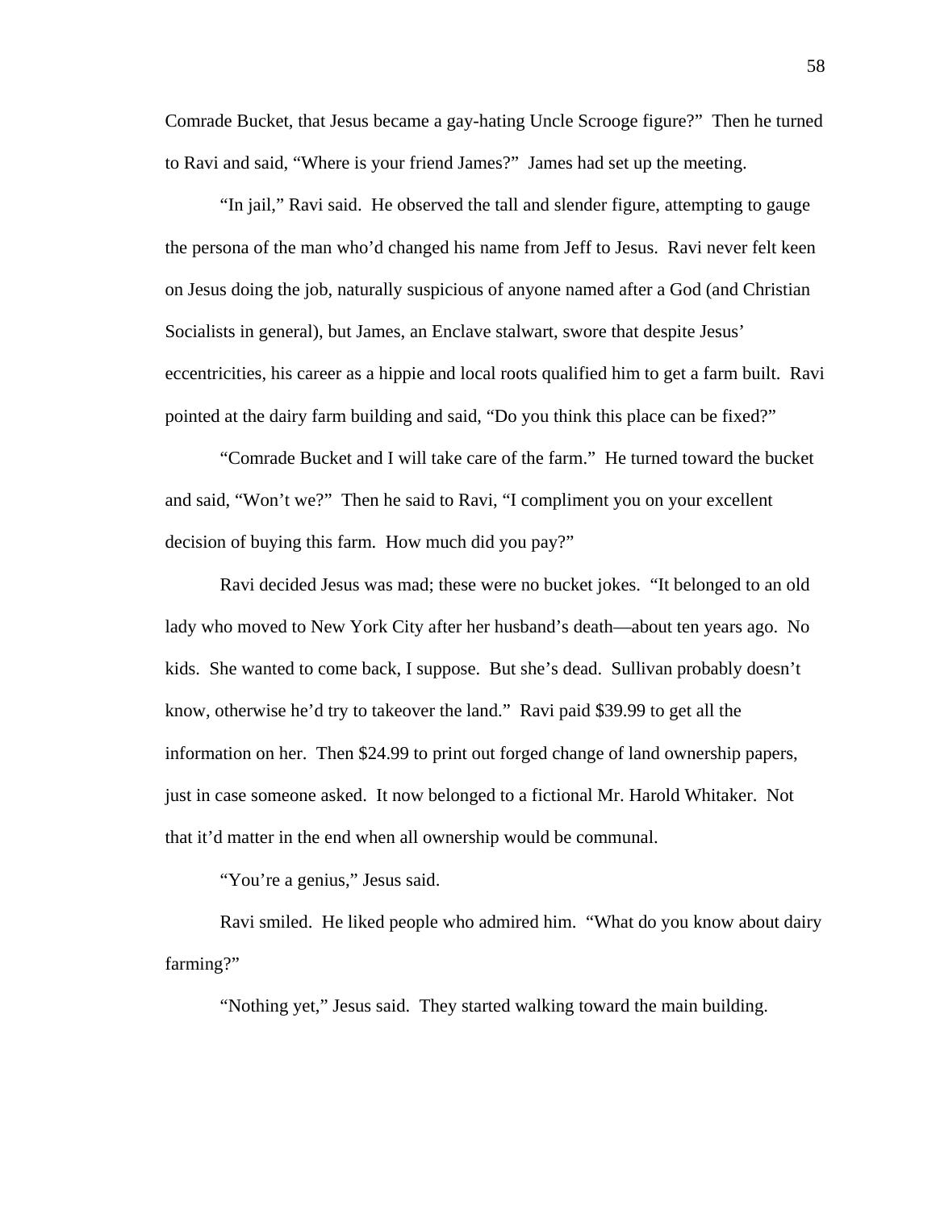Comrade Bucket, that Jesus became a gay-hating Uncle Scrooge figure?"  Then he turned to Ravi and said, "Where is your friend James?"  James had set up the meeting.

"In jail," Ravi said.  He observed the tall and slender figure, attempting to gauge the persona of the man who'd changed his name from Jeff to Jesus.  Ravi never felt keen on Jesus doing the job, naturally suspicious of anyone named after a God (and Christian Socialists in general), but James, an Enclave stalwart, swore that despite Jesus' eccentricities, his career as a hippie and local roots qualified him to get a farm built.  Ravi pointed at the dairy farm building and said, "Do you think this place can be fixed?"

"Comrade Bucket and I will take care of the farm."  He turned toward the bucket and said, "Won't we?"  Then he said to Ravi, "I compliment you on your excellent decision of buying this farm.  How much did you pay?"

Ravi decided Jesus was mad; these were no bucket jokes.  "It belonged to an old lady who moved to New York City after her husband's death—about ten years ago.  No kids.  She wanted to come back, I suppose.  But she's dead.  Sullivan probably doesn't know, otherwise he'd try to takeover the land."  Ravi paid $39.99 to get all the information on her.  Then $24.99 to print out forged change of land ownership papers, just in case someone asked.  It now belonged to a fictional Mr. Harold Whitaker.  Not that it'd matter in the end when all ownership would be communal.

"You're a genius," Jesus said.

Ravi smiled.  He liked people who admired him.  "What do you know about dairy farming?"

"Nothing yet," Jesus said.  They started walking toward the main building.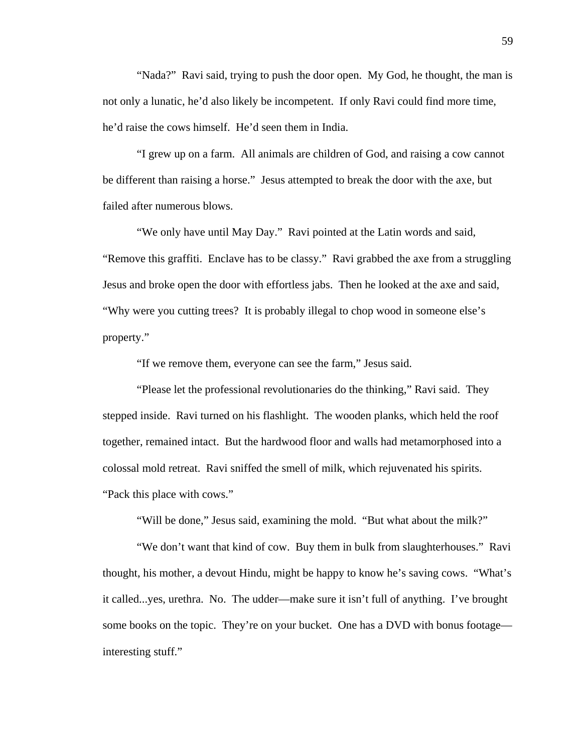"Nada?" Ravi said, trying to push the door open. My God, he thought, the man is not only a lunatic, he'd also likely be incompetent. If only Ravi could find more time, he'd raise the cows himself. He'd seen them in India.

"I grew up on a farm. All animals are children of God, and raising a cow cannot be different than raising a horse." Jesus attempted to break the door with the axe, but failed after numerous blows.

"We only have until May Day." Ravi pointed at the Latin words and said, "Remove this graffiti. Enclave has to be classy." Ravi grabbed the axe from a struggling Jesus and broke open the door with effortless jabs. Then he looked at the axe and said, "Why were you cutting trees? It is probably illegal to chop wood in someone else's property."

"If we remove them, everyone can see the farm," Jesus said.

"Please let the professional revolutionaries do the thinking," Ravi said. They stepped inside. Ravi turned on his flashlight. The wooden planks, which held the roof together, remained intact. But the hardwood floor and walls had metamorphosed into a colossal mold retreat. Ravi sniffed the smell of milk, which rejuvenated his spirits. "Pack this place with cows."

"Will be done," Jesus said, examining the mold. "But what about the milk?"

"We don't want that kind of cow. Buy them in bulk from slaughterhouses." Ravi thought, his mother, a devout Hindu, might be happy to know he's saving cows. "What's it called...yes, urethra. No. The udder—make sure it isn't full of anything. I've brought some books on the topic. They're on your bucket. One has a DVD with bonus footage—interesting stuff."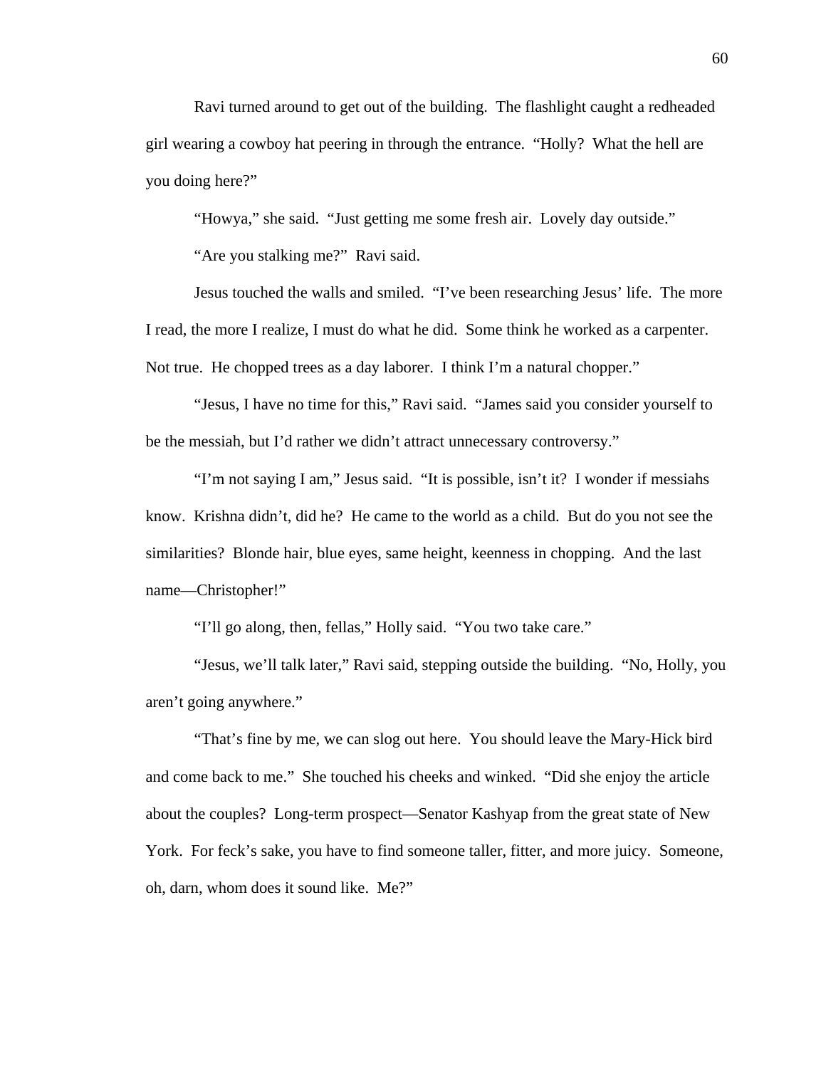Ravi turned around to get out of the building. The flashlight caught a redheaded girl wearing a cowboy hat peering in through the entrance. "Holly? What the hell are you doing here?"

"Howya," she said. "Just getting me some fresh air. Lovely day outside."

"Are you stalking me?" Ravi said.

Jesus touched the walls and smiled. "I've been researching Jesus' life. The more I read, the more I realize, I must do what he did. Some think he worked as a carpenter. Not true. He chopped trees as a day laborer. I think I'm a natural chopper."

"Jesus, I have no time for this," Ravi said. "James said you consider yourself to be the messiah, but I'd rather we didn't attract unnecessary controversy."

"I'm not saying I am," Jesus said. "It is possible, isn't it? I wonder if messiahs know. Krishna didn't, did he? He came to the world as a child. But do you not see the similarities? Blonde hair, blue eyes, same height, keenness in chopping. And the last name—Christopher!"

"I'll go along, then, fellas," Holly said. "You two take care."

"Jesus, we'll talk later," Ravi said, stepping outside the building. "No, Holly, you aren't going anywhere."

"That's fine by me, we can slog out here. You should leave the Mary-Hick bird and come back to me." She touched his cheeks and winked. "Did she enjoy the article about the couples? Long-term prospect—Senator Kashyap from the great state of New York. For feck's sake, you have to find someone taller, fitter, and more juicy. Someone, oh, darn, whom does it sound like. Me?"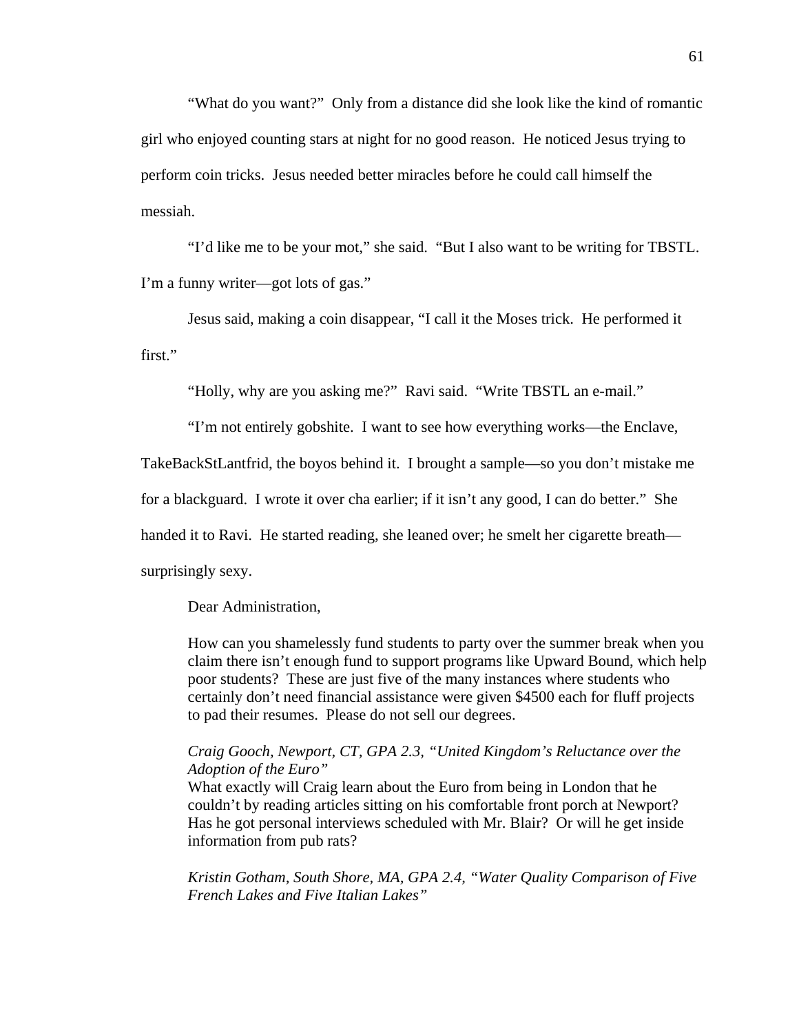"What do you want?" Only from a distance did she look like the kind of romantic girl who enjoyed counting stars at night for no good reason. He noticed Jesus trying to perform coin tricks. Jesus needed better miracles before he could call himself the messiah.

"I'd like me to be your mot," she said. "But I also want to be writing for TBSTL. I'm a funny writer—got lots of gas."

Jesus said, making a coin disappear, "I call it the Moses trick. He performed it first."

"Holly, why are you asking me?" Ravi said. "Write TBSTL an e-mail."

"I'm not entirely gobshite. I want to see how everything works—the Enclave, TakeBackStLantfrid, the boyos behind it. I brought a sample—so you don't mistake me for a blackguard. I wrote it over cha earlier; if it isn't any good, I can do better." She handed it to Ravi. He started reading, she leaned over; he smelt her cigarette breath—surprisingly sexy.

Dear Administration,

> How can you shamelessly fund students to party over the summer break when you claim there isn't enough fund to support programs like Upward Bound, which help poor students? These are just five of the many instances where students who certainly don't need financial assistance were given $4500 each for fluff projects to pad their resumes. Please do not sell our degrees.
>
> *Craig Gooch, Newport, CT, GPA 2.3, "United Kingdom's Reluctance over the Adoption of the Euro"*
> What exactly will Craig learn about the Euro from being in London that he couldn't by reading articles sitting on his comfortable front porch at Newport? Has he got personal interviews scheduled with Mr. Blair? Or will he get inside information from pub rats?
>
> *Kristin Gotham, South Shore, MA, GPA 2.4, "Water Quality Comparison of Five French Lakes and Five Italian Lakes"*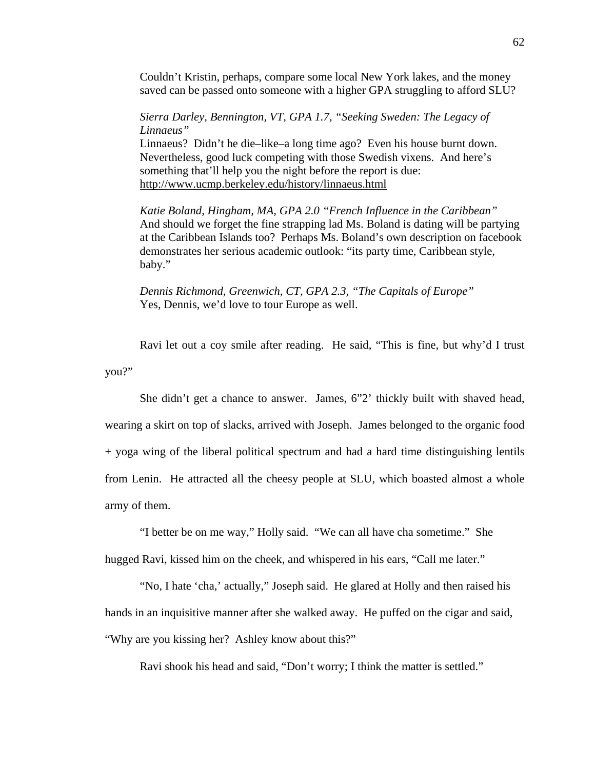Couldn't Kristin, perhaps, compare some local New York lakes, and the money saved can be passed onto someone with a higher GPA struggling to afford SLU?

*Sierra Darley, Bennington, VT, GPA 1.7, "Seeking Sweden: The Legacy of Linnaeus"*
Linnaeus? Didn't he die–like–a long time ago? Even his house burnt down. Nevertheless, good luck competing with those Swedish vixens. And here's something that'll help you the night before the report is due: http://www.ucmp.berkeley.edu/history/linnaeus.html

*Katie Boland, Hingham, MA, GPA 2.0 "French Influence in the Caribbean"*
And should we forget the fine strapping lad Ms. Boland is dating will be partying at the Caribbean Islands too? Perhaps Ms. Boland's own description on facebook demonstrates her serious academic outlook: "its party time, Caribbean style, baby."

*Dennis Richmond, Greenwich, CT, GPA 2.3, "The Capitals of Europe"*
Yes, Dennis, we'd love to tour Europe as well.

Ravi let out a coy smile after reading. He said, "This is fine, but why'd I trust you?"

She didn't get a chance to answer. James, 6"2' thickly built with shaved head, wearing a skirt on top of slacks, arrived with Joseph. James belonged to the organic food + yoga wing of the liberal political spectrum and had a hard time distinguishing lentils from Lenin. He attracted all the cheesy people at SLU, which boasted almost a whole army of them.

"I better be on me way," Holly said. "We can all have cha sometime." She hugged Ravi, kissed him on the cheek, and whispered in his ears, "Call me later."

"No, I hate 'cha,' actually," Joseph said. He glared at Holly and then raised his hands in an inquisitive manner after she walked away. He puffed on the cigar and said, "Why are you kissing her? Ashley know about this?"

Ravi shook his head and said, "Don't worry; I think the matter is settled."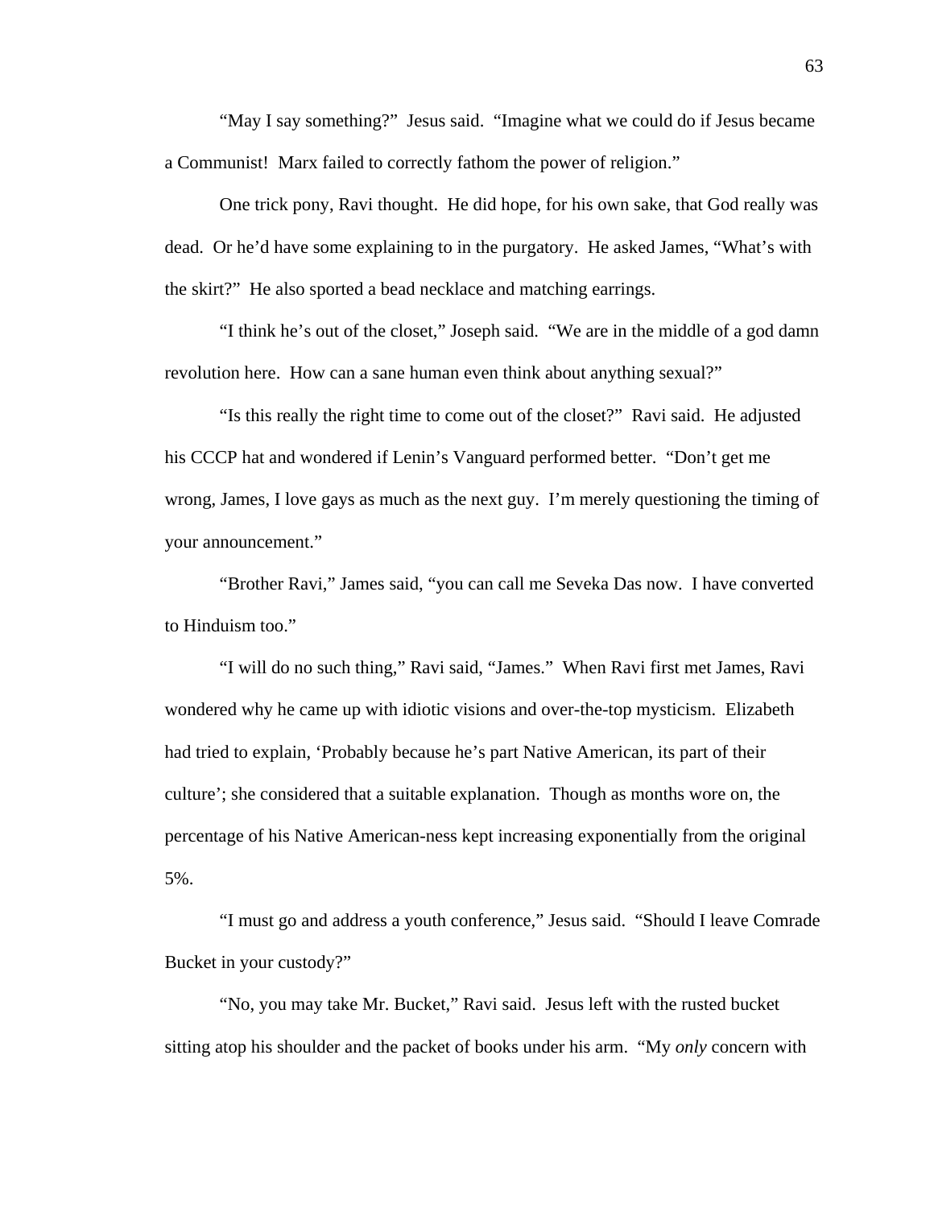"May I say something?" Jesus said. "Imagine what we could do if Jesus became a Communist! Marx failed to correctly fathom the power of religion."

One trick pony, Ravi thought. He did hope, for his own sake, that God really was dead. Or he'd have some explaining to in the purgatory. He asked James, "What's with the skirt?" He also sported a bead necklace and matching earrings.

"I think he's out of the closet," Joseph said. "We are in the middle of a god damn revolution here. How can a sane human even think about anything sexual?"

"Is this really the right time to come out of the closet?" Ravi said. He adjusted his CCCP hat and wondered if Lenin's Vanguard performed better. "Don't get me wrong, James, I love gays as much as the next guy. I'm merely questioning the timing of your announcement."

"Brother Ravi," James said, "you can call me Seveka Das now. I have converted to Hinduism too."

"I will do no such thing," Ravi said, "James." When Ravi first met James, Ravi wondered why he came up with idiotic visions and over-the-top mysticism. Elizabeth had tried to explain, 'Probably because he's part Native American, its part of their culture'; she considered that a suitable explanation. Though as months wore on, the percentage of his Native American-ness kept increasing exponentially from the original 5%.

"I must go and address a youth conference," Jesus said. "Should I leave Comrade Bucket in your custody?"

"No, you may take Mr. Bucket," Ravi said. Jesus left with the rusted bucket sitting atop his shoulder and the packet of books under his arm. "My *only* concern with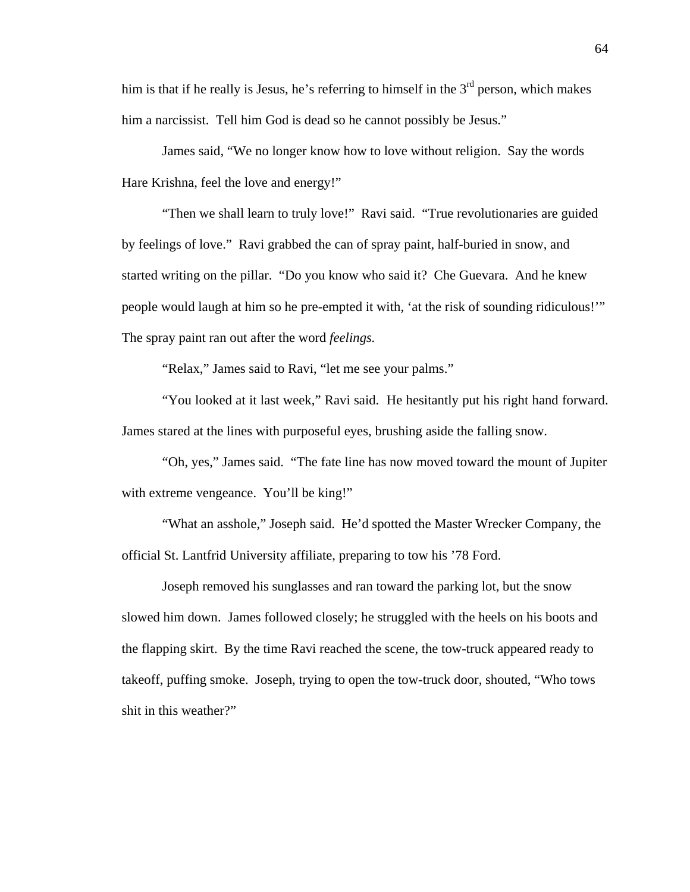him is that if he really is Jesus, he's referring to himself in the 3rd person, which makes him a narcissist. Tell him God is dead so he cannot possibly be Jesus."

James said, "We no longer know how to love without religion. Say the words Hare Krishna, feel the love and energy!"

"Then we shall learn to truly love!" Ravi said. "True revolutionaries are guided by feelings of love." Ravi grabbed the can of spray paint, half-buried in snow, and started writing on the pillar. "Do you know who said it? Che Guevara. And he knew people would laugh at him so he pre-empted it with, 'at the risk of sounding ridiculous!'" The spray paint ran out after the word *feelings.*

"Relax," James said to Ravi, "let me see your palms."

"You looked at it last week," Ravi said. He hesitantly put his right hand forward. James stared at the lines with purposeful eyes, brushing aside the falling snow.

"Oh, yes," James said. "The fate line has now moved toward the mount of Jupiter with extreme vengeance. You'll be king!"

"What an asshole," Joseph said. He'd spotted the Master Wrecker Company, the official St. Lantfrid University affiliate, preparing to tow his '78 Ford.

Joseph removed his sunglasses and ran toward the parking lot, but the snow slowed him down. James followed closely; he struggled with the heels on his boots and the flapping skirt. By the time Ravi reached the scene, the tow-truck appeared ready to takeoff, puffing smoke. Joseph, trying to open the tow-truck door, shouted, "Who tows shit in this weather?"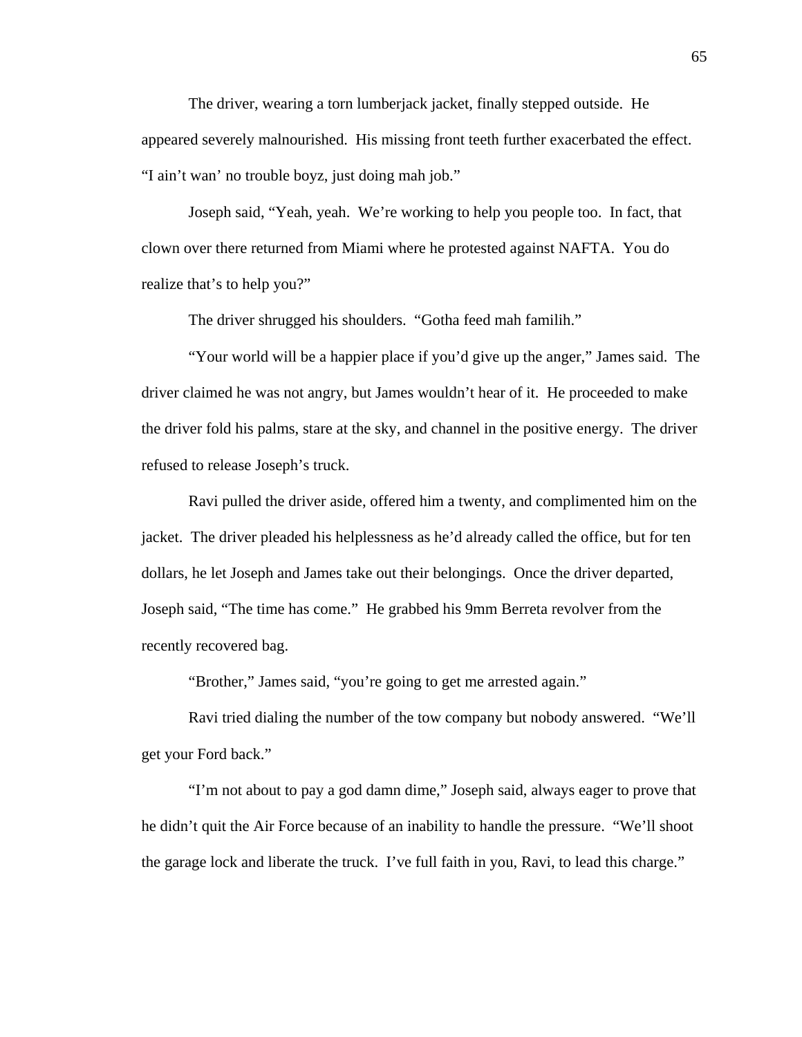The driver, wearing a torn lumberjack jacket, finally stepped outside. He appeared severely malnourished. His missing front teeth further exacerbated the effect. "I ain't wan' no trouble boyz, just doing mah job."

Joseph said, "Yeah, yeah. We're working to help you people too. In fact, that clown over there returned from Miami where he protested against NAFTA. You do realize that's to help you?"

The driver shrugged his shoulders. "Gotha feed mah familih."

"Your world will be a happier place if you'd give up the anger," James said. The driver claimed he was not angry, but James wouldn't hear of it. He proceeded to make the driver fold his palms, stare at the sky, and channel in the positive energy. The driver refused to release Joseph's truck.

Ravi pulled the driver aside, offered him a twenty, and complimented him on the jacket. The driver pleaded his helplessness as he'd already called the office, but for ten dollars, he let Joseph and James take out their belongings. Once the driver departed, Joseph said, "The time has come." He grabbed his 9mm Berreta revolver from the recently recovered bag.

"Brother," James said, "you're going to get me arrested again."

Ravi tried dialing the number of the tow company but nobody answered. "We'll get your Ford back."

"I'm not about to pay a god damn dime," Joseph said, always eager to prove that he didn't quit the Air Force because of an inability to handle the pressure. "We'll shoot the garage lock and liberate the truck. I've full faith in you, Ravi, to lead this charge."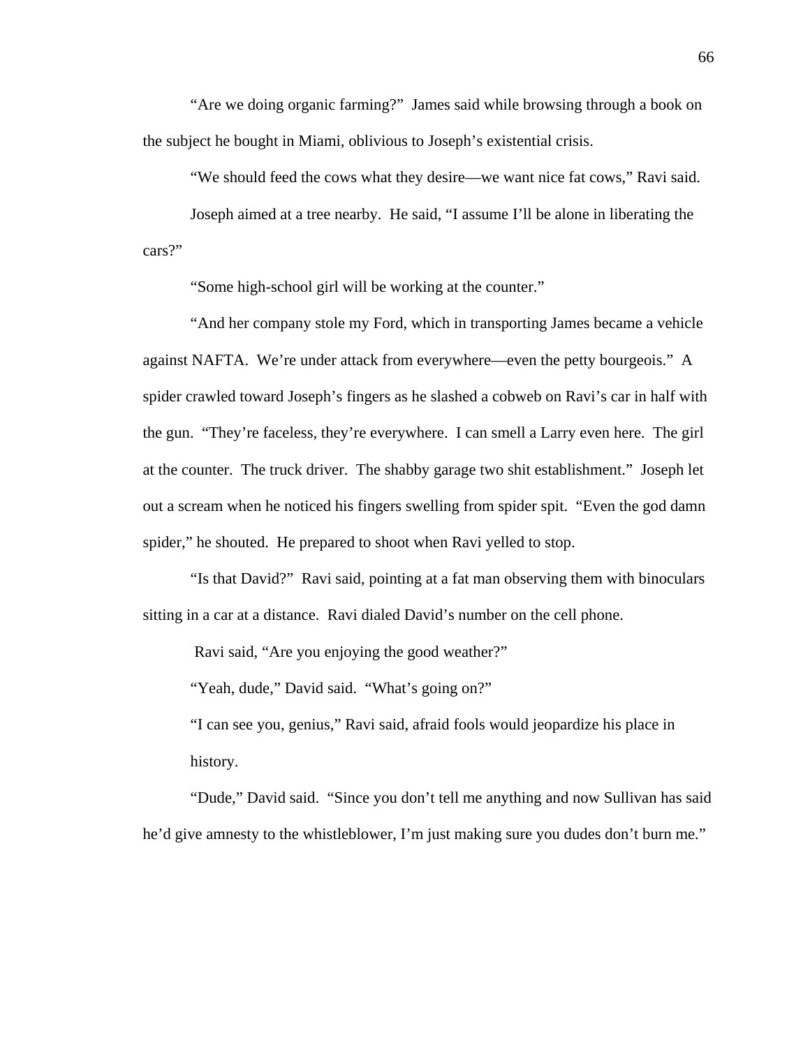"Are we doing organic farming?" James said while browsing through a book on the subject he bought in Miami, oblivious to Joseph's existential crisis.

"We should feed the cows what they desire—we want nice fat cows," Ravi said.

Joseph aimed at a tree nearby. He said, "I assume I'll be alone in liberating the cars?"

"Some high-school girl will be working at the counter."

"And her company stole my Ford, which in transporting James became a vehicle against NAFTA. We're under attack from everywhere—even the petty bourgeois." A spider crawled toward Joseph's fingers as he slashed a cobweb on Ravi's car in half with the gun. "They're faceless, they're everywhere. I can smell a Larry even here. The girl at the counter. The truck driver. The shabby garage two shit establishment." Joseph let out a scream when he noticed his fingers swelling from spider spit. "Even the god damn spider," he shouted. He prepared to shoot when Ravi yelled to stop.

"Is that David?" Ravi said, pointing at a fat man observing them with binoculars sitting in a car at a distance. Ravi dialed David's number on the cell phone.

Ravi said, "Are you enjoying the good weather?"

"Yeah, dude," David said. "What's going on?"

"I can see you, genius," Ravi said, afraid fools would jeopardize his place in history.

"Dude," David said. "Since you don't tell me anything and now Sullivan has said he'd give amnesty to the whistleblower, I'm just making sure you dudes don't burn me."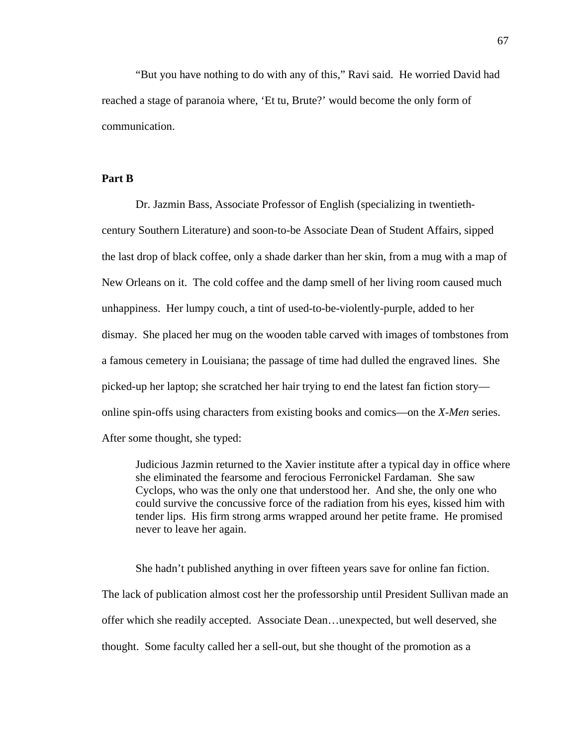"But you have nothing to do with any of this," Ravi said. He worried David had reached a stage of paranoia where, 'Et tu, Brute?' would become the only form of communication.

**Part B**

Dr. Jazmin Bass, Associate Professor of English (specializing in twentieth-century Southern Literature) and soon-to-be Associate Dean of Student Affairs, sipped the last drop of black coffee, only a shade darker than her skin, from a mug with a map of New Orleans on it. The cold coffee and the damp smell of her living room caused much unhappiness. Her lumpy couch, a tint of used-to-be-violently-purple, added to her dismay. She placed her mug on the wooden table carved with images of tombstones from a famous cemetery in Louisiana; the passage of time had dulled the engraved lines. She picked-up her laptop; she scratched her hair trying to end the latest fan fiction story—online spin-offs using characters from existing books and comics—on the *X-Men* series. After some thought, she typed:

> Judicious Jazmin returned to the Xavier institute after a typical day in office where she eliminated the fearsome and ferocious Ferronickel Fardaman. She saw Cyclops, who was the only one that understood her. And she, the only one who could survive the concussive force of the radiation from his eyes, kissed him with tender lips. His firm strong arms wrapped around her petite frame. He promised never to leave her again.

She hadn't published anything in over fifteen years save for online fan fiction. The lack of publication almost cost her the professorship until President Sullivan made an offer which she readily accepted. Associate Dean…unexpected, but well deserved, she thought. Some faculty called her a sell-out, but she thought of the promotion as a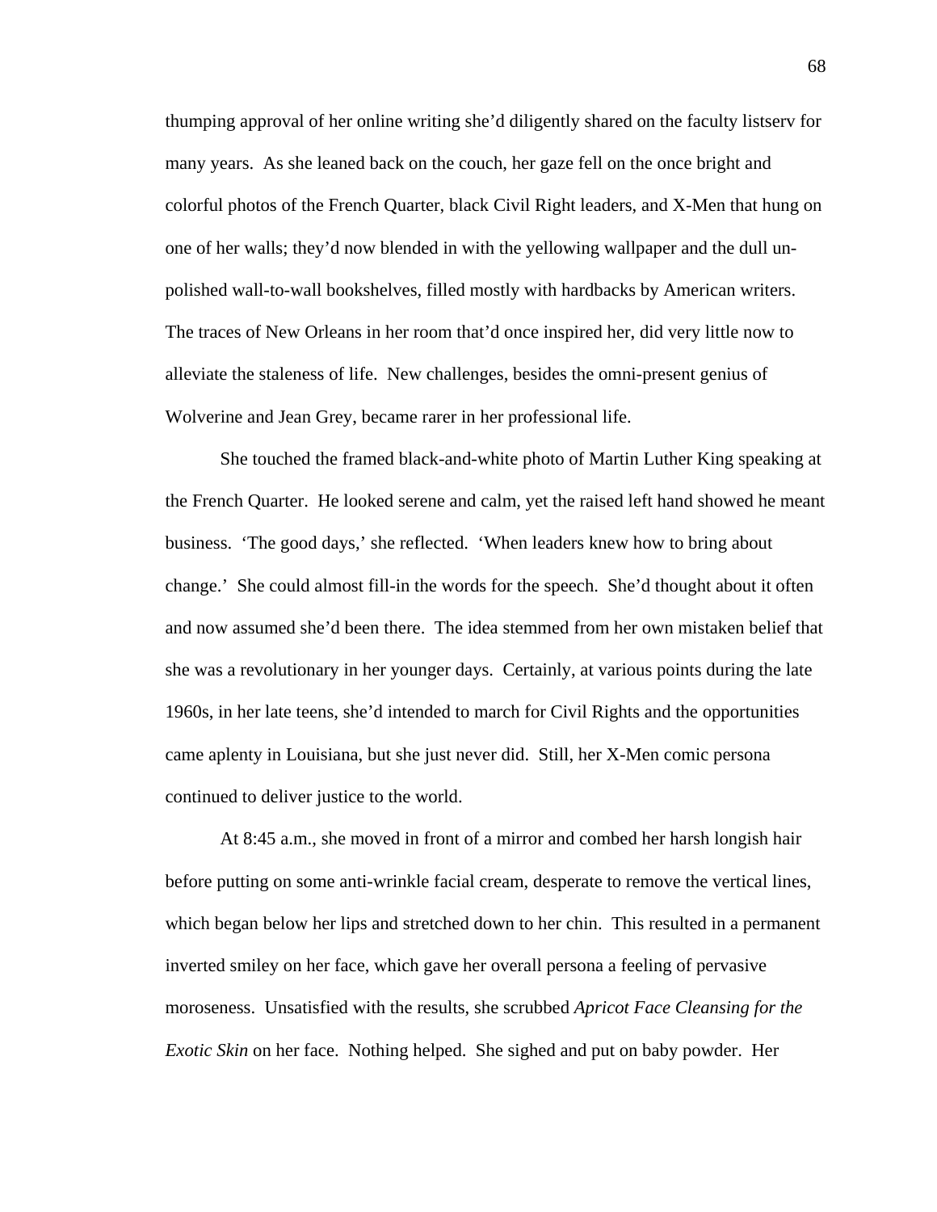thumping approval of her online writing she'd diligently shared on the faculty listserv for many years. As she leaned back on the couch, her gaze fell on the once bright and colorful photos of the French Quarter, black Civil Right leaders, and X-Men that hung on one of her walls; they'd now blended in with the yellowing wallpaper and the dull un-polished wall-to-wall bookshelves, filled mostly with hardbacks by American writers. The traces of New Orleans in her room that'd once inspired her, did very little now to alleviate the staleness of life. New challenges, besides the omni-present genius of Wolverine and Jean Grey, became rarer in her professional life.

She touched the framed black-and-white photo of Martin Luther King speaking at the French Quarter. He looked serene and calm, yet the raised left hand showed he meant business. 'The good days,' she reflected. 'When leaders knew how to bring about change.' She could almost fill-in the words for the speech. She'd thought about it often and now assumed she'd been there. The idea stemmed from her own mistaken belief that she was a revolutionary in her younger days. Certainly, at various points during the late 1960s, in her late teens, she'd intended to march for Civil Rights and the opportunities came aplenty in Louisiana, but she just never did. Still, her X-Men comic persona continued to deliver justice to the world.

At 8:45 a.m., she moved in front of a mirror and combed her harsh longish hair before putting on some anti-wrinkle facial cream, desperate to remove the vertical lines, which began below her lips and stretched down to her chin. This resulted in a permanent inverted smiley on her face, which gave her overall persona a feeling of pervasive moroseness. Unsatisfied with the results, she scrubbed *Apricot Face Cleansing for the Exotic Skin* on her face. Nothing helped. She sighed and put on baby powder. Her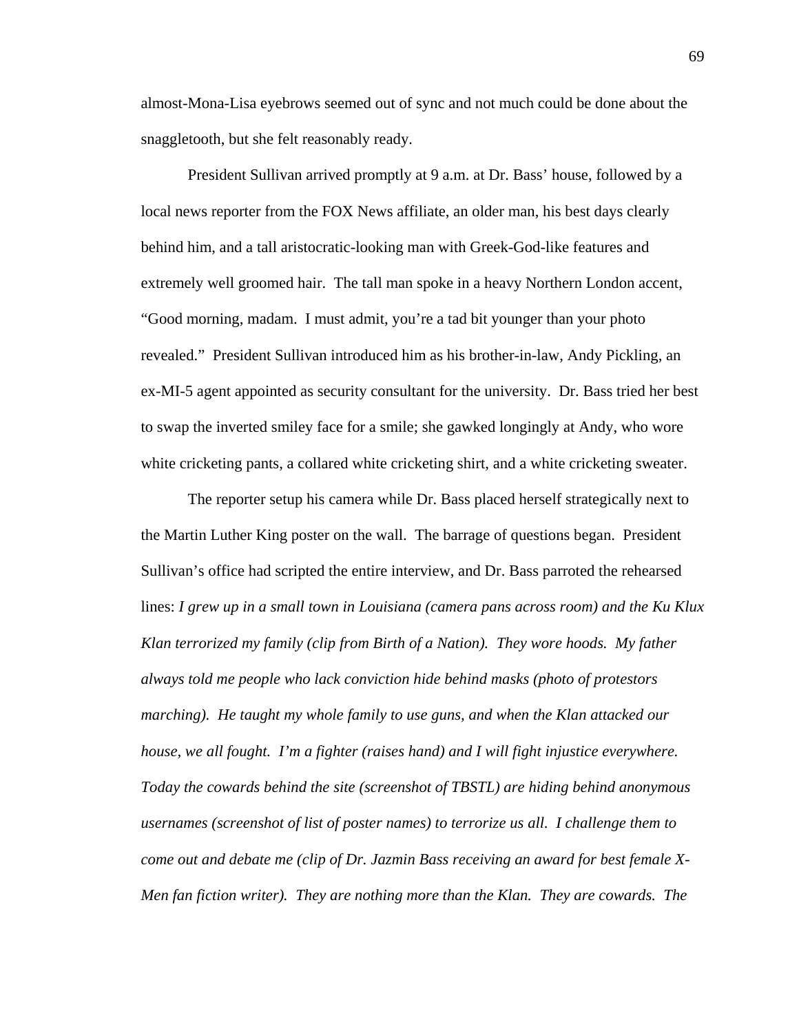almost-Mona-Lisa eyebrows seemed out of sync and not much could be done about the snaggletooth, but she felt reasonably ready.

President Sullivan arrived promptly at 9 a.m. at Dr. Bass' house, followed by a local news reporter from the FOX News affiliate, an older man, his best days clearly behind him, and a tall aristocratic-looking man with Greek-God-like features and extremely well groomed hair. The tall man spoke in a heavy Northern London accent, "Good morning, madam. I must admit, you're a tad bit younger than your photo revealed." President Sullivan introduced him as his brother-in-law, Andy Pickling, an ex-MI-5 agent appointed as security consultant for the university. Dr. Bass tried her best to swap the inverted smiley face for a smile; she gawked longingly at Andy, who wore white cricketing pants, a collared white cricketing shirt, and a white cricketing sweater.

The reporter setup his camera while Dr. Bass placed herself strategically next to the Martin Luther King poster on the wall. The barrage of questions began. President Sullivan's office had scripted the entire interview, and Dr. Bass parroted the rehearsed lines: *I grew up in a small town in Louisiana (camera pans across room) and the Ku Klux Klan terrorized my family (clip from Birth of a Nation). They wore hoods. My father always told me people who lack conviction hide behind masks (photo of protestors marching). He taught my whole family to use guns, and when the Klan attacked our house, we all fought. I'm a fighter (raises hand) and I will fight injustice everywhere. Today the cowards behind the site (screenshot of TBSTL) are hiding behind anonymous usernames (screenshot of list of poster names) to terrorize us all. I challenge them to come out and debate me (clip of Dr. Jazmin Bass receiving an award for best female X-Men fan fiction writer). They are nothing more than the Klan. They are cowards. The*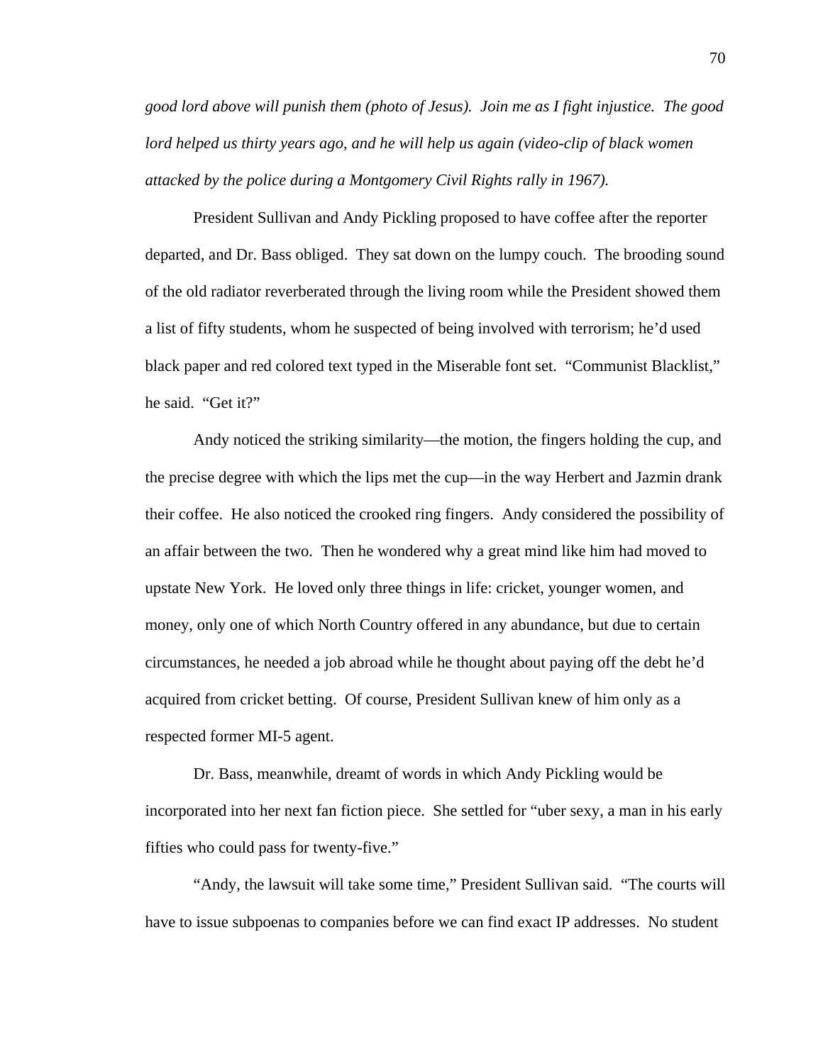*good lord above will punish them (photo of Jesus). Join me as I fight injustice. The good lord helped us thirty years ago, and he will help us again (video-clip of black women attacked by the police during a Montgomery Civil Rights rally in 1967).*

President Sullivan and Andy Pickling proposed to have coffee after the reporter departed, and Dr. Bass obliged. They sat down on the lumpy couch. The brooding sound of the old radiator reverberated through the living room while the President showed them a list of fifty students, whom he suspected of being involved with terrorism; he'd used black paper and red colored text typed in the Miserable font set. "Communist Blacklist," he said. "Get it?"

Andy noticed the striking similarity—the motion, the fingers holding the cup, and the precise degree with which the lips met the cup—in the way Herbert and Jazmin drank their coffee. He also noticed the crooked ring fingers. Andy considered the possibility of an affair between the two. Then he wondered why a great mind like him had moved to upstate New York. He loved only three things in life: cricket, younger women, and money, only one of which North Country offered in any abundance, but due to certain circumstances, he needed a job abroad while he thought about paying off the debt he'd acquired from cricket betting. Of course, President Sullivan knew of him only as a respected former MI-5 agent.

Dr. Bass, meanwhile, dreamt of words in which Andy Pickling would be incorporated into her next fan fiction piece. She settled for "uber sexy, a man in his early fifties who could pass for twenty-five."

"Andy, the lawsuit will take some time," President Sullivan said. "The courts will have to issue subpoenas to companies before we can find exact IP addresses. No student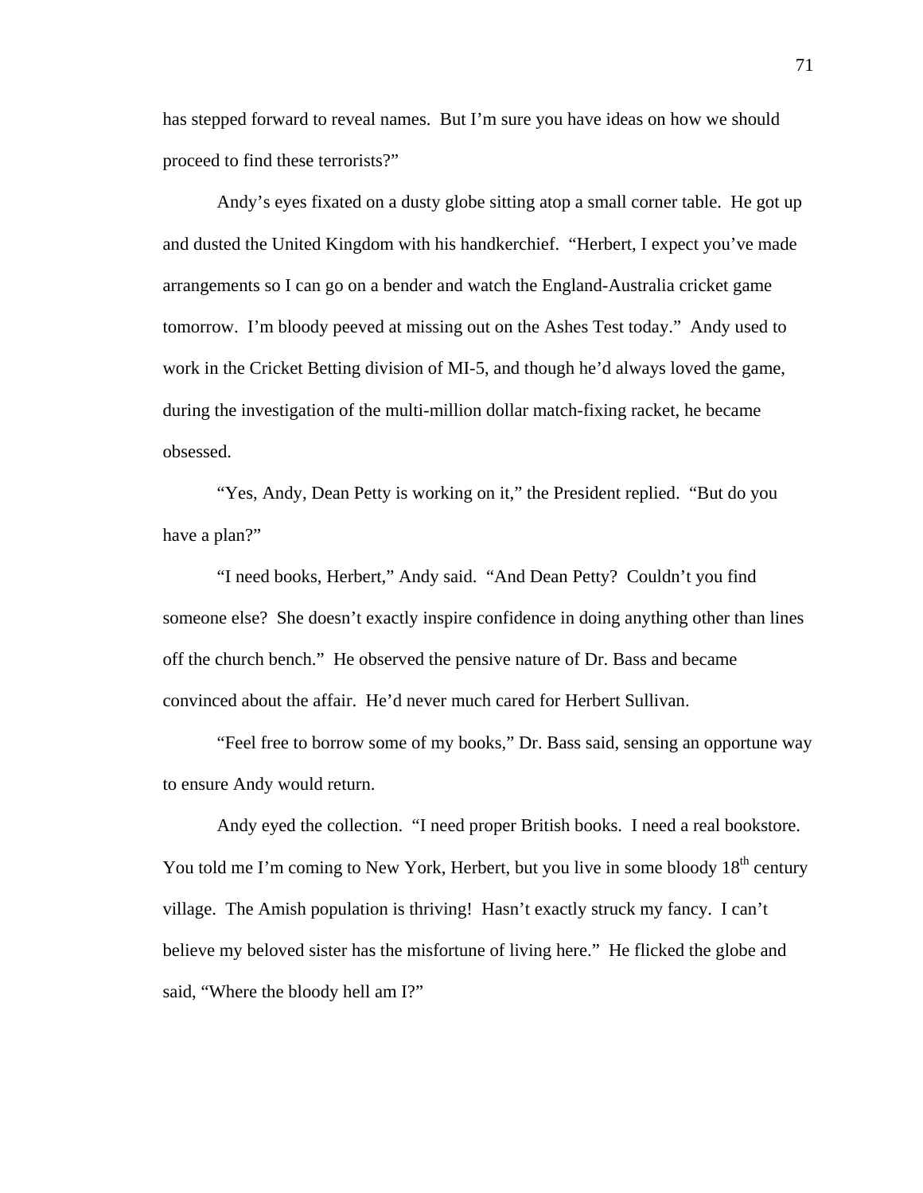has stepped forward to reveal names.  But I'm sure you have ideas on how we should proceed to find these terrorists?"

Andy's eyes fixated on a dusty globe sitting atop a small corner table.  He got up and dusted the United Kingdom with his handkerchief.  "Herbert, I expect you've made arrangements so I can go on a bender and watch the England-Australia cricket game tomorrow.  I'm bloody peeved at missing out on the Ashes Test today."  Andy used to work in the Cricket Betting division of MI-5, and though he'd always loved the game, during the investigation of the multi-million dollar match-fixing racket, he became obsessed.

"Yes, Andy, Dean Petty is working on it," the President replied.  "But do you have a plan?"

"I need books, Herbert," Andy said.  "And Dean Petty?  Couldn't you find someone else?  She doesn't exactly inspire confidence in doing anything other than lines off the church bench."  He observed the pensive nature of Dr. Bass and became convinced about the affair.  He'd never much cared for Herbert Sullivan.

"Feel free to borrow some of my books," Dr. Bass said, sensing an opportune way to ensure Andy would return.

Andy eyed the collection.  "I need proper British books.  I need a real bookstore.  You told me I'm coming to New York, Herbert, but you live in some bloody 18th century village.  The Amish population is thriving!  Hasn't exactly struck my fancy.  I can't believe my beloved sister has the misfortune of living here."  He flicked the globe and said, "Where the bloody hell am I?"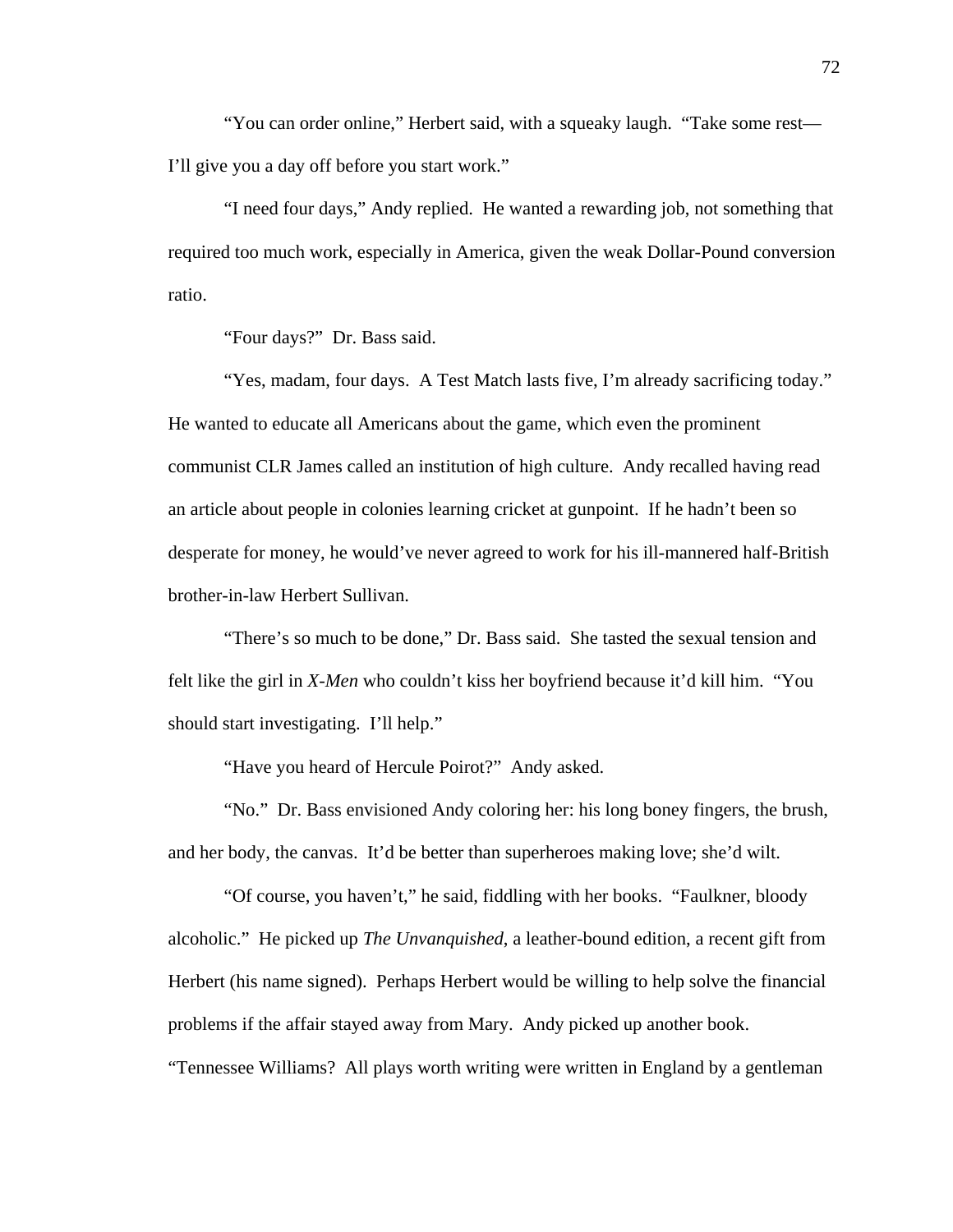"You can order online," Herbert said, with a squeaky laugh. "Take some rest—I'll give you a day off before you start work."

"I need four days," Andy replied. He wanted a rewarding job, not something that required too much work, especially in America, given the weak Dollar-Pound conversion ratio.

"Four days?" Dr. Bass said.

"Yes, madam, four days. A Test Match lasts five, I'm already sacrificing today." He wanted to educate all Americans about the game, which even the prominent communist CLR James called an institution of high culture. Andy recalled having read an article about people in colonies learning cricket at gunpoint. If he hadn't been so desperate for money, he would've never agreed to work for his ill-mannered half-British brother-in-law Herbert Sullivan.

"There's so much to be done," Dr. Bass said. She tasted the sexual tension and felt like the girl in *X-Men* who couldn't kiss her boyfriend because it'd kill him. "You should start investigating. I'll help."

"Have you heard of Hercule Poirot?" Andy asked.

"No." Dr. Bass envisioned Andy coloring her: his long boney fingers, the brush, and her body, the canvas. It'd be better than superheroes making love; she'd wilt.

"Of course, you haven't," he said, fiddling with her books. "Faulkner, bloody alcoholic." He picked up *The Unvanquished*, a leather-bound edition, a recent gift from Herbert (his name signed). Perhaps Herbert would be willing to help solve the financial problems if the affair stayed away from Mary. Andy picked up another book. "Tennessee Williams? All plays worth writing were written in England by a gentleman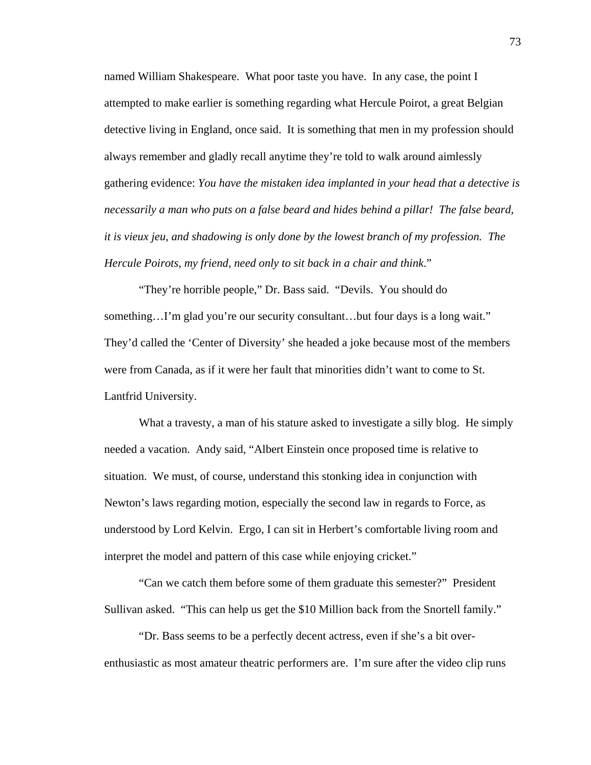named William Shakespeare. What poor taste you have. In any case, the point I attempted to make earlier is something regarding what Hercule Poirot, a great Belgian detective living in England, once said. It is something that men in my profession should always remember and gladly recall anytime they're told to walk around aimlessly gathering evidence: *You have the mistaken idea implanted in your head that a detective is necessarily a man who puts on a false beard and hides behind a pillar! The false beard, it is vieux jeu, and shadowing is only done by the lowest branch of my profession. The Hercule Poirots, my friend, need only to sit back in a chair and think*."

"They're horrible people," Dr. Bass said. "Devils. You should do something…I'm glad you're our security consultant…but four days is a long wait." They'd called the 'Center of Diversity' she headed a joke because most of the members were from Canada, as if it were her fault that minorities didn't want to come to St. Lantfrid University.

What a travesty, a man of his stature asked to investigate a silly blog. He simply needed a vacation. Andy said, "Albert Einstein once proposed time is relative to situation. We must, of course, understand this stonking idea in conjunction with Newton's laws regarding motion, especially the second law in regards to Force, as understood by Lord Kelvin. Ergo, I can sit in Herbert's comfortable living room and interpret the model and pattern of this case while enjoying cricket."

"Can we catch them before some of them graduate this semester?" President Sullivan asked. "This can help us get the $10 Million back from the Snortell family."

"Dr. Bass seems to be a perfectly decent actress, even if she's a bit over-enthusiastic as most amateur theatric performers are. I'm sure after the video clip runs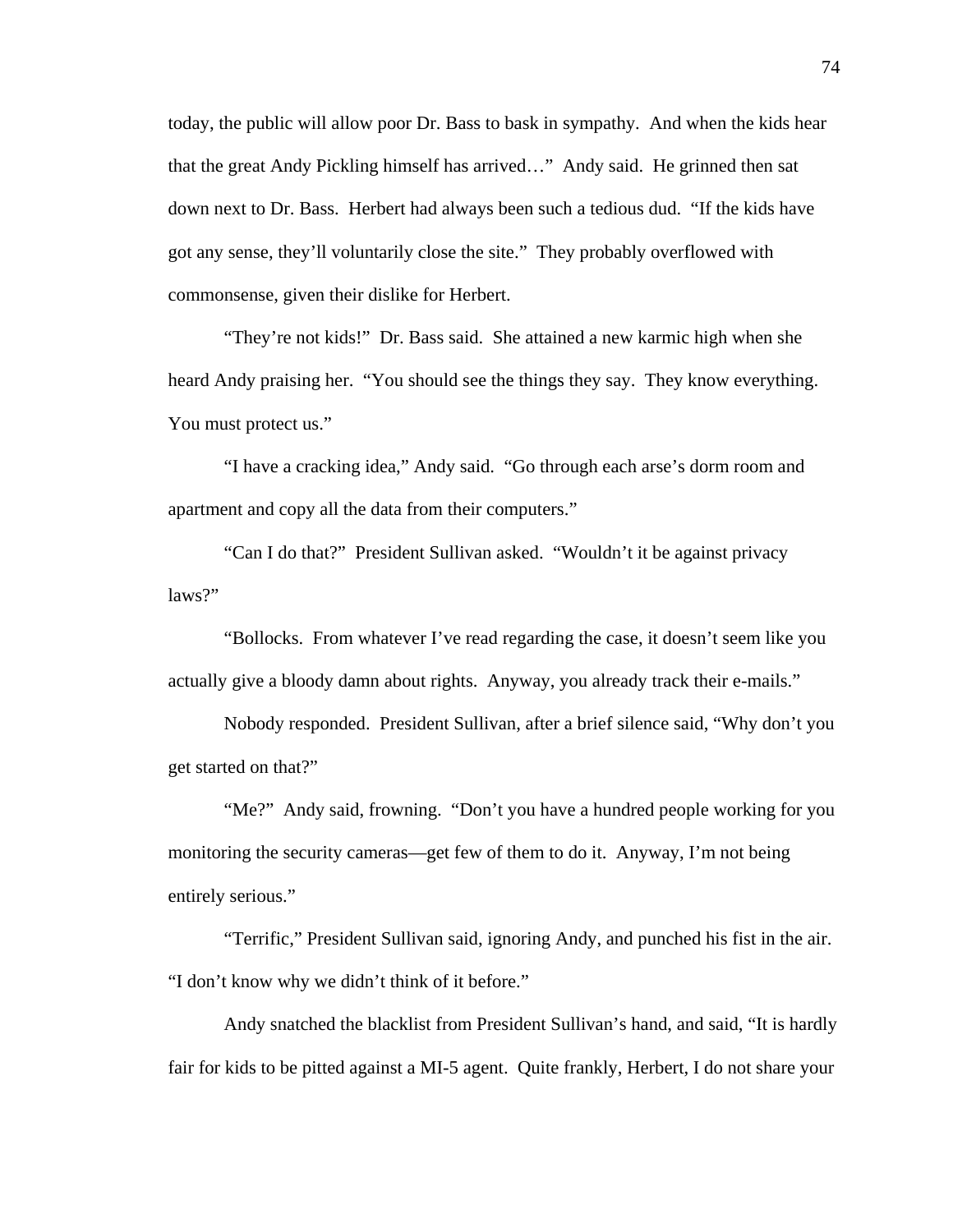today, the public will allow poor Dr. Bass to bask in sympathy. And when the kids hear that the great Andy Pickling himself has arrived…" Andy said. He grinned then sat down next to Dr. Bass. Herbert had always been such a tedious dud. "If the kids have got any sense, they'll voluntarily close the site." They probably overflowed with commonsense, given their dislike for Herbert.

"They're not kids!" Dr. Bass said. She attained a new karmic high when she heard Andy praising her. "You should see the things they say. They know everything. You must protect us."

"I have a cracking idea," Andy said. "Go through each arse's dorm room and apartment and copy all the data from their computers."

"Can I do that?" President Sullivan asked. "Wouldn't it be against privacy laws?"

"Bollocks. From whatever I've read regarding the case, it doesn't seem like you actually give a bloody damn about rights. Anyway, you already track their e-mails."

Nobody responded. President Sullivan, after a brief silence said, "Why don't you get started on that?"

"Me?" Andy said, frowning. "Don't you have a hundred people working for you monitoring the security cameras—get few of them to do it. Anyway, I'm not being entirely serious."

"Terrific," President Sullivan said, ignoring Andy, and punched his fist in the air. "I don't know why we didn't think of it before."

Andy snatched the blacklist from President Sullivan's hand, and said, "It is hardly fair for kids to be pitted against a MI-5 agent. Quite frankly, Herbert, I do not share your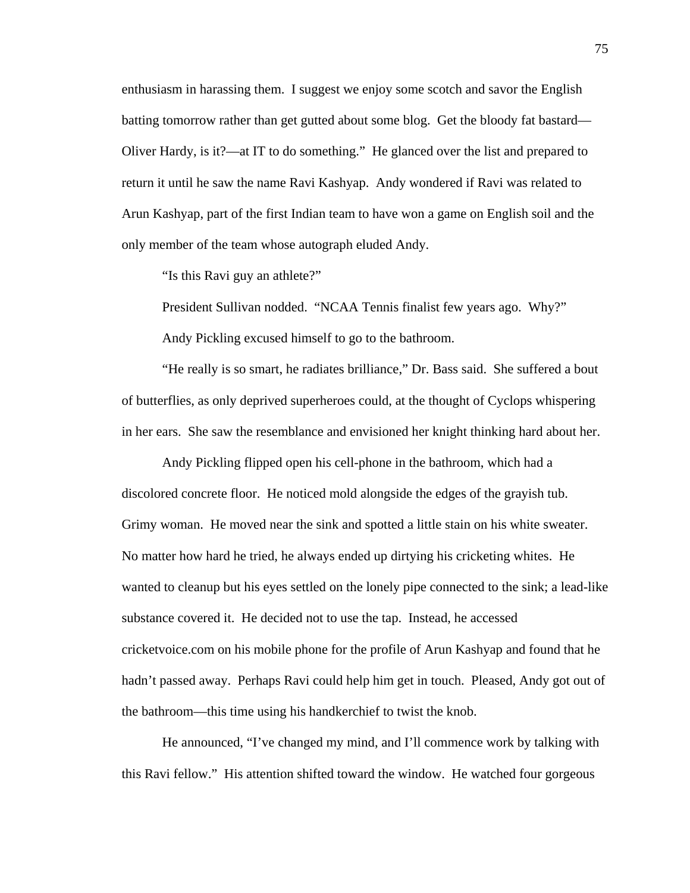enthusiasm in harassing them. I suggest we enjoy some scotch and savor the English batting tomorrow rather than get gutted about some blog. Get the bloody fat bastard—Oliver Hardy, is it?—at IT to do something." He glanced over the list and prepared to return it until he saw the name Ravi Kashyap. Andy wondered if Ravi was related to Arun Kashyap, part of the first Indian team to have won a game on English soil and the only member of the team whose autograph eluded Andy.

"Is this Ravi guy an athlete?"

President Sullivan nodded. "NCAA Tennis finalist few years ago. Why?"

Andy Pickling excused himself to go to the bathroom.

"He really is so smart, he radiates brilliance," Dr. Bass said. She suffered a bout of butterflies, as only deprived superheroes could, at the thought of Cyclops whispering in her ears. She saw the resemblance and envisioned her knight thinking hard about her.

Andy Pickling flipped open his cell-phone in the bathroom, which had a discolored concrete floor. He noticed mold alongside the edges of the grayish tub. Grimy woman. He moved near the sink and spotted a little stain on his white sweater. No matter how hard he tried, he always ended up dirtying his cricketing whites. He wanted to cleanup but his eyes settled on the lonely pipe connected to the sink; a lead-like substance covered it. He decided not to use the tap. Instead, he accessed cricketvoice.com on his mobile phone for the profile of Arun Kashyap and found that he hadn't passed away. Perhaps Ravi could help him get in touch. Pleased, Andy got out of the bathroom—this time using his handkerchief to twist the knob.

He announced, "I've changed my mind, and I'll commence work by talking with this Ravi fellow." His attention shifted toward the window. He watched four gorgeous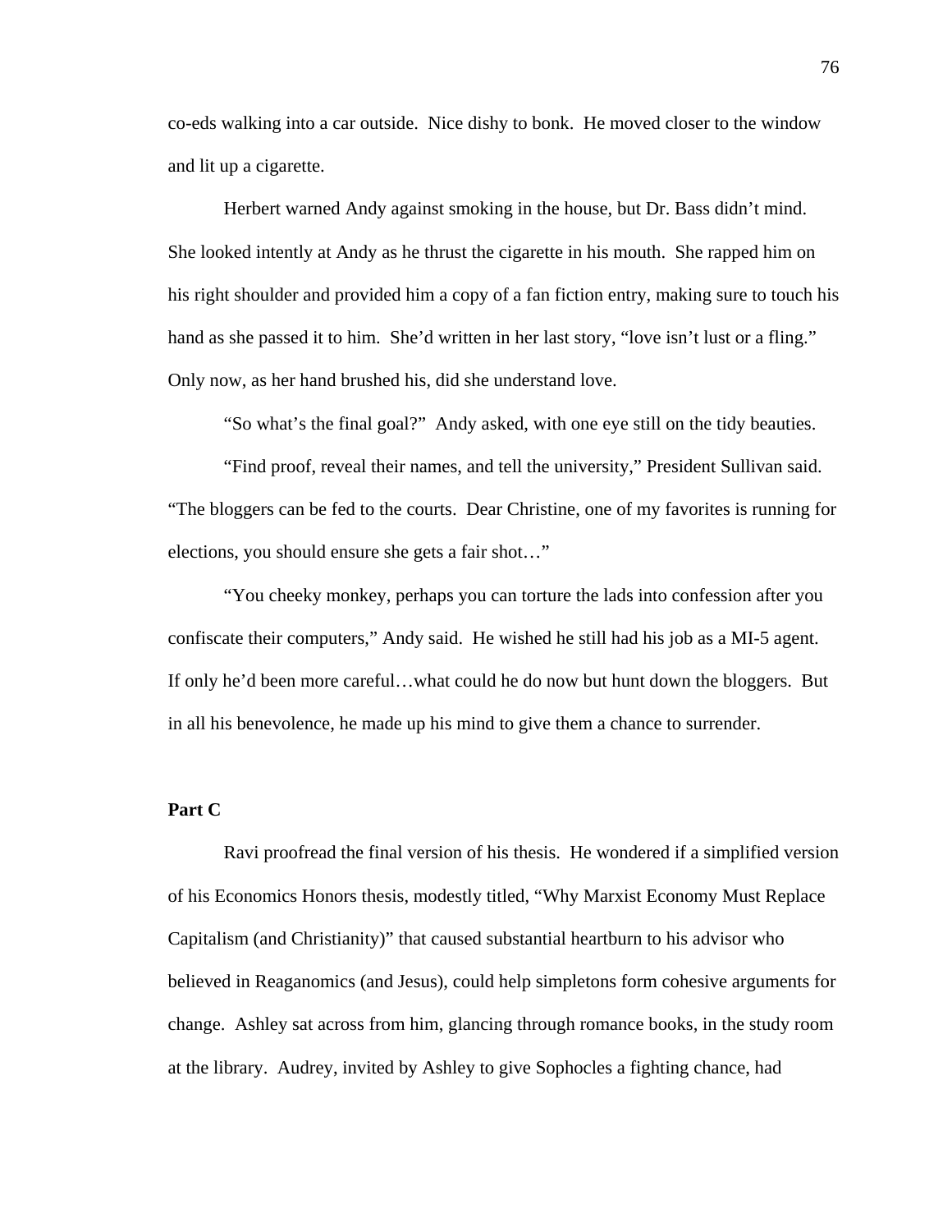co-eds walking into a car outside. Nice dishy to bonk. He moved closer to the window and lit up a cigarette.

Herbert warned Andy against smoking in the house, but Dr. Bass didn't mind. She looked intently at Andy as he thrust the cigarette in his mouth. She rapped him on his right shoulder and provided him a copy of a fan fiction entry, making sure to touch his hand as she passed it to him. She'd written in her last story, "love isn't lust or a fling." Only now, as her hand brushed his, did she understand love.

"So what's the final goal?" Andy asked, with one eye still on the tidy beauties.

"Find proof, reveal their names, and tell the university," President Sullivan said. "The bloggers can be fed to the courts. Dear Christine, one of my favorites is running for elections, you should ensure she gets a fair shot…"

"You cheeky monkey, perhaps you can torture the lads into confession after you confiscate their computers," Andy said. He wished he still had his job as a MI-5 agent. If only he'd been more careful…what could he do now but hunt down the bloggers. But in all his benevolence, he made up his mind to give them a chance to surrender.

**Part C**

Ravi proofread the final version of his thesis. He wondered if a simplified version of his Economics Honors thesis, modestly titled, "Why Marxist Economy Must Replace Capitalism (and Christianity)" that caused substantial heartburn to his advisor who believed in Reaganomics (and Jesus), could help simpletons form cohesive arguments for change. Ashley sat across from him, glancing through romance books, in the study room at the library. Audrey, invited by Ashley to give Sophocles a fighting chance, had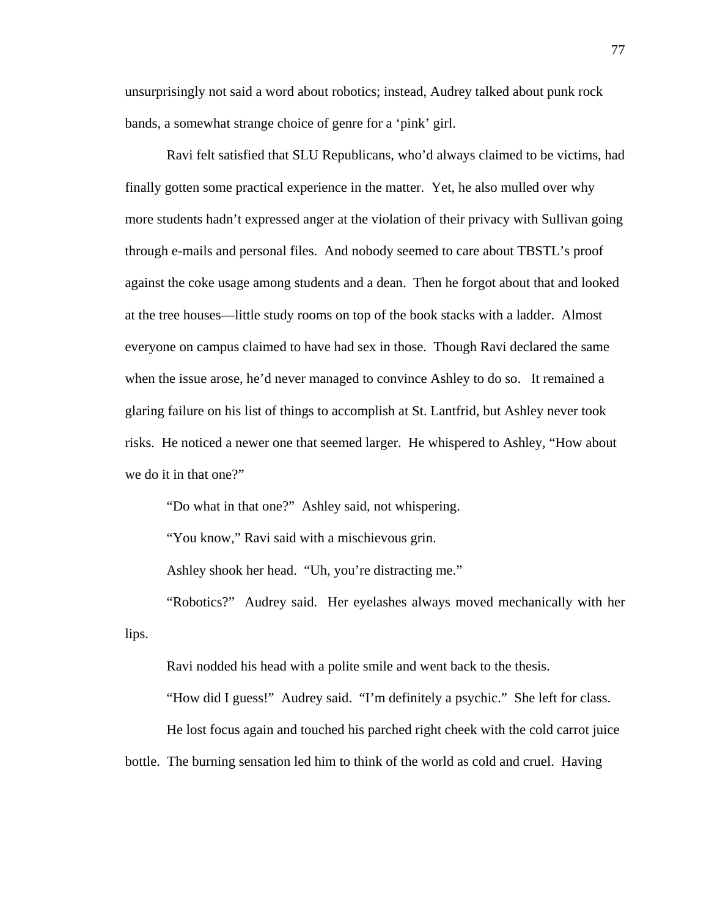unsurprisingly not said a word about robotics; instead, Audrey talked about punk rock bands, a somewhat strange choice of genre for a 'pink' girl.

Ravi felt satisfied that SLU Republicans, who'd always claimed to be victims, had finally gotten some practical experience in the matter. Yet, he also mulled over why more students hadn't expressed anger at the violation of their privacy with Sullivan going through e-mails and personal files. And nobody seemed to care about TBSTL's proof against the coke usage among students and a dean. Then he forgot about that and looked at the tree houses—little study rooms on top of the book stacks with a ladder. Almost everyone on campus claimed to have had sex in those. Though Ravi declared the same when the issue arose, he'd never managed to convince Ashley to do so. It remained a glaring failure on his list of things to accomplish at St. Lantfrid, but Ashley never took risks. He noticed a newer one that seemed larger. He whispered to Ashley, "How about we do it in that one?"

"Do what in that one?" Ashley said, not whispering.

"You know," Ravi said with a mischievous grin.

Ashley shook her head. "Uh, you're distracting me."

"Robotics?" Audrey said. Her eyelashes always moved mechanically with her lips.

Ravi nodded his head with a polite smile and went back to the thesis.

"How did I guess!" Audrey said. "I'm definitely a psychic." She left for class.

He lost focus again and touched his parched right cheek with the cold carrot juice bottle. The burning sensation led him to think of the world as cold and cruel. Having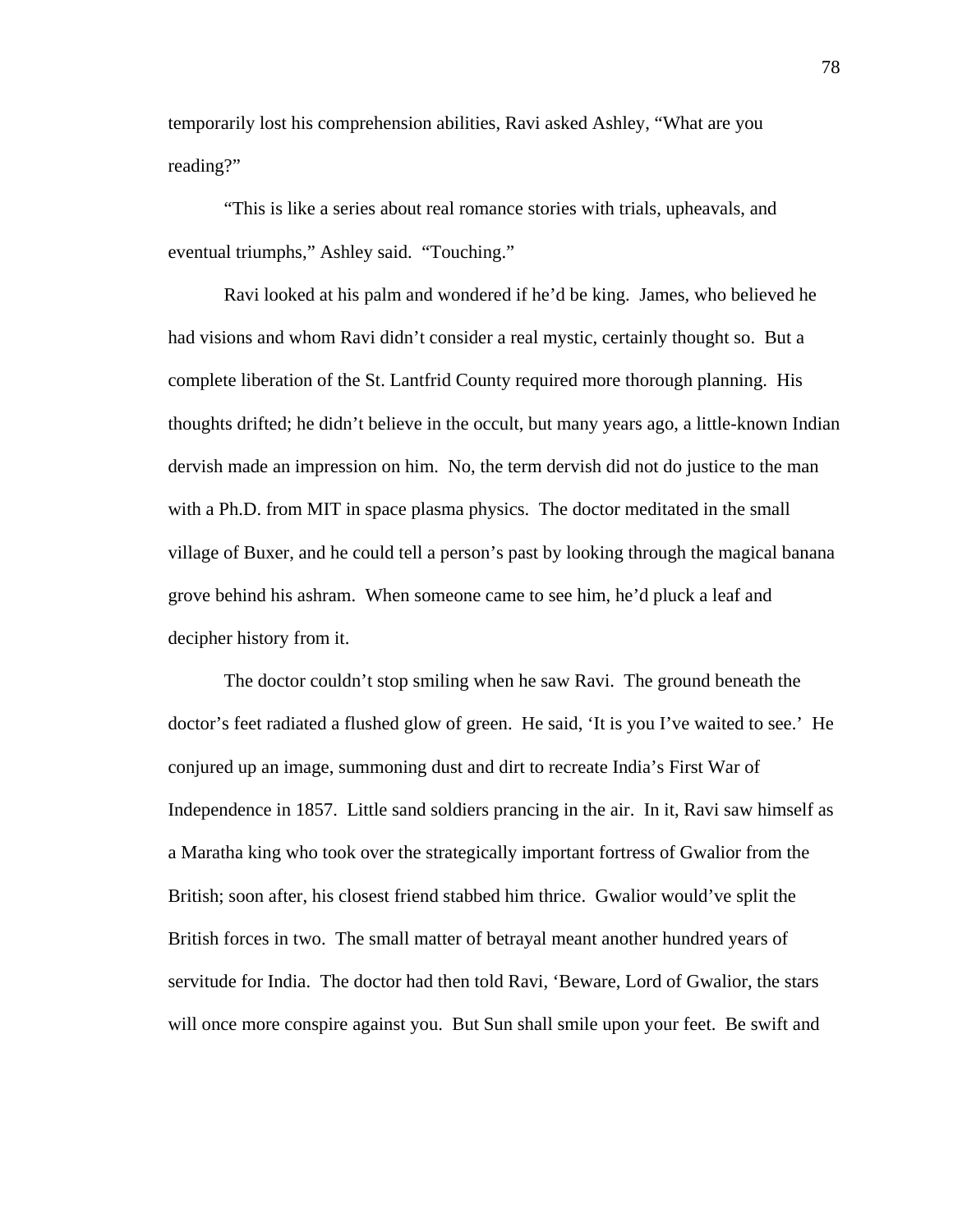temporarily lost his comprehension abilities, Ravi asked Ashley, "What are you reading?"

"This is like a series about real romance stories with trials, upheavals, and eventual triumphs," Ashley said. "Touching."

Ravi looked at his palm and wondered if he'd be king. James, who believed he had visions and whom Ravi didn't consider a real mystic, certainly thought so. But a complete liberation of the St. Lantfrid County required more thorough planning. His thoughts drifted; he didn't believe in the occult, but many years ago, a little-known Indian dervish made an impression on him. No, the term dervish did not do justice to the man with a Ph.D. from MIT in space plasma physics. The doctor meditated in the small village of Buxer, and he could tell a person's past by looking through the magical banana grove behind his ashram. When someone came to see him, he'd pluck a leaf and decipher history from it.

The doctor couldn't stop smiling when he saw Ravi. The ground beneath the doctor's feet radiated a flushed glow of green. He said, 'It is you I've waited to see.' He conjured up an image, summoning dust and dirt to recreate India's First War of Independence in 1857. Little sand soldiers prancing in the air. In it, Ravi saw himself as a Maratha king who took over the strategically important fortress of Gwalior from the British; soon after, his closest friend stabbed him thrice. Gwalior would've split the British forces in two. The small matter of betrayal meant another hundred years of servitude for India. The doctor had then told Ravi, 'Beware, Lord of Gwalior, the stars will once more conspire against you. But Sun shall smile upon your feet. Be swift and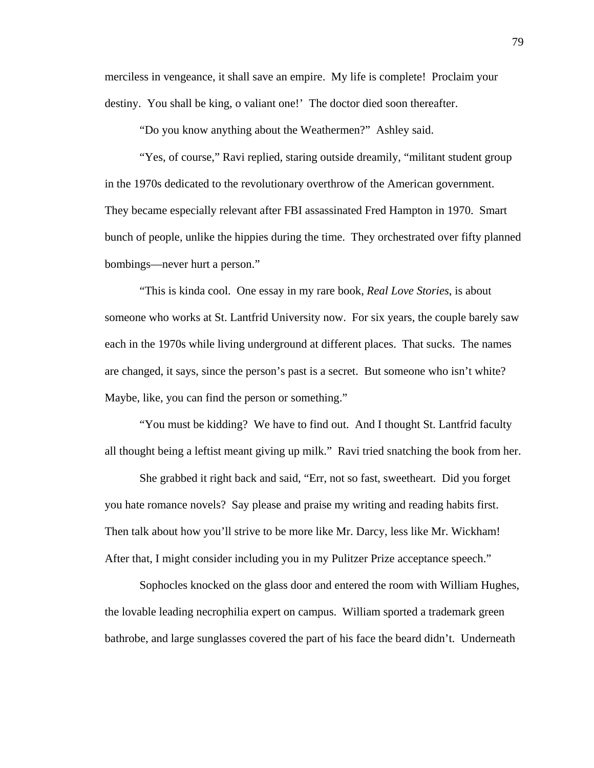merciless in vengeance, it shall save an empire. My life is complete! Proclaim your destiny. You shall be king, o valiant one!' The doctor died soon thereafter.

"Do you know anything about the Weathermen?" Ashley said.

"Yes, of course," Ravi replied, staring outside dreamily, "militant student group in the 1970s dedicated to the revolutionary overthrow of the American government. They became especially relevant after FBI assassinated Fred Hampton in 1970. Smart bunch of people, unlike the hippies during the time. They orchestrated over fifty planned bombings—never hurt a person."

"This is kinda cool. One essay in my rare book, *Real Love Stories*, is about someone who works at St. Lantfrid University now. For six years, the couple barely saw each in the 1970s while living underground at different places. That sucks. The names are changed, it says, since the person's past is a secret. But someone who isn't white? Maybe, like, you can find the person or something."

"You must be kidding? We have to find out. And I thought St. Lantfrid faculty all thought being a leftist meant giving up milk." Ravi tried snatching the book from her.

She grabbed it right back and said, "Err, not so fast, sweetheart. Did you forget you hate romance novels? Say please and praise my writing and reading habits first. Then talk about how you'll strive to be more like Mr. Darcy, less like Mr. Wickham! After that, I might consider including you in my Pulitzer Prize acceptance speech."

Sophocles knocked on the glass door and entered the room with William Hughes, the lovable leading necrophilia expert on campus. William sported a trademark green bathrobe, and large sunglasses covered the part of his face the beard didn't. Underneath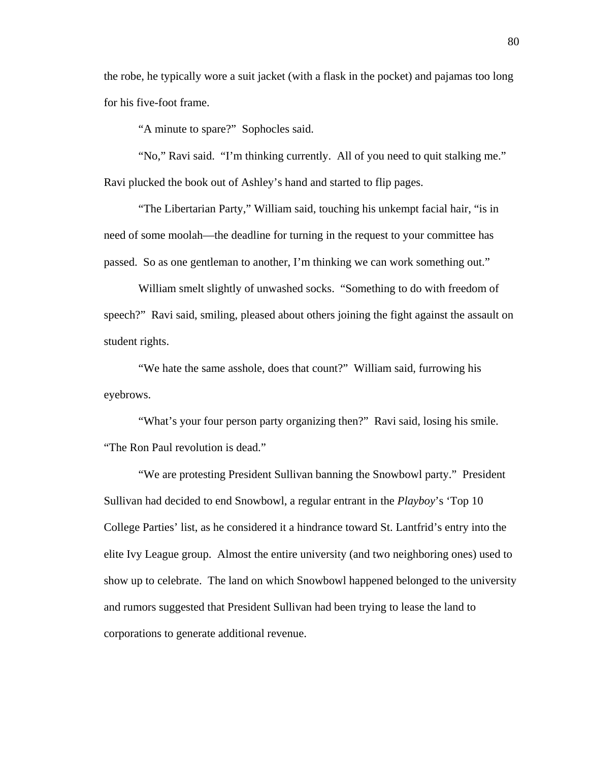the robe, he typically wore a suit jacket (with a flask in the pocket) and pajamas too long for his five-foot frame.

"A minute to spare?" Sophocles said.

"No," Ravi said. "I'm thinking currently. All of you need to quit stalking me." Ravi plucked the book out of Ashley's hand and started to flip pages.

"The Libertarian Party," William said, touching his unkempt facial hair, "is in need of some moolah—the deadline for turning in the request to your committee has passed. So as one gentleman to another, I'm thinking we can work something out."

William smelt slightly of unwashed socks. "Something to do with freedom of speech?" Ravi said, smiling, pleased about others joining the fight against the assault on student rights.

"We hate the same asshole, does that count?" William said, furrowing his eyebrows.

"What's your four person party organizing then?" Ravi said, losing his smile. "The Ron Paul revolution is dead."

"We are protesting President Sullivan banning the Snowbowl party." President Sullivan had decided to end Snowbowl, a regular entrant in the *Playboy*'s 'Top 10 College Parties' list, as he considered it a hindrance toward St. Lantfrid's entry into the elite Ivy League group. Almost the entire university (and two neighboring ones) used to show up to celebrate. The land on which Snowbowl happened belonged to the university and rumors suggested that President Sullivan had been trying to lease the land to corporations to generate additional revenue.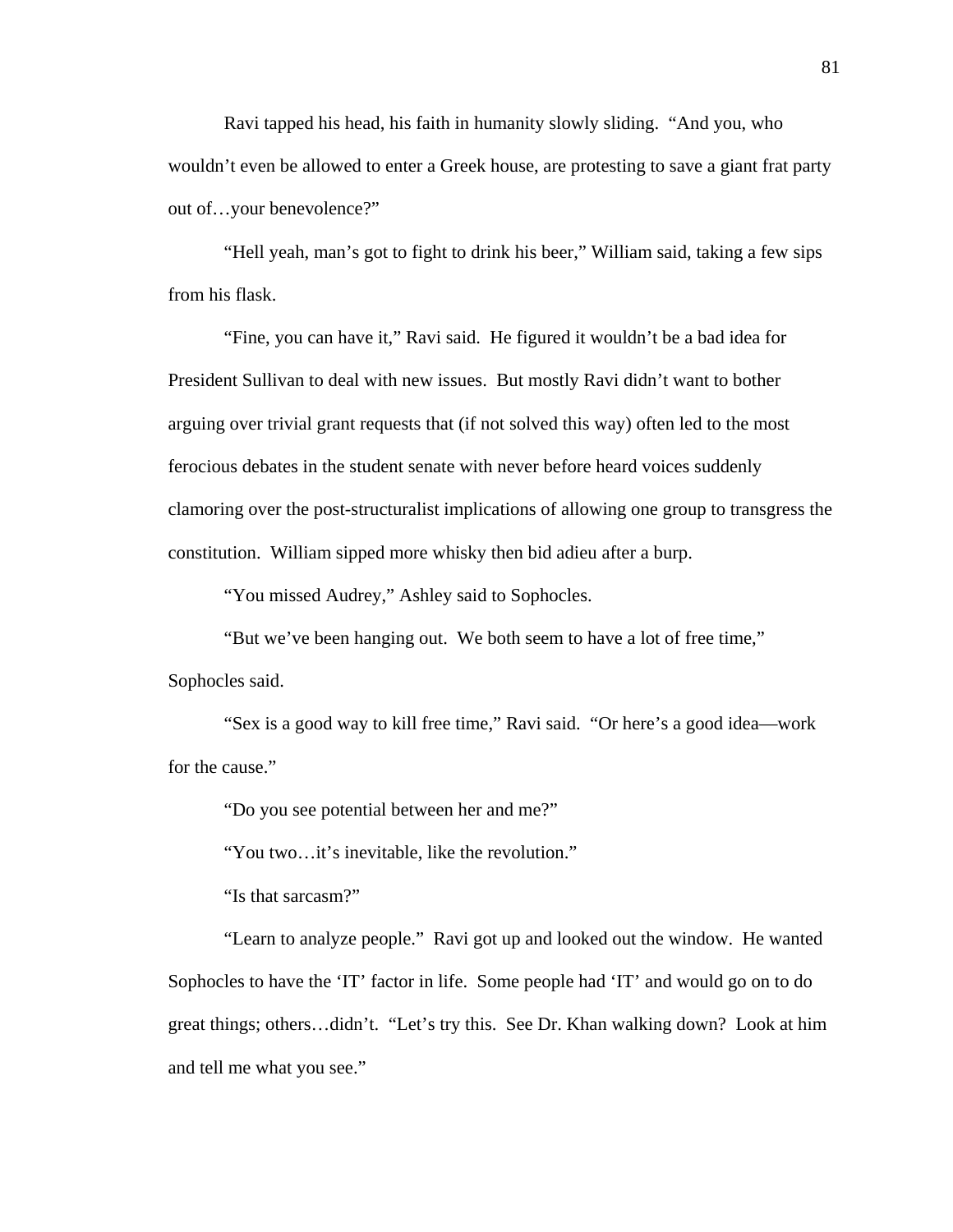Ravi tapped his head, his faith in humanity slowly sliding. "And you, who wouldn't even be allowed to enter a Greek house, are protesting to save a giant frat party out of…your benevolence?"

"Hell yeah, man's got to fight to drink his beer," William said, taking a few sips from his flask.

"Fine, you can have it," Ravi said. He figured it wouldn't be a bad idea for President Sullivan to deal with new issues. But mostly Ravi didn't want to bother arguing over trivial grant requests that (if not solved this way) often led to the most ferocious debates in the student senate with never before heard voices suddenly clamoring over the post-structuralist implications of allowing one group to transgress the constitution. William sipped more whisky then bid adieu after a burp.

"You missed Audrey," Ashley said to Sophocles.

"But we've been hanging out. We both seem to have a lot of free time," Sophocles said.

"Sex is a good way to kill free time," Ravi said. "Or here's a good idea—work for the cause."

"Do you see potential between her and me?"

"You two…it's inevitable, like the revolution."

"Is that sarcasm?"

"Learn to analyze people." Ravi got up and looked out the window. He wanted Sophocles to have the 'IT' factor in life. Some people had 'IT' and would go on to do great things; others…didn't. "Let's try this. See Dr. Khan walking down? Look at him and tell me what you see."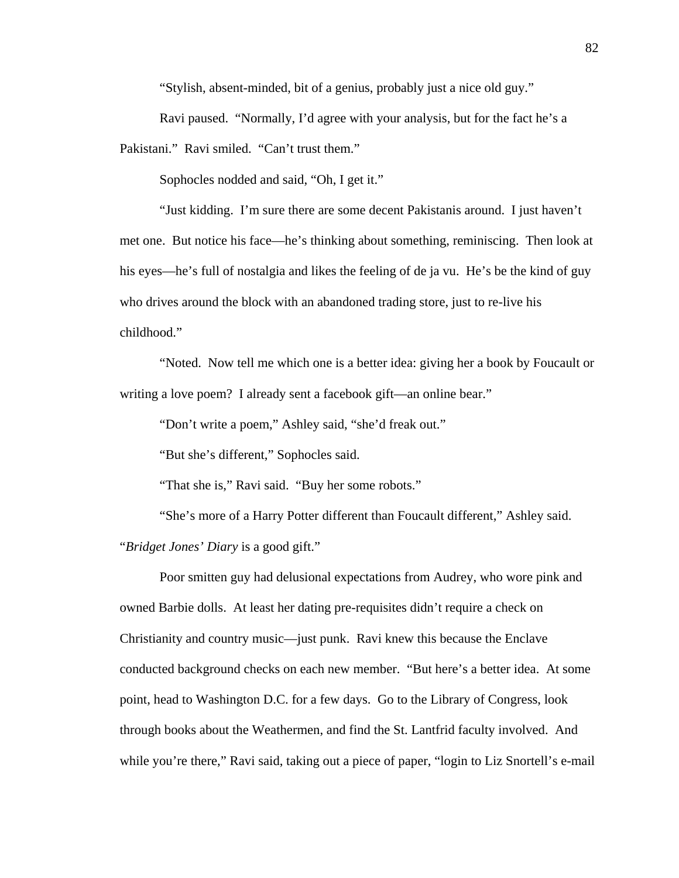"Stylish, absent-minded, bit of a genius, probably just a nice old guy."

Ravi paused. "Normally, I'd agree with your analysis, but for the fact he's a Pakistani." Ravi smiled. "Can't trust them."

Sophocles nodded and said, "Oh, I get it."

"Just kidding. I'm sure there are some decent Pakistanis around. I just haven't met one. But notice his face—he's thinking about something, reminiscing. Then look at his eyes—he's full of nostalgia and likes the feeling of de ja vu. He's be the kind of guy who drives around the block with an abandoned trading store, just to re-live his childhood."

"Noted. Now tell me which one is a better idea: giving her a book by Foucault or writing a love poem? I already sent a facebook gift—an online bear."

"Don't write a poem," Ashley said, "she'd freak out."

"But she's different," Sophocles said.

"That she is," Ravi said. "Buy her some robots."

"She's more of a Harry Potter different than Foucault different," Ashley said. "*Bridget Jones' Diary* is a good gift."

Poor smitten guy had delusional expectations from Audrey, who wore pink and owned Barbie dolls. At least her dating pre-requisites didn't require a check on Christianity and country music—just punk. Ravi knew this because the Enclave conducted background checks on each new member. "But here's a better idea. At some point, head to Washington D.C. for a few days. Go to the Library of Congress, look through books about the Weathermen, and find the St. Lantfrid faculty involved. And while you're there," Ravi said, taking out a piece of paper, "login to Liz Snortell's e-mail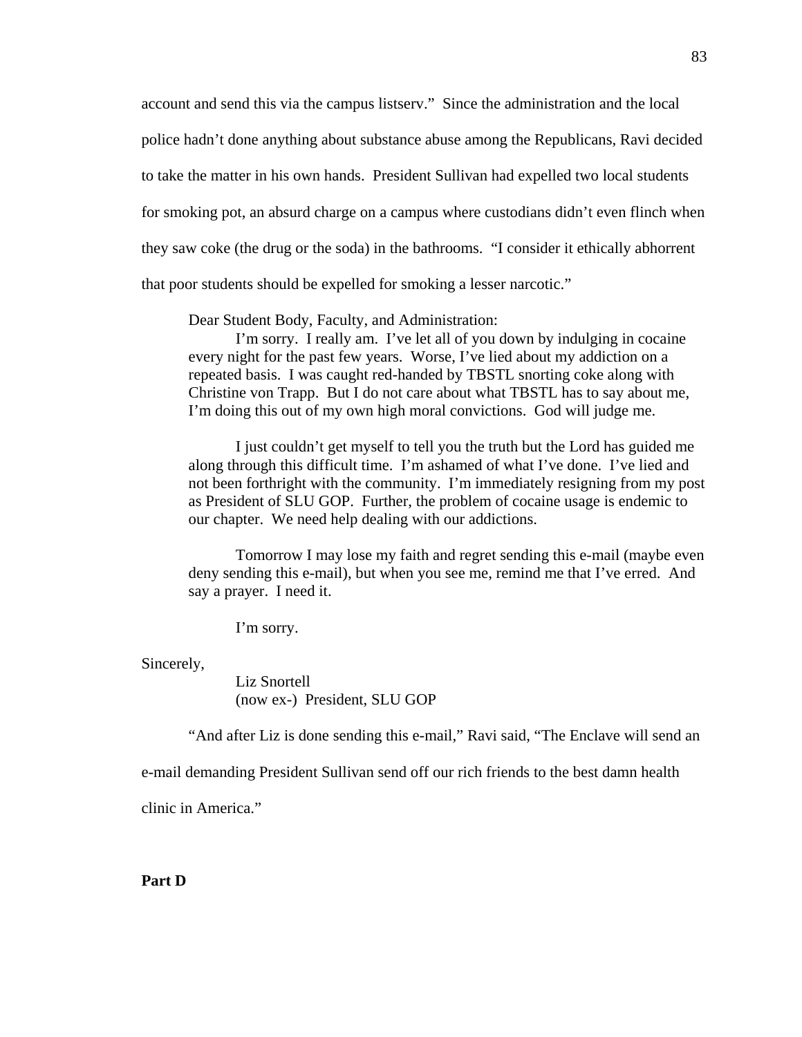account and send this via the campus listserv." Since the administration and the local police hadn't done anything about substance abuse among the Republicans, Ravi decided to take the matter in his own hands. President Sullivan had expelled two local students for smoking pot, an absurd charge on a campus where custodians didn't even flinch when they saw coke (the drug or the soda) in the bathrooms. "I consider it ethically abhorrent that poor students should be expelled for smoking a lesser narcotic."

> Dear Student Body, Faculty, and Administration:
>
> I'm sorry. I really am. I've let all of you down by indulging in cocaine every night for the past few years. Worse, I've lied about my addiction on a repeated basis. I was caught red-handed by TBSTL snorting coke along with Christine von Trapp. But I do not care about what TBSTL has to say about me, I'm doing this out of my own high moral convictions. God will judge me.
>
> I just couldn't get myself to tell you the truth but the Lord has guided me along through this difficult time. I'm ashamed of what I've done. I've lied and not been forthright with the community. I'm immediately resigning from my post as President of SLU GOP. Further, the problem of cocaine usage is endemic to our chapter. We need help dealing with our addictions.
>
> Tomorrow I may lose my faith and regret sending this e-mail (maybe even deny sending this e-mail), but when you see me, remind me that I've erred. And say a prayer. I need it.
>
> I'm sorry.

Sincerely,

Liz Snortell
(now ex-) President, SLU GOP

"And after Liz is done sending this e-mail," Ravi said, "The Enclave will send an e-mail demanding President Sullivan send off our rich friends to the best damn health clinic in America."

**Part D**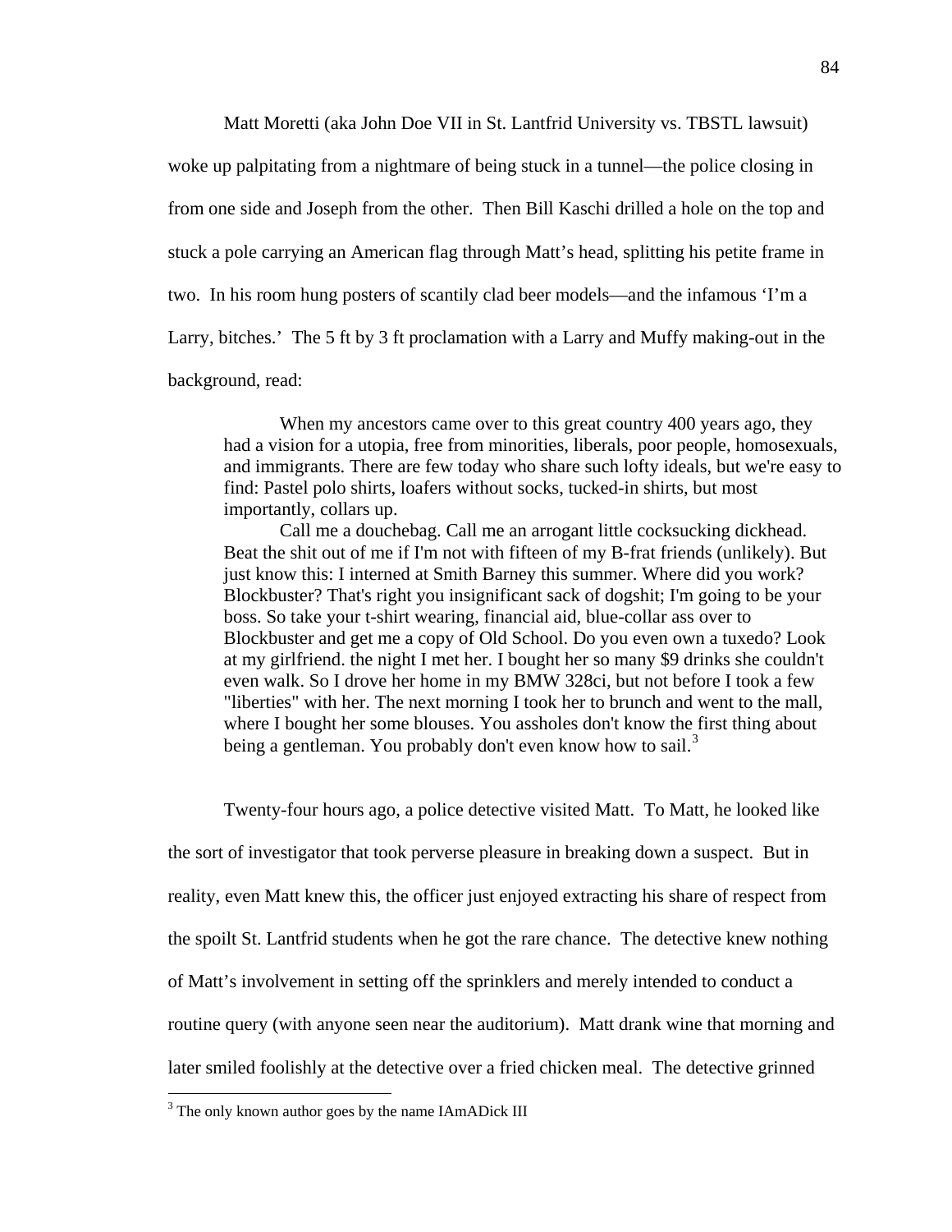Matt Moretti (aka John Doe VII in St. Lantfrid University vs. TBSTL lawsuit) woke up palpitating from a nightmare of being stuck in a tunnel—the police closing in from one side and Joseph from the other. Then Bill Kaschi drilled a hole on the top and stuck a pole carrying an American flag through Matt's head, splitting his petite frame in two. In his room hung posters of scantily clad beer models—and the infamous 'I'm a Larry, bitches.' The 5 ft by 3 ft proclamation with a Larry and Muffy making-out in the background, read:

> When my ancestors came over to this great country 400 years ago, they had a vision for a utopia, free from minorities, liberals, poor people, homosexuals, and immigrants. There are few today who share such lofty ideals, but we're easy to find: Pastel polo shirts, loafers without socks, tucked-in shirts, but most importantly, collars up.
>
> Call me a douchebag. Call me an arrogant little cocksucking dickhead. Beat the shit out of me if I'm not with fifteen of my B-frat friends (unlikely). But just know this: I interned at Smith Barney this summer. Where did you work? Blockbuster? That's right you insignificant sack of dogshit; I'm going to be your boss. So take your t-shirt wearing, financial aid, blue-collar ass over to Blockbuster and get me a copy of Old School. Do you even own a tuxedo? Look at my girlfriend. the night I met her. I bought her so many $9 drinks she couldn't even walk. So I drove her home in my BMW 328ci, but not before I took a few "liberties" with her. The next morning I took her to brunch and went to the mall, where I bought her some blouses. You assholes don't know the first thing about being a gentleman. You probably don't even know how to sail.[3]

Twenty-four hours ago, a police detective visited Matt. To Matt, he looked like the sort of investigator that took perverse pleasure in breaking down a suspect. But in reality, even Matt knew this, the officer just enjoyed extracting his share of respect from the spoilt St. Lantfrid students when he got the rare chance. The detective knew nothing of Matt's involvement in setting off the sprinklers and merely intended to conduct a routine query (with anyone seen near the auditorium). Matt drank wine that morning and later smiled foolishly at the detective over a fried chicken meal. The detective grinned

[3] The only known author goes by the name IAmADick III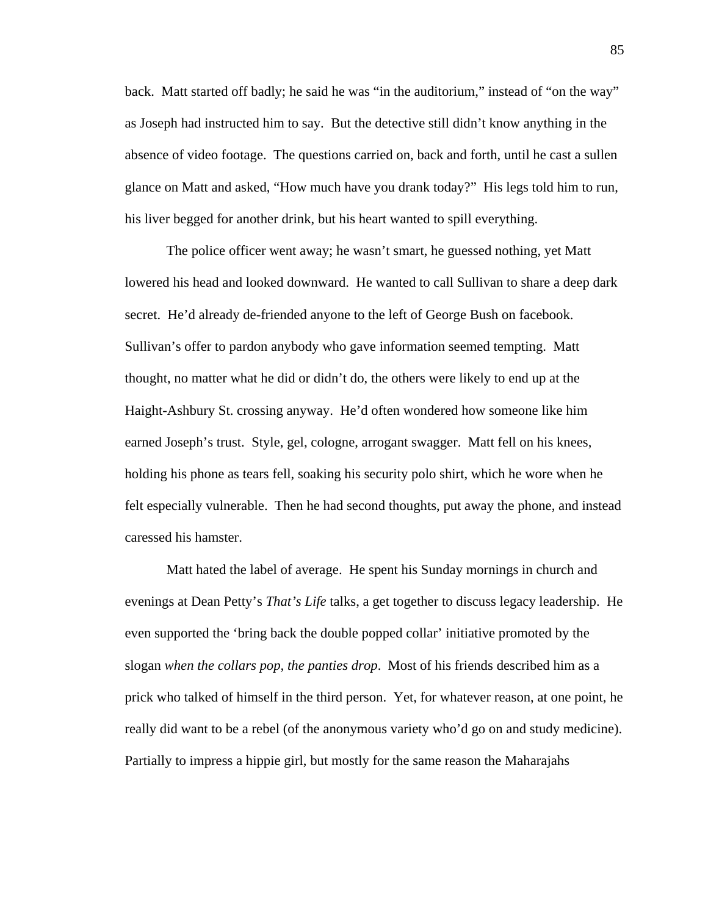back. Matt started off badly; he said he was "in the auditorium," instead of "on the way" as Joseph had instructed him to say. But the detective still didn't know anything in the absence of video footage. The questions carried on, back and forth, until he cast a sullen glance on Matt and asked, "How much have you drank today?" His legs told him to run, his liver begged for another drink, but his heart wanted to spill everything.

The police officer went away; he wasn't smart, he guessed nothing, yet Matt lowered his head and looked downward. He wanted to call Sullivan to share a deep dark secret. He'd already de-friended anyone to the left of George Bush on facebook. Sullivan's offer to pardon anybody who gave information seemed tempting. Matt thought, no matter what he did or didn't do, the others were likely to end up at the Haight-Ashbury St. crossing anyway. He'd often wondered how someone like him earned Joseph's trust. Style, gel, cologne, arrogant swagger. Matt fell on his knees, holding his phone as tears fell, soaking his security polo shirt, which he wore when he felt especially vulnerable. Then he had second thoughts, put away the phone, and instead caressed his hamster.

Matt hated the label of average. He spent his Sunday mornings in church and evenings at Dean Petty's *That's Life* talks, a get together to discuss legacy leadership. He even supported the 'bring back the double popped collar' initiative promoted by the slogan *when the collars pop, the panties drop*. Most of his friends described him as a prick who talked of himself in the third person. Yet, for whatever reason, at one point, he really did want to be a rebel (of the anonymous variety who'd go on and study medicine). Partially to impress a hippie girl, but mostly for the same reason the Maharajahs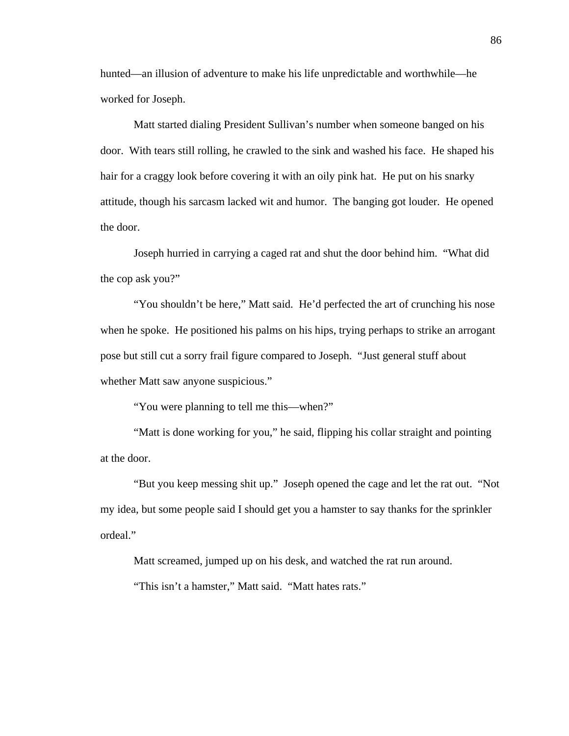hunted—an illusion of adventure to make his life unpredictable and worthwhile—he worked for Joseph.

Matt started dialing President Sullivan's number when someone banged on his door. With tears still rolling, he crawled to the sink and washed his face. He shaped his hair for a craggy look before covering it with an oily pink hat. He put on his snarky attitude, though his sarcasm lacked wit and humor. The banging got louder. He opened the door.

Joseph hurried in carrying a caged rat and shut the door behind him. "What did the cop ask you?"

"You shouldn't be here," Matt said. He'd perfected the art of crunching his nose when he spoke. He positioned his palms on his hips, trying perhaps to strike an arrogant pose but still cut a sorry frail figure compared to Joseph. "Just general stuff about whether Matt saw anyone suspicious."

"You were planning to tell me this—when?"

"Matt is done working for you," he said, flipping his collar straight and pointing at the door.

"But you keep messing shit up." Joseph opened the cage and let the rat out. "Not my idea, but some people said I should get you a hamster to say thanks for the sprinkler ordeal."

Matt screamed, jumped up on his desk, and watched the rat run around.

"This isn't a hamster," Matt said. "Matt hates rats."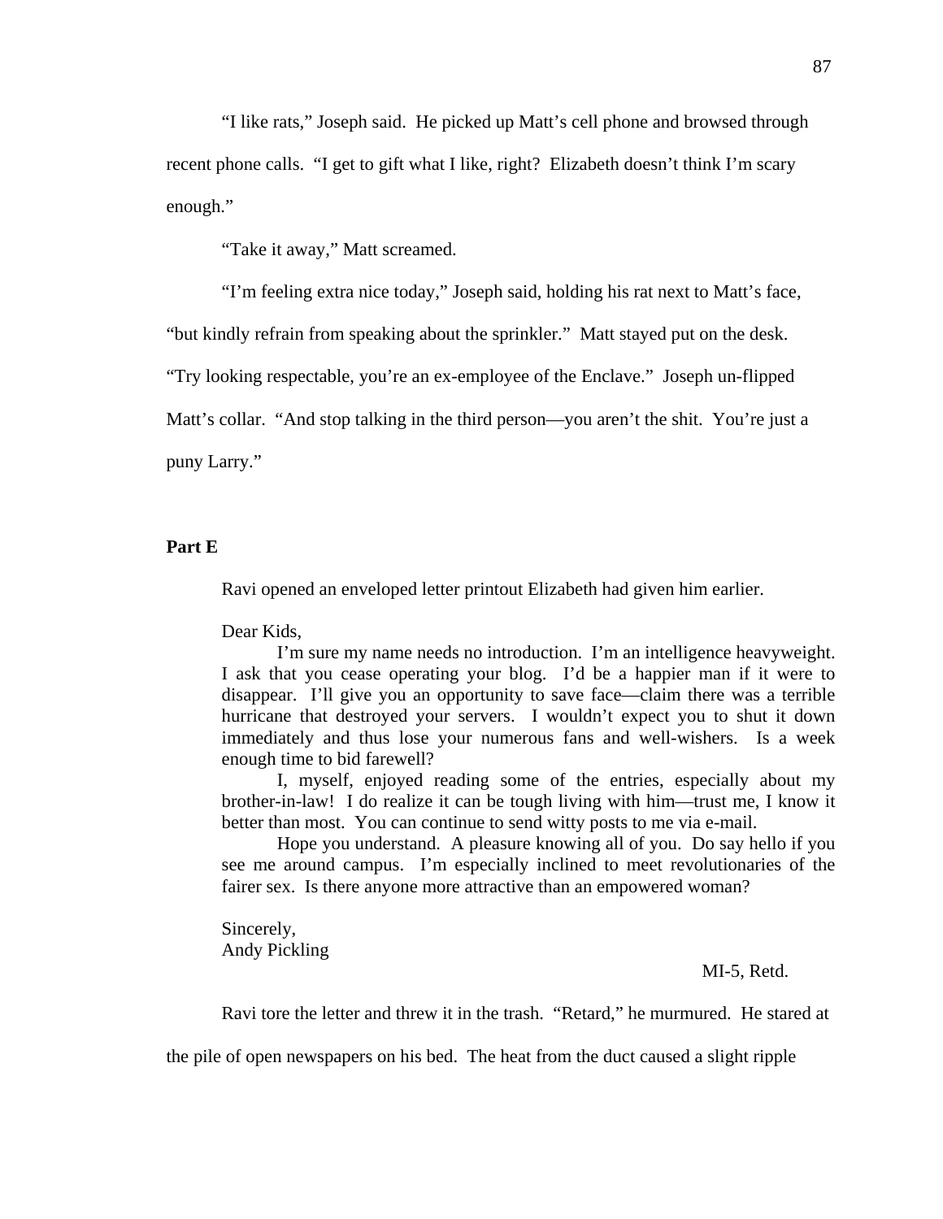"I like rats," Joseph said. He picked up Matt's cell phone and browsed through recent phone calls. "I get to gift what I like, right? Elizabeth doesn't think I'm scary enough."

"Take it away," Matt screamed.

"I'm feeling extra nice today," Joseph said, holding his rat next to Matt's face, "but kindly refrain from speaking about the sprinkler." Matt stayed put on the desk. "Try looking respectable, you're an ex-employee of the Enclave." Joseph un-flipped Matt's collar. "And stop talking in the third person—you aren't the shit. You're just a puny Larry."

**Part E**

Ravi opened an enveloped letter printout Elizabeth had given him earlier.

> Dear Kids,
>
> I'm sure my name needs no introduction. I'm an intelligence heavyweight. I ask that you cease operating your blog. I'd be a happier man if it were to disappear. I'll give you an opportunity to save face—claim there was a terrible hurricane that destroyed your servers. I wouldn't expect you to shut it down immediately and thus lose your numerous fans and well-wishers. Is a week enough time to bid farewell?
>
> I, myself, enjoyed reading some of the entries, especially about my brother-in-law! I do realize it can be tough living with him—trust me, I know it better than most. You can continue to send witty posts to me via e-mail.
>
> Hope you understand. A pleasure knowing all of you. Do say hello if you see me around campus. I'm especially inclined to meet revolutionaries of the fairer sex. Is there anyone more attractive than an empowered woman?
>
> Sincerely,
> Andy Pickling
>
> MI-5, Retd.

Ravi tore the letter and threw it in the trash. "Retard," he murmured. He stared at the pile of open newspapers on his bed. The heat from the duct caused a slight ripple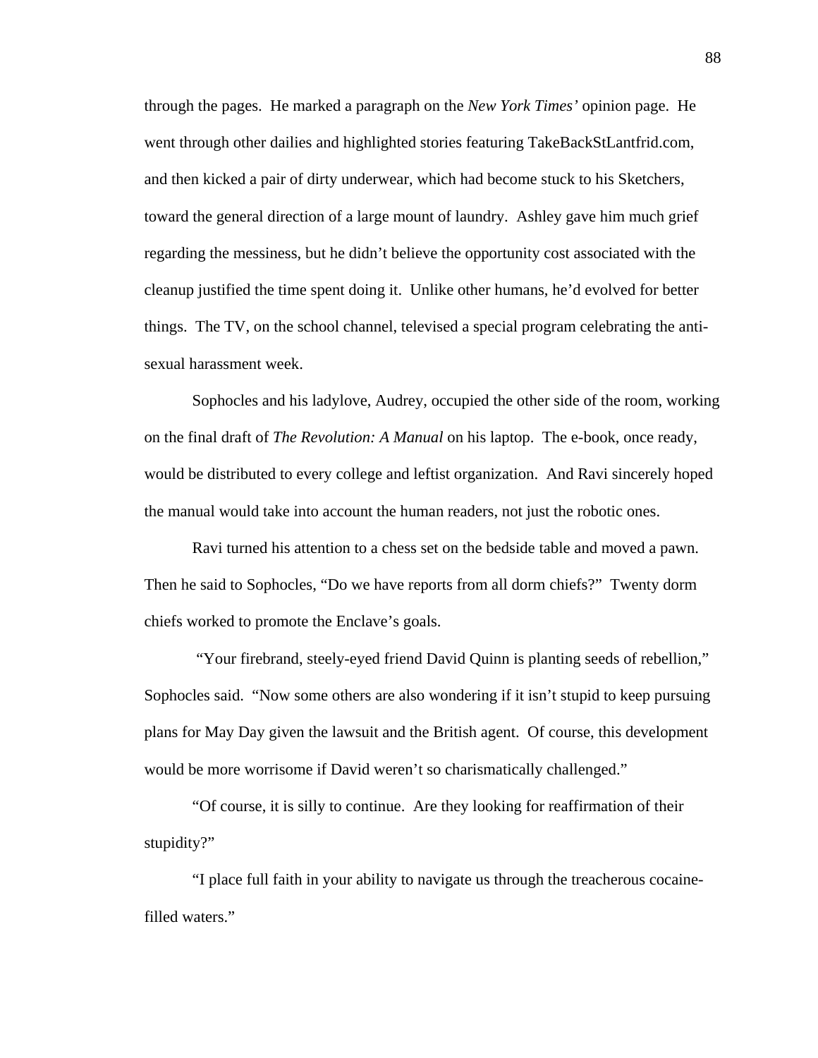through the pages. He marked a paragraph on the *New York Times'* opinion page. He went through other dailies and highlighted stories featuring TakeBackStLantfrid.com, and then kicked a pair of dirty underwear, which had become stuck to his Sketchers, toward the general direction of a large mount of laundry. Ashley gave him much grief regarding the messiness, but he didn't believe the opportunity cost associated with the cleanup justified the time spent doing it. Unlike other humans, he'd evolved for better things. The TV, on the school channel, televised a special program celebrating the anti-sexual harassment week.

Sophocles and his ladylove, Audrey, occupied the other side of the room, working on the final draft of *The Revolution: A Manual* on his laptop. The e-book, once ready, would be distributed to every college and leftist organization. And Ravi sincerely hoped the manual would take into account the human readers, not just the robotic ones.

Ravi turned his attention to a chess set on the bedside table and moved a pawn. Then he said to Sophocles, "Do we have reports from all dorm chiefs?" Twenty dorm chiefs worked to promote the Enclave's goals.

"Your firebrand, steely-eyed friend David Quinn is planting seeds of rebellion," Sophocles said. "Now some others are also wondering if it isn't stupid to keep pursuing plans for May Day given the lawsuit and the British agent. Of course, this development would be more worrisome if David weren't so charismatically challenged."

"Of course, it is silly to continue. Are they looking for reaffirmation of their stupidity?"

"I place full faith in your ability to navigate us through the treacherous cocaine-filled waters."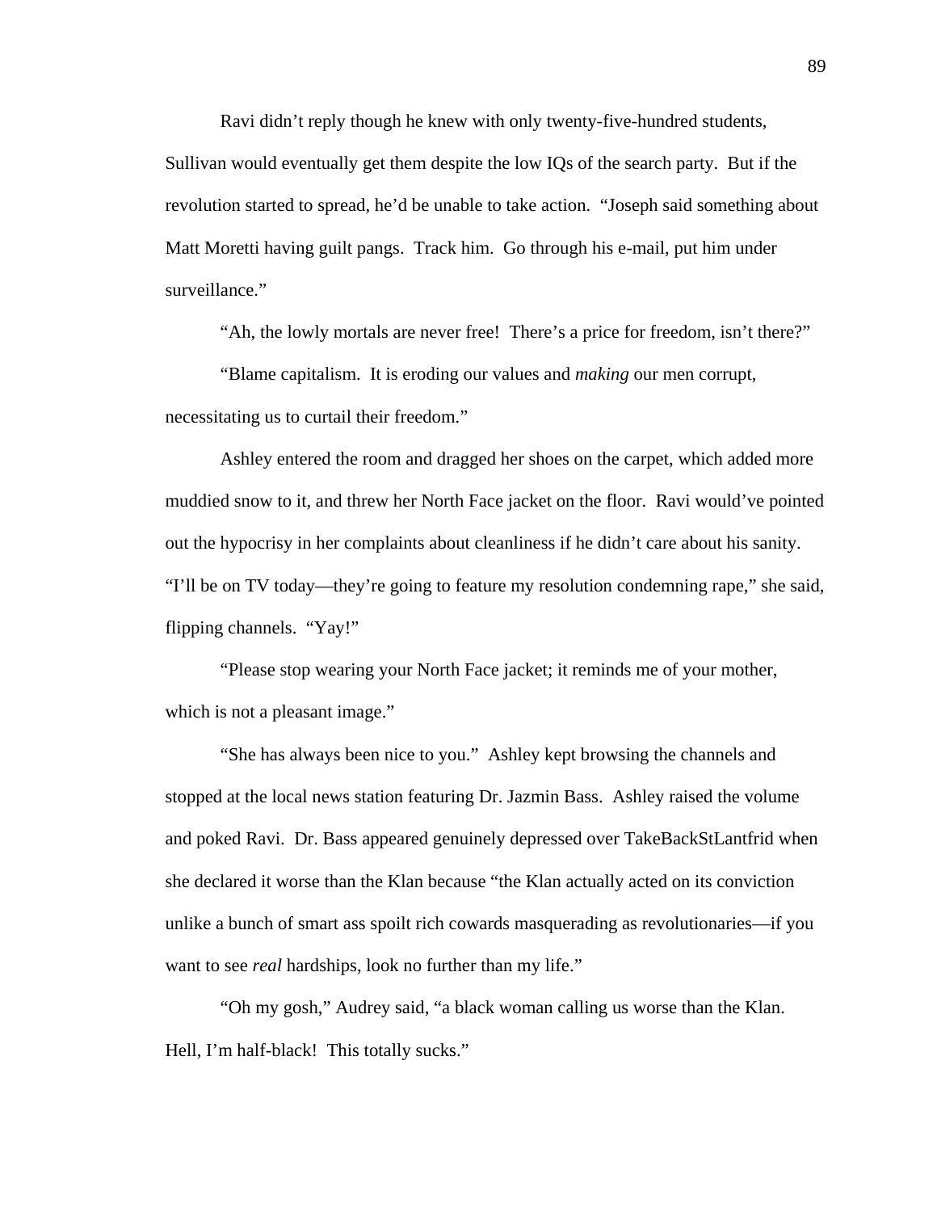Ravi didn't reply though he knew with only twenty-five-hundred students, Sullivan would eventually get them despite the low IQs of the search party. But if the revolution started to spread, he'd be unable to take action. "Joseph said something about Matt Moretti having guilt pangs. Track him. Go through his e-mail, put him under surveillance."

"Ah, the lowly mortals are never free! There's a price for freedom, isn't there?"

"Blame capitalism. It is eroding our values and *making* our men corrupt, necessitating us to curtail their freedom."

Ashley entered the room and dragged her shoes on the carpet, which added more muddied snow to it, and threw her North Face jacket on the floor. Ravi would've pointed out the hypocrisy in her complaints about cleanliness if he didn't care about his sanity. "I'll be on TV today—they're going to feature my resolution condemning rape," she said, flipping channels. "Yay!"

"Please stop wearing your North Face jacket; it reminds me of your mother, which is not a pleasant image."

"She has always been nice to you." Ashley kept browsing the channels and stopped at the local news station featuring Dr. Jazmin Bass. Ashley raised the volume and poked Ravi. Dr. Bass appeared genuinely depressed over TakeBackStLantfrid when she declared it worse than the Klan because "the Klan actually acted on its conviction unlike a bunch of smart ass spoilt rich cowards masquerading as revolutionaries—if you want to see *real* hardships, look no further than my life."

"Oh my gosh," Audrey said, "a black woman calling us worse than the Klan. Hell, I'm half-black! This totally sucks."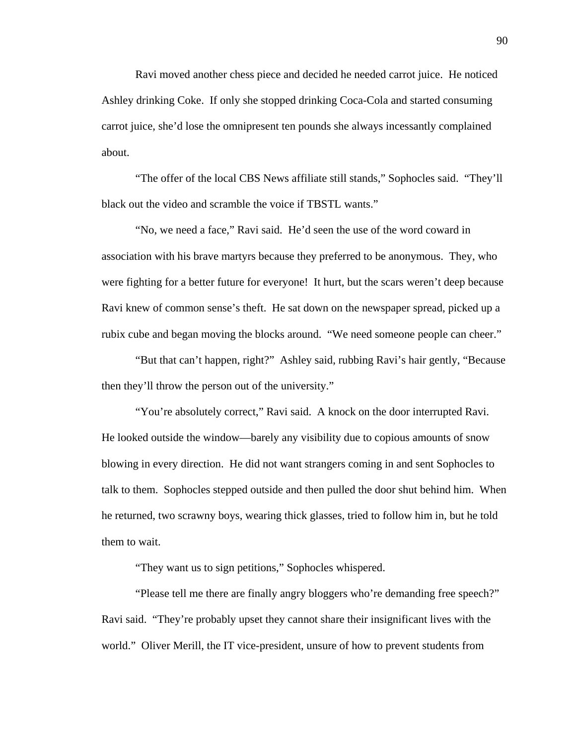Ravi moved another chess piece and decided he needed carrot juice.  He noticed Ashley drinking Coke.  If only she stopped drinking Coca-Cola and started consuming carrot juice, she'd lose the omnipresent ten pounds she always incessantly complained about.

"The offer of the local CBS News affiliate still stands," Sophocles said.  "They'll black out the video and scramble the voice if TBSTL wants."

"No, we need a face," Ravi said.  He'd seen the use of the word coward in association with his brave martyrs because they preferred to be anonymous.  They, who were fighting for a better future for everyone!  It hurt, but the scars weren't deep because Ravi knew of common sense's theft.  He sat down on the newspaper spread, picked up a rubix cube and began moving the blocks around.  "We need someone people can cheer."

"But that can't happen, right?"  Ashley said, rubbing Ravi's hair gently, "Because then they'll throw the person out of the university."

"You're absolutely correct," Ravi said.  A knock on the door interrupted Ravi.  He looked outside the window—barely any visibility due to copious amounts of snow blowing in every direction.  He did not want strangers coming in and sent Sophocles to talk to them.  Sophocles stepped outside and then pulled the door shut behind him.  When he returned, two scrawny boys, wearing thick glasses, tried to follow him in, but he told them to wait.

"They want us to sign petitions," Sophocles whispered.

"Please tell me there are finally angry bloggers who're demanding free speech?" Ravi said.  "They're probably upset they cannot share their insignificant lives with the world."  Oliver Merill, the IT vice-president, unsure of how to prevent students from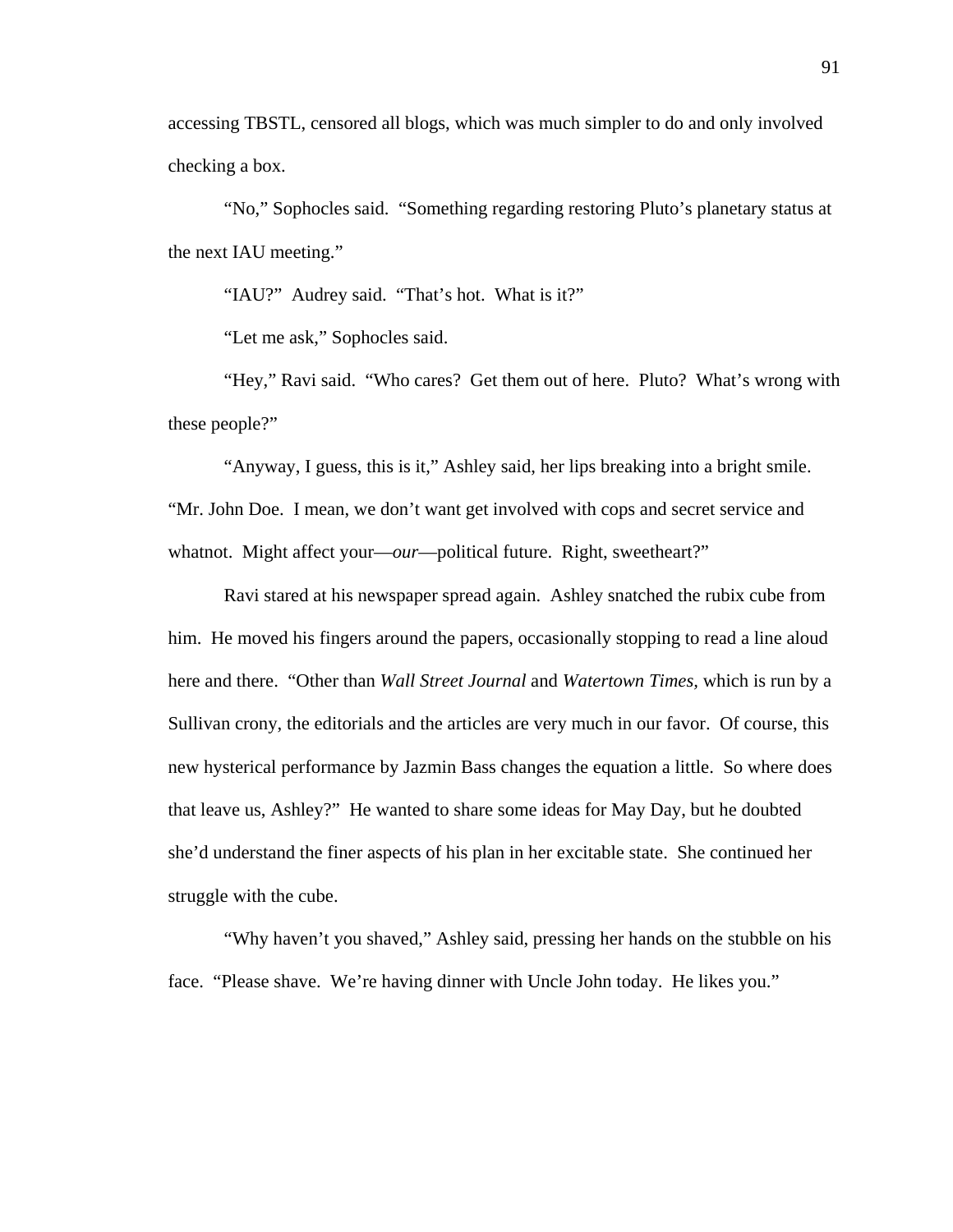accessing TBSTL, censored all blogs, which was much simpler to do and only involved checking a box.

"No," Sophocles said. "Something regarding restoring Pluto's planetary status at the next IAU meeting."

"IAU?" Audrey said. "That's hot. What is it?"

"Let me ask," Sophocles said.

"Hey," Ravi said. "Who cares? Get them out of here. Pluto? What's wrong with these people?"

"Anyway, I guess, this is it," Ashley said, her lips breaking into a bright smile. "Mr. John Doe. I mean, we don't want get involved with cops and secret service and whatnot. Might affect your—*our*—political future. Right, sweetheart?"

Ravi stared at his newspaper spread again. Ashley snatched the rubix cube from him. He moved his fingers around the papers, occasionally stopping to read a line aloud here and there. "Other than *Wall Street Journal* and *Watertown Times*, which is run by a Sullivan crony, the editorials and the articles are very much in our favor. Of course, this new hysterical performance by Jazmin Bass changes the equation a little. So where does that leave us, Ashley?" He wanted to share some ideas for May Day, but he doubted she'd understand the finer aspects of his plan in her excitable state. She continued her struggle with the cube.

"Why haven't you shaved," Ashley said, pressing her hands on the stubble on his face. "Please shave. We're having dinner with Uncle John today. He likes you."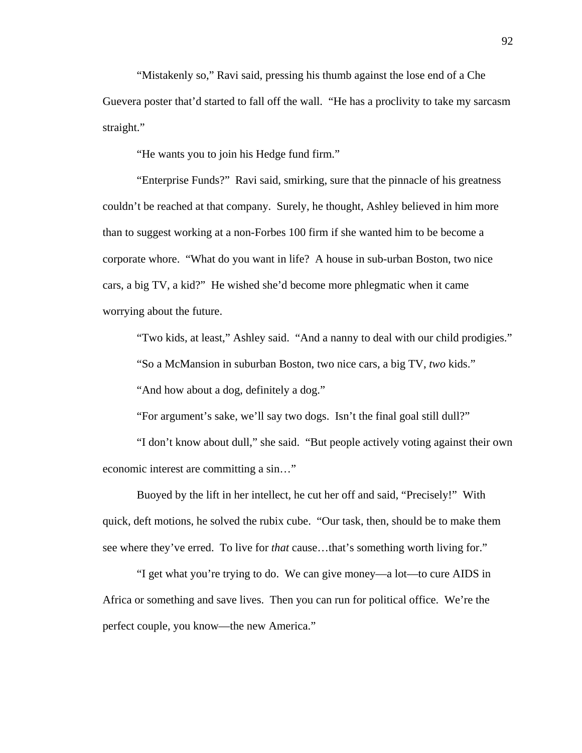"Mistakenly so," Ravi said, pressing his thumb against the lose end of a Che Guevera poster that'd started to fall off the wall. "He has a proclivity to take my sarcasm straight."

"He wants you to join his Hedge fund firm."

"Enterprise Funds?" Ravi said, smirking, sure that the pinnacle of his greatness couldn't be reached at that company. Surely, he thought, Ashley believed in him more than to suggest working at a non-Forbes 100 firm if she wanted him to be become a corporate whore. "What do you want in life? A house in sub-urban Boston, two nice cars, a big TV, a kid?" He wished she'd become more phlegmatic when it came worrying about the future.

"Two kids, at least," Ashley said. "And a nanny to deal with our child prodigies."

"So a McMansion in suburban Boston, two nice cars, a big TV, *two* kids."

"And how about a dog, definitely a dog."

"For argument's sake, we'll say two dogs. Isn't the final goal still dull?"

"I don't know about dull," she said. "But people actively voting against their own economic interest are committing a sin…"

Buoyed by the lift in her intellect, he cut her off and said, "Precisely!" With quick, deft motions, he solved the rubix cube. "Our task, then, should be to make them see where they've erred. To live for *that* cause…that's something worth living for."

"I get what you're trying to do. We can give money—a lot—to cure AIDS in Africa or something and save lives. Then you can run for political office. We're the perfect couple, you know—the new America."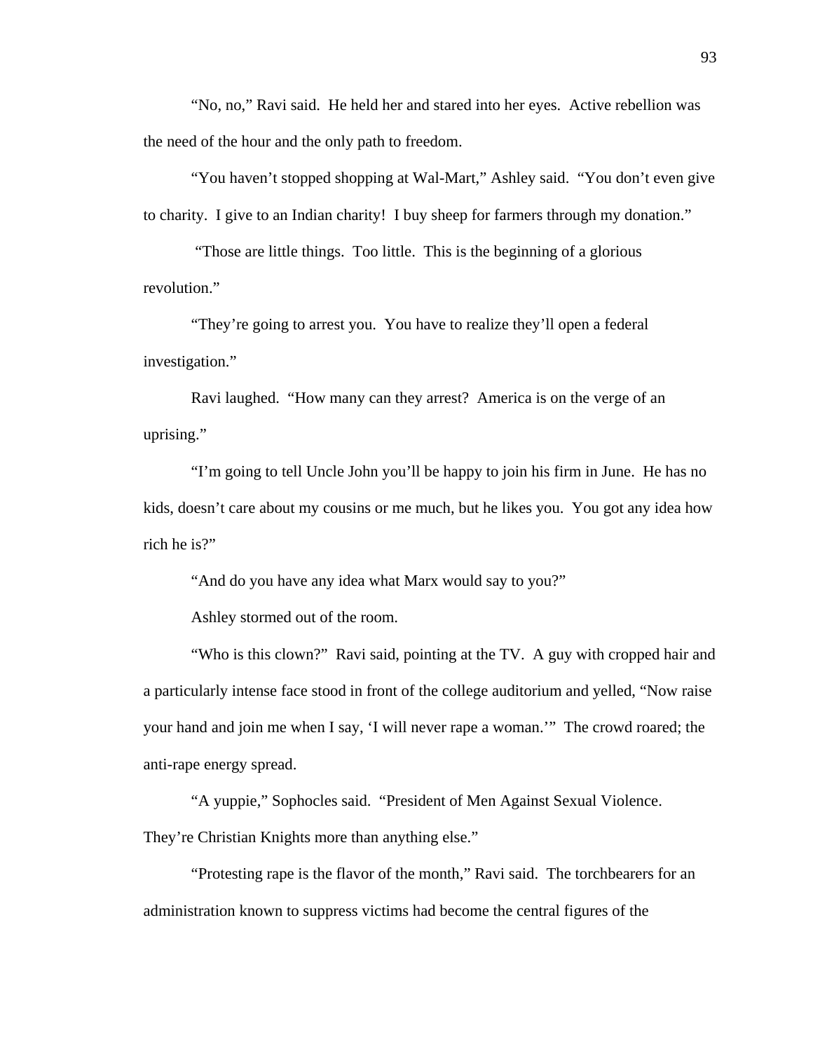"No, no," Ravi said. He held her and stared into her eyes. Active rebellion was the need of the hour and the only path to freedom.

"You haven't stopped shopping at Wal-Mart," Ashley said. "You don't even give to charity. I give to an Indian charity! I buy sheep for farmers through my donation."

"Those are little things. Too little. This is the beginning of a glorious revolution."

"They're going to arrest you. You have to realize they'll open a federal investigation."

Ravi laughed. "How many can they arrest? America is on the verge of an uprising."

"I'm going to tell Uncle John you'll be happy to join his firm in June. He has no kids, doesn't care about my cousins or me much, but he likes you. You got any idea how rich he is?"

"And do you have any idea what Marx would say to you?"

Ashley stormed out of the room.

"Who is this clown?" Ravi said, pointing at the TV. A guy with cropped hair and a particularly intense face stood in front of the college auditorium and yelled, "Now raise your hand and join me when I say, 'I will never rape a woman.'" The crowd roared; the anti-rape energy spread.

"A yuppie," Sophocles said. "President of Men Against Sexual Violence. They're Christian Knights more than anything else."

"Protesting rape is the flavor of the month," Ravi said. The torchbearers for an administration known to suppress victims had become the central figures of the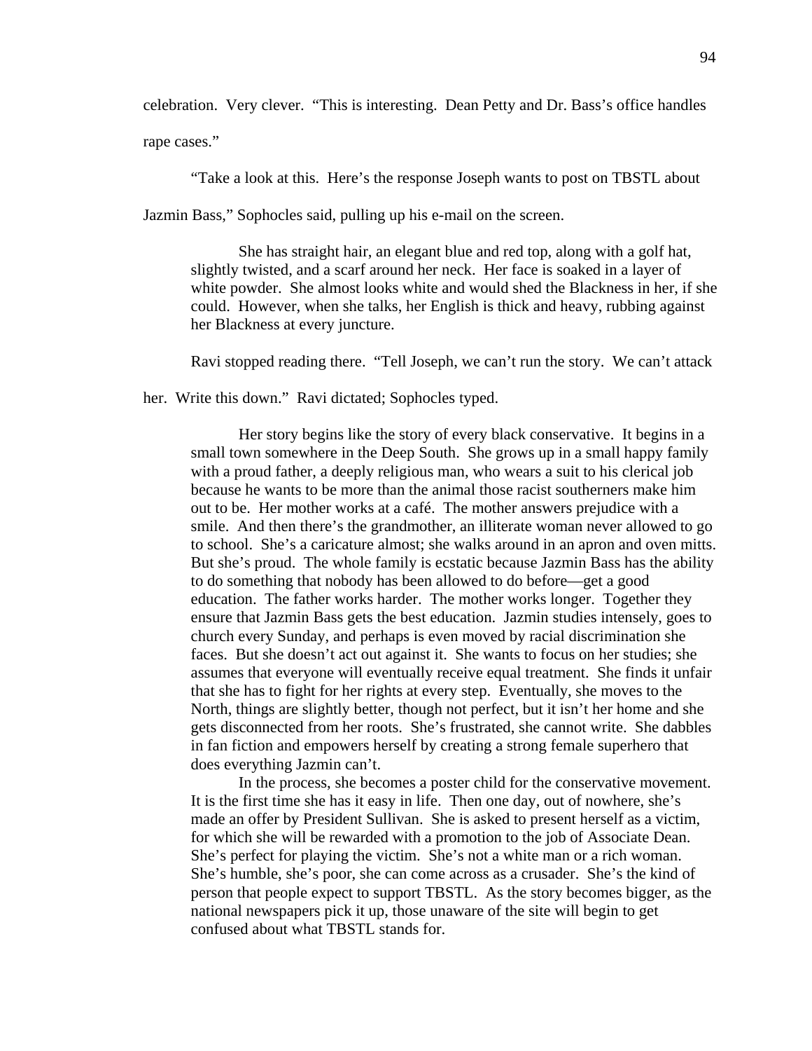celebration. Very clever. "This is interesting. Dean Petty and Dr. Bass's office handles rape cases."

"Take a look at this. Here's the response Joseph wants to post on TBSTL about Jazmin Bass," Sophocles said, pulling up his e-mail on the screen.

> She has straight hair, an elegant blue and red top, along with a golf hat, slightly twisted, and a scarf around her neck. Her face is soaked in a layer of white powder. She almost looks white and would shed the Blackness in her, if she could. However, when she talks, her English is thick and heavy, rubbing against her Blackness at every juncture.

Ravi stopped reading there. "Tell Joseph, we can't run the story. We can't attack her. Write this down." Ravi dictated; Sophocles typed.

> Her story begins like the story of every black conservative. It begins in a small town somewhere in the Deep South. She grows up in a small happy family with a proud father, a deeply religious man, who wears a suit to his clerical job because he wants to be more than the animal those racist southerners make him out to be. Her mother works at a café. The mother answers prejudice with a smile. And then there's the grandmother, an illiterate woman never allowed to go to school. She's a caricature almost; she walks around in an apron and oven mitts. But she's proud. The whole family is ecstatic because Jazmin Bass has the ability to do something that nobody has been allowed to do before—get a good education. The father works harder. The mother works longer. Together they ensure that Jazmin Bass gets the best education. Jazmin studies intensely, goes to church every Sunday, and perhaps is even moved by racial discrimination she faces. But she doesn't act out against it. She wants to focus on her studies; she assumes that everyone will eventually receive equal treatment. She finds it unfair that she has to fight for her rights at every step. Eventually, she moves to the North, things are slightly better, though not perfect, but it isn't her home and she gets disconnected from her roots. She's frustrated, she cannot write. She dabbles in fan fiction and empowers herself by creating a strong female superhero that does everything Jazmin can't.
>
> In the process, she becomes a poster child for the conservative movement. It is the first time she has it easy in life. Then one day, out of nowhere, she's made an offer by President Sullivan. She is asked to present herself as a victim, for which she will be rewarded with a promotion to the job of Associate Dean. She's perfect for playing the victim. She's not a white man or a rich woman. She's humble, she's poor, she can come across as a crusader. She's the kind of person that people expect to support TBSTL. As the story becomes bigger, as the national newspapers pick it up, those unaware of the site will begin to get confused about what TBSTL stands for.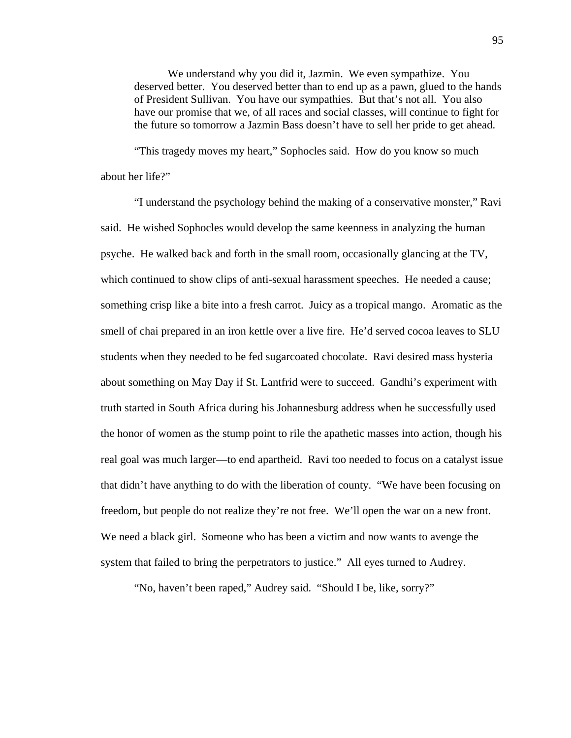> We understand why you did it, Jazmin. We even sympathize. You deserved better. You deserved better than to end up as a pawn, glued to the hands of President Sullivan. You have our sympathies. But that's not all. You also have our promise that we, of all races and social classes, will continue to fight for the future so tomorrow a Jazmin Bass doesn't have to sell her pride to get ahead.

"This tragedy moves my heart," Sophocles said. How do you know so much about her life?"

"I understand the psychology behind the making of a conservative monster," Ravi said. He wished Sophocles would develop the same keenness in analyzing the human psyche. He walked back and forth in the small room, occasionally glancing at the TV, which continued to show clips of anti-sexual harassment speeches. He needed a cause; something crisp like a bite into a fresh carrot. Juicy as a tropical mango. Aromatic as the smell of chai prepared in an iron kettle over a live fire. He'd served cocoa leaves to SLU students when they needed to be fed sugarcoated chocolate. Ravi desired mass hysteria about something on May Day if St. Lantfrid were to succeed. Gandhi's experiment with truth started in South Africa during his Johannesburg address when he successfully used the honor of women as the stump point to rile the apathetic masses into action, though his real goal was much larger—to end apartheid. Ravi too needed to focus on a catalyst issue that didn't have anything to do with the liberation of county. "We have been focusing on freedom, but people do not realize they're not free. We'll open the war on a new front. We need a black girl. Someone who has been a victim and now wants to avenge the system that failed to bring the perpetrators to justice." All eyes turned to Audrey.

"No, haven't been raped," Audrey said. "Should I be, like, sorry?"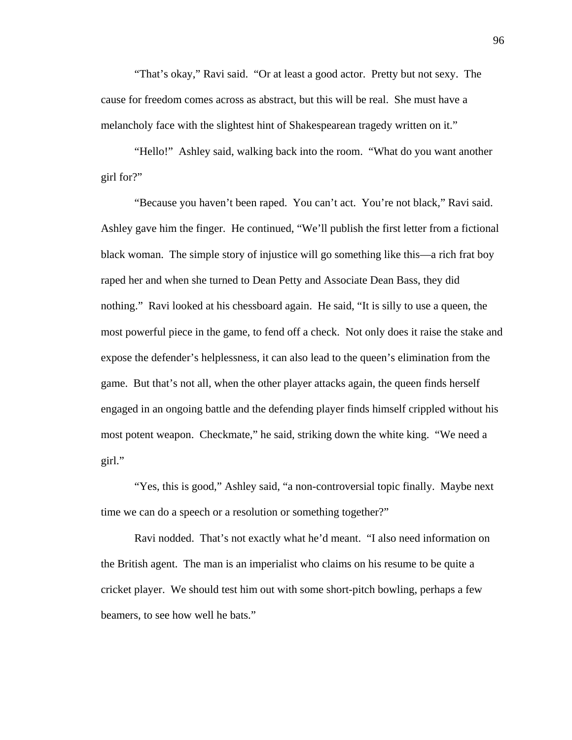“That’s okay,” Ravi said. “Or at least a good actor. Pretty but not sexy. The cause for freedom comes across as abstract, but this will be real. She must have a melancholy face with the slightest hint of Shakespearean tragedy written on it.”

“Hello!” Ashley said, walking back into the room. “What do you want another girl for?”

“Because you haven’t been raped. You can’t act. You’re not black,” Ravi said. Ashley gave him the finger. He continued, “We’ll publish the first letter from a fictional black woman. The simple story of injustice will go something like this—a rich frat boy raped her and when she turned to Dean Petty and Associate Dean Bass, they did nothing.” Ravi looked at his chessboard again. He said, “It is silly to use a queen, the most powerful piece in the game, to fend off a check. Not only does it raise the stake and expose the defender’s helplessness, it can also lead to the queen’s elimination from the game. But that’s not all, when the other player attacks again, the queen finds herself engaged in an ongoing battle and the defending player finds himself crippled without his most potent weapon. Checkmate,” he said, striking down the white king. “We need a girl.”

“Yes, this is good,” Ashley said, “a non-controversial topic finally. Maybe next time we can do a speech or a resolution or something together?”

Ravi nodded. That’s not exactly what he’d meant. “I also need information on the British agent. The man is an imperialist who claims on his resume to be quite a cricket player. We should test him out with some short-pitch bowling, perhaps a few beamers, to see how well he bats.”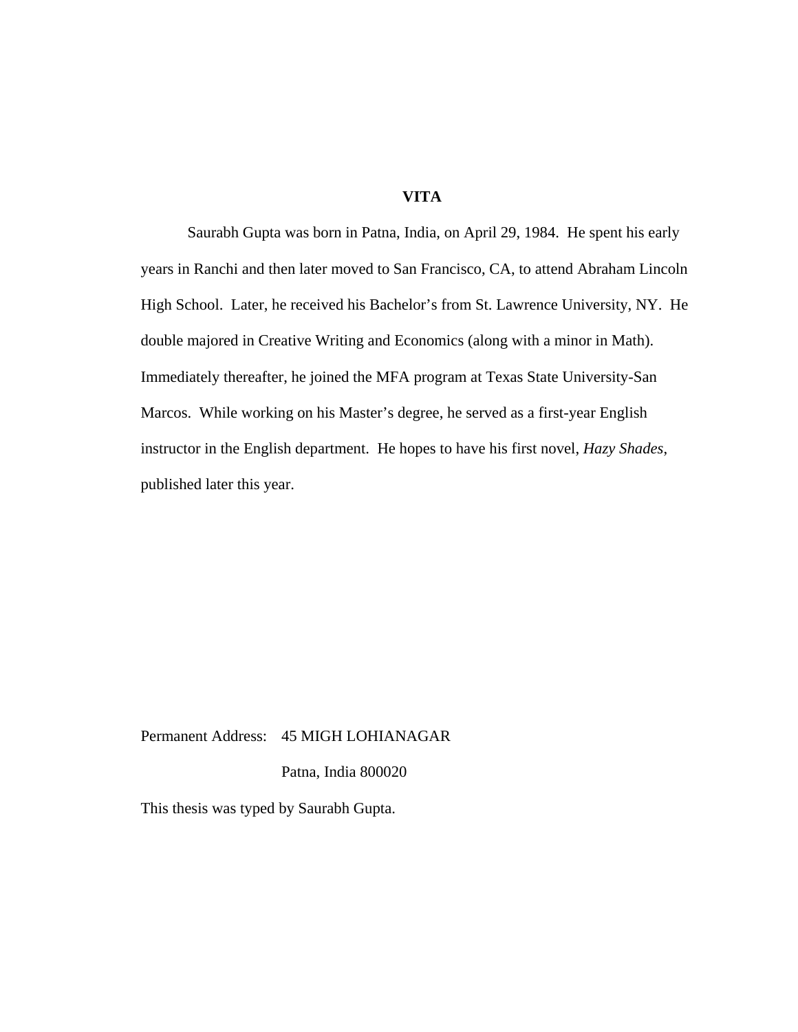# VITA

Saurabh Gupta was born in Patna, India, on April 29, 1984. He spent his early years in Ranchi and then later moved to San Francisco, CA, to attend Abraham Lincoln High School. Later, he received his Bachelor's from St. Lawrence University, NY. He double majored in Creative Writing and Economics (along with a minor in Math). Immediately thereafter, he joined the MFA program at Texas State University-San Marcos. While working on his Master's degree, he served as a first-year English instructor in the English department. He hopes to have his first novel, *Hazy Shades*, published later this year.

Permanent Address: 45 MIGH LOHIANAGAR

Patna, India 800020

This thesis was typed by Saurabh Gupta.